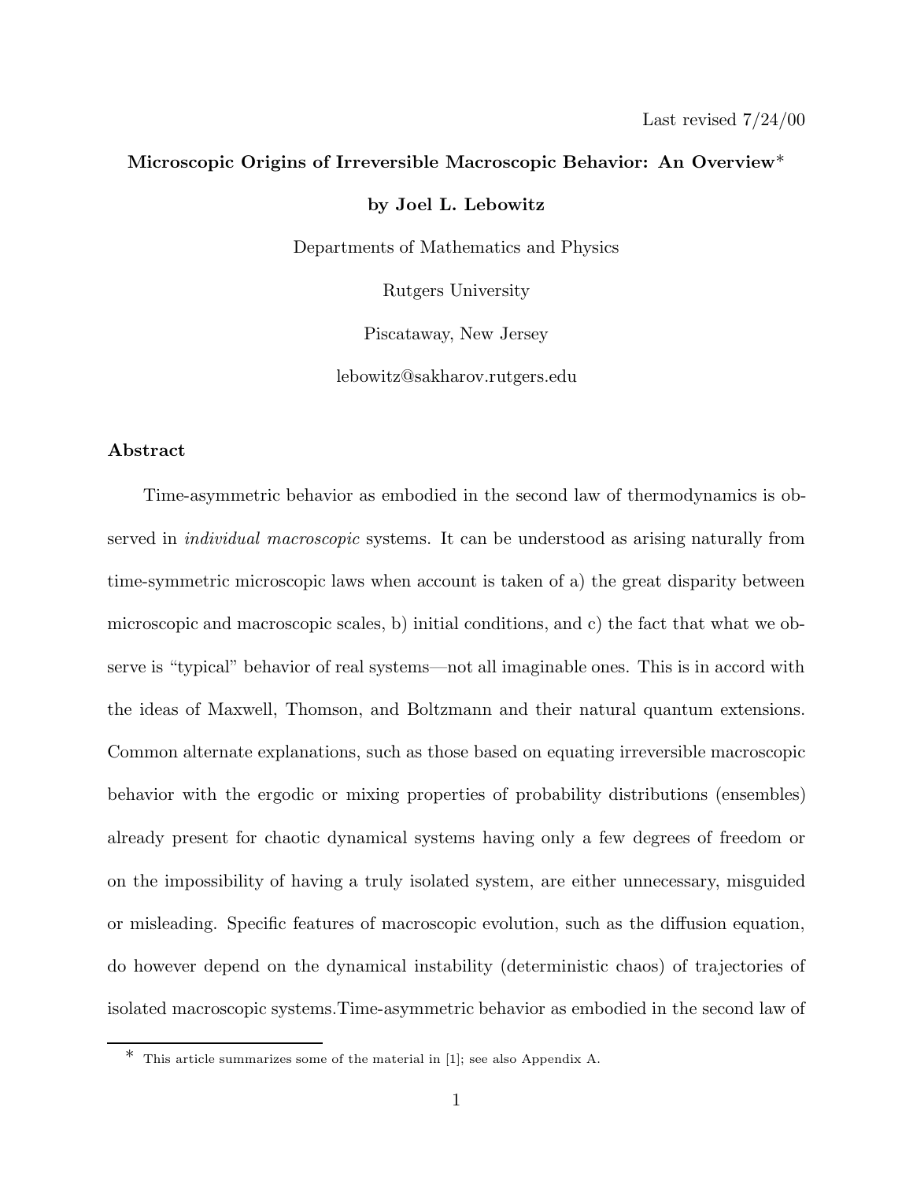Last revised 7/24/00

**Microscopic Origins of Irreversible Macroscopic Behavior: An Overview***

**by Joel L. Lebowitz**

Departments of Mathematics and Physics

Rutgers University

Piscataway, New Jersey

lebowitz@sakharov.rutgers.edu

## Abstract

Time-asymmetric behavior as embodied in the second law of thermodynamics is observed in *individual macroscopic* systems. It can be understood as arising naturally from time-symmetric microscopic laws when account is taken of a) the great disparity between microscopic and macroscopic scales, b) initial conditions, and c) the fact that what we observe is "typical" behavior of real systems—not all imaginable ones. This is in accord with the ideas of Maxwell, Thomson, and Boltzmann and their natural quantum extensions. Common alternate explanations, such as those based on equating irreversible macroscopic behavior with the ergodic or mixing properties of probability distributions (ensembles) already present for chaotic dynamical systems having only a few degrees of freedom or on the impossibility of having a truly isolated system, are either unnecessary, misguided or misleading. Specific features of macroscopic evolution, such as the diffusion equation, do however depend on the dynamical instability (deterministic chaos) of trajectories of isolated macroscopic systems.Time-asymmetric behavior as embodied in the second law of

* This article summarizes some of the material in [1]; see also Appendix A.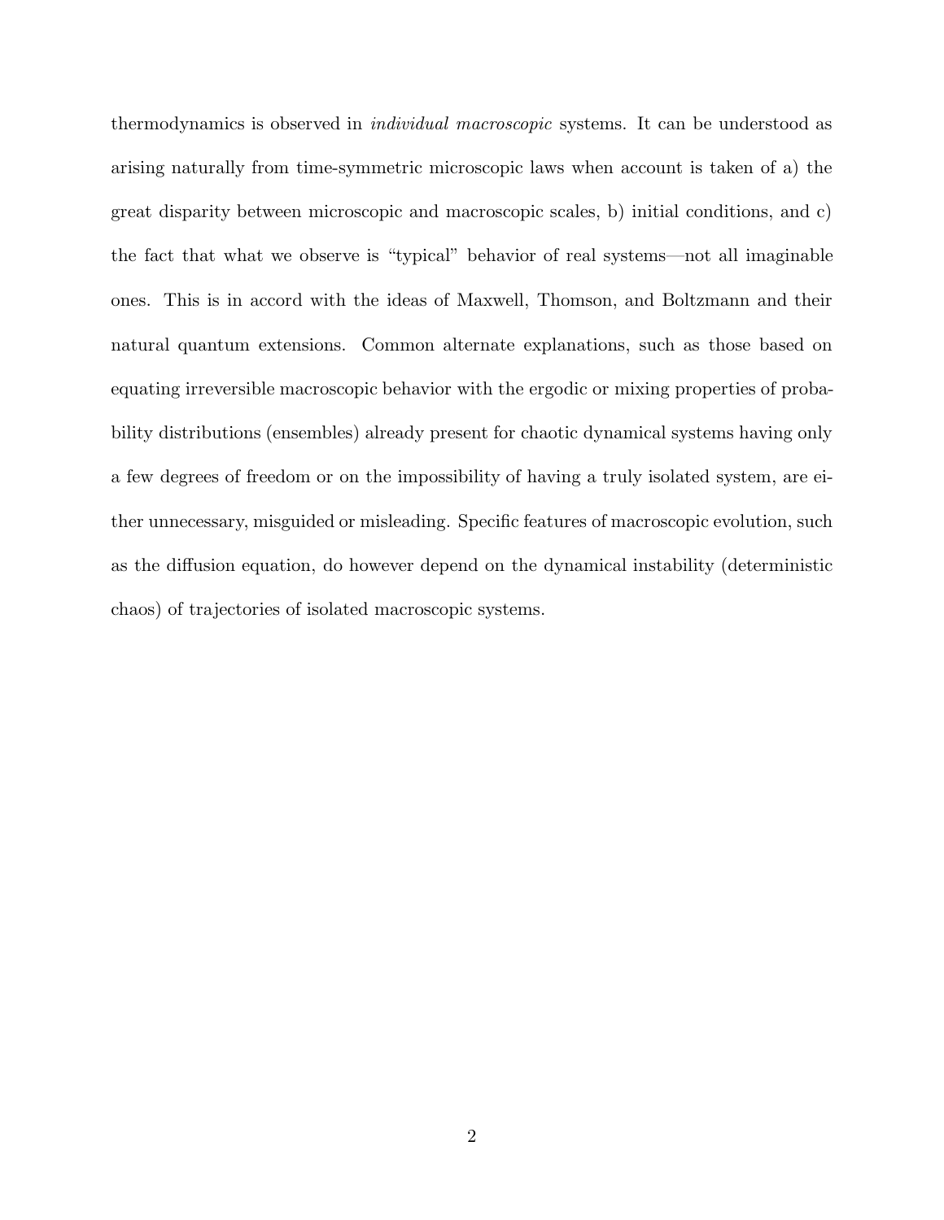thermodynamics is observed in *individual macroscopic* systems. It can be understood as arising naturally from time-symmetric microscopic laws when account is taken of a) the great disparity between microscopic and macroscopic scales, b) initial conditions, and c) the fact that what we observe is "typical" behavior of real systems—not all imaginable ones. This is in accord with the ideas of Maxwell, Thomson, and Boltzmann and their natural quantum extensions. Common alternate explanations, such as those based on equating irreversible macroscopic behavior with the ergodic or mixing properties of probability distributions (ensembles) already present for chaotic dynamical systems having only a few degrees of freedom or on the impossibility of having a truly isolated system, are either unnecessary, misguided or misleading. Specific features of macroscopic evolution, such as the diffusion equation, do however depend on the dynamical instability (deterministic chaos) of trajectories of isolated macroscopic systems.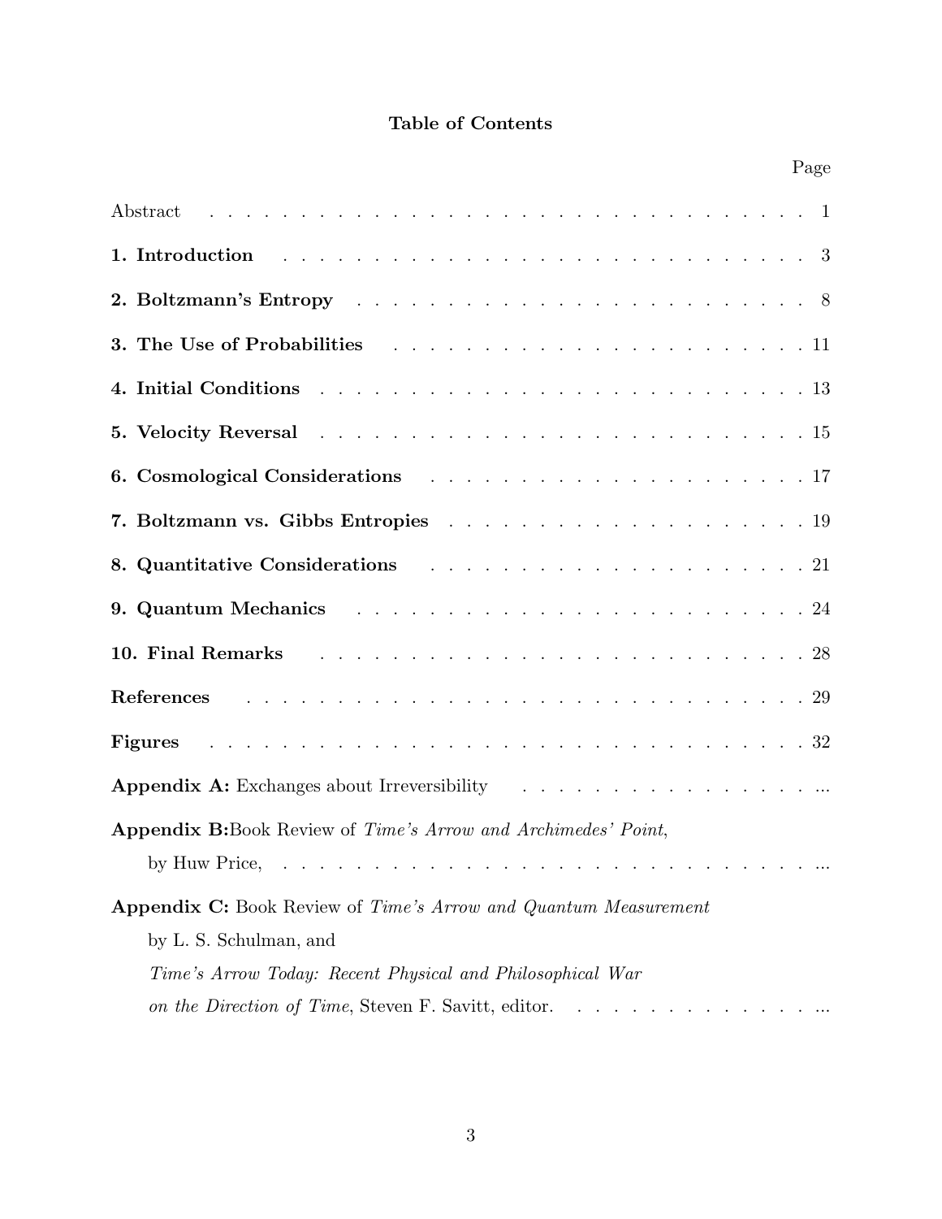## Table of Contents

| | Page |
|---|---|
| Abstract | 1 |
| **1. Introduction** | 3 |
| **2. Boltzmann's Entropy** | 8 |
| **3. The Use of Probabilities** | 11 |
| **4. Initial Conditions** | 13 |
| **5. Velocity Reversal** | 15 |
| **6. Cosmological Considerations** | 17 |
| **7. Boltzmann vs. Gibbs Entropies** | 19 |
| **8. Quantitative Considerations** | 21 |
| **9. Quantum Mechanics** | 24 |
| **10. Final Remarks** | 28 |
| **References** | 29 |
| **Figures** | 32 |
| **Appendix A:** Exchanges about Irreversibility | ... |
| **Appendix B:** Book Review of *Time's Arrow and Archimedes' Point*, by Huw Price, | ... |
| **Appendix C:** Book Review of *Time's Arrow and Quantum Measurement* by L. S. Schulman, and *Time's Arrow Today: Recent Physical and Philosophical War on the Direction of Time*, Steven F. Savitt, editor. | ... |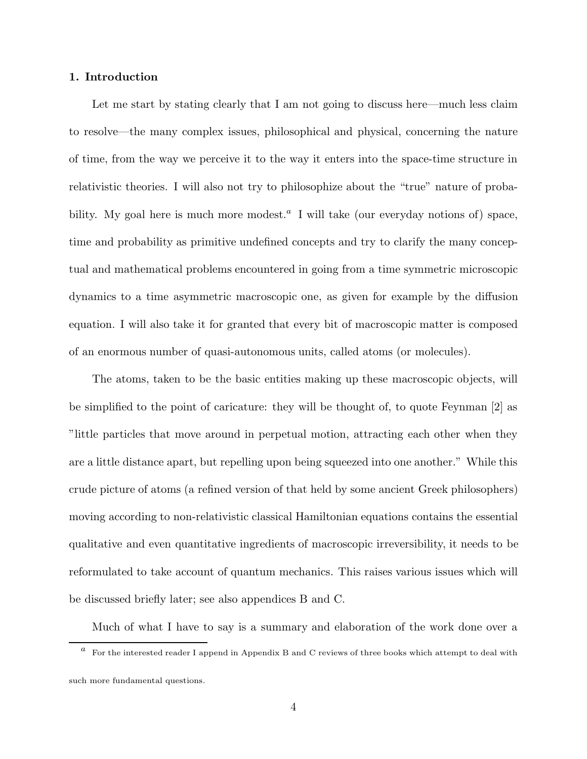## 1. Introduction

Let me start by stating clearly that I am not going to discuss here—much less claim to resolve—the many complex issues, philosophical and physical, concerning the nature of time, from the way we perceive it to the way it enters into the space-time structure in relativistic theories. I will also not try to philosophize about the "true" nature of probability. My goal here is much more modest.[a] I will take (our everyday notions of) space, time and probability as primitive undefined concepts and try to clarify the many conceptual and mathematical problems encountered in going from a time symmetric microscopic dynamics to a time asymmetric macroscopic one, as given for example by the diffusion equation. I will also take it for granted that every bit of macroscopic matter is composed of an enormous number of quasi-autonomous units, called atoms (or molecules).

The atoms, taken to be the basic entities making up these macroscopic objects, will be simplified to the point of caricature: they will be thought of, to quote Feynman [2] as "little particles that move around in perpetual motion, attracting each other when they are a little distance apart, but repelling upon being squeezed into one another." While this crude picture of atoms (a refined version of that held by some ancient Greek philosophers) moving according to non-relativistic classical Hamiltonian equations contains the essential qualitative and even quantitative ingredients of macroscopic irreversibility, it needs to be reformulated to take account of quantum mechanics. This raises various issues which will be discussed briefly later; see also appendices B and C.

Much of what I have to say is a summary and elaboration of the work done over a

[a] For the interested reader I append in Appendix B and C reviews of three books which attempt to deal with such more fundamental questions.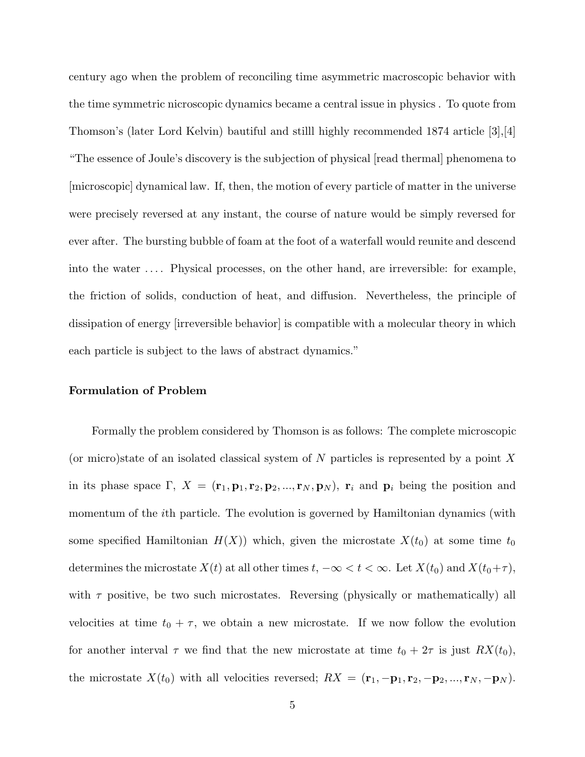century ago when the problem of reconciling time asymmetric macroscopic behavior with the time symmetric nicroscopic dynamics became a central issue in physics . To quote from Thomson's (later Lord Kelvin) bautiful and stilll highly recommended 1874 article [3],[4] "The essence of Joule's discovery is the subjection of physical [read thermal] phenomena to [microscopic] dynamical law. If, then, the motion of every particle of matter in the universe were precisely reversed at any instant, the course of nature would be simply reversed for ever after. The bursting bubble of foam at the foot of a waterfall would reunite and descend into the water .... Physical processes, on the other hand, are irreversible: for example, the friction of solids, conduction of heat, and diffusion. Nevertheless, the principle of dissipation of energy [irreversible behavior] is compatible with a molecular theory in which each particle is subject to the laws of abstract dynamics."

**Formulation of Problem**

Formally the problem considered by Thomson is as follows: The complete microscopic (or micro)state of an isolated classical system of $N$ particles is represented by a point $X$ in its phase space $\Gamma$, $X = (\mathbf{r}_1, \mathbf{p}_1, \mathbf{r}_2, \mathbf{p}_2, ..., \mathbf{r}_N, \mathbf{p}_N)$, $\mathbf{r}_i$ and $\mathbf{p}_i$ being the position and momentum of the $i$th particle. The evolution is governed by Hamiltonian dynamics (with some specified Hamiltonian $H(X)$) which, given the microstate $X(t_0)$ at some time $t_0$ determines the microstate $X(t)$ at all other times $t$, $-\infty < t < \infty$. Let $X(t_0)$ and $X(t_0+\tau)$, with $\tau$ positive, be two such microstates. Reversing (physically or mathematically) all velocities at time $t_0 + \tau$, we obtain a new microstate. If we now follow the evolution for another interval $\tau$ we find that the new microstate at time $t_0 + 2\tau$ is just $RX(t_0)$, the microstate $X(t_0)$ with all velocities reversed; $RX = (\mathbf{r}_1, -\mathbf{p}_1, \mathbf{r}_2, -\mathbf{p}_2, ..., \mathbf{r}_N, -\mathbf{p}_N)$.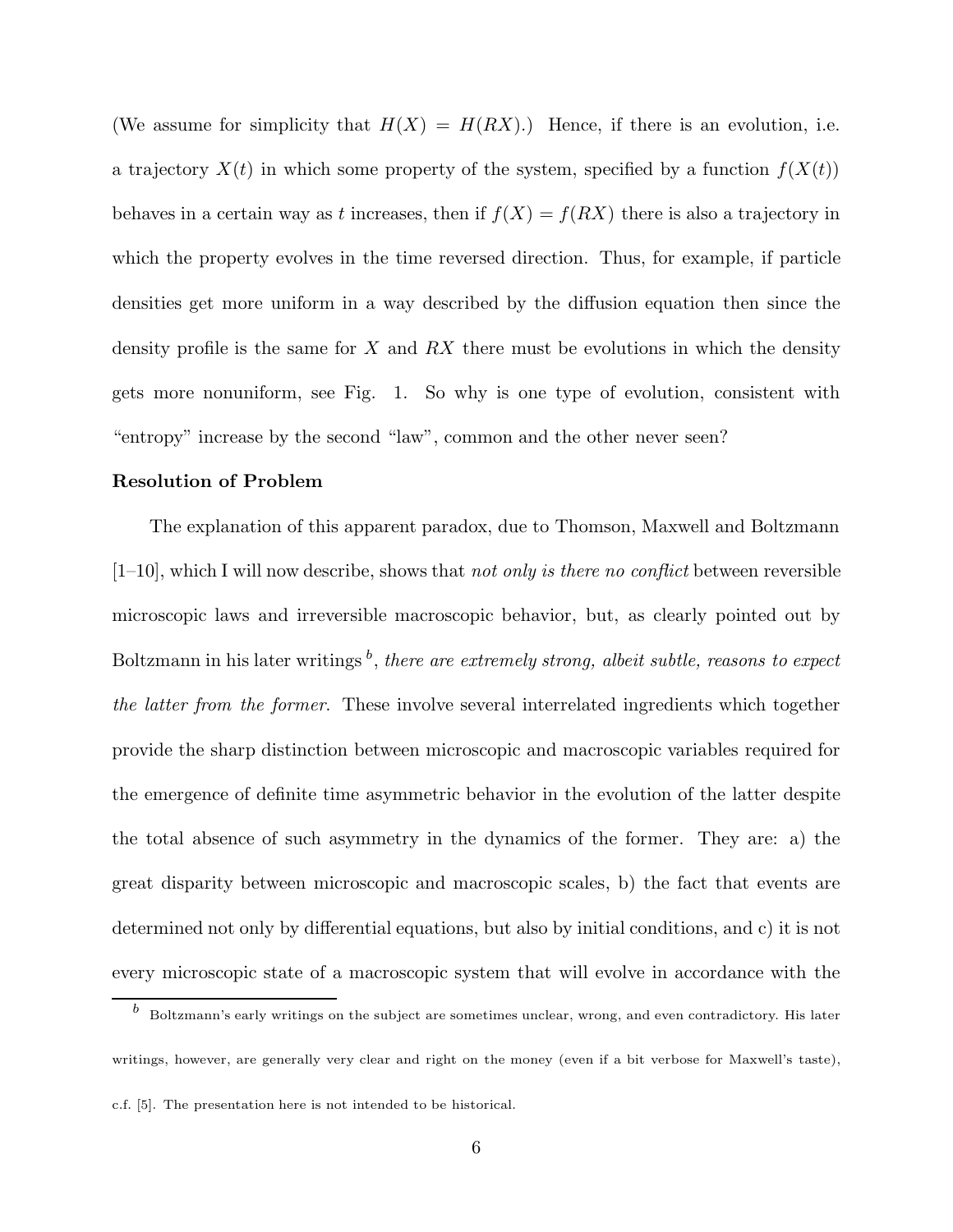(We assume for simplicity that $H(X) = H(RX)$.) Hence, if there is an evolution, i.e. a trajectory $X(t)$ in which some property of the system, specified by a function $f(X(t))$ behaves in a certain way as $t$ increases, then if $f(X) = f(RX)$ there is also a trajectory in which the property evolves in the time reversed direction. Thus, for example, if particle densities get more uniform in a way described by the diffusion equation then since the density profile is the same for $X$ and $RX$ there must be evolutions in which the density gets more nonuniform, see Fig. 1. So why is one type of evolution, consistent with "entropy" increase by the second "law", common and the other never seen?

**Resolution of Problem**

The explanation of this apparent paradox, due to Thomson, Maxwell and Boltzmann [1–10], which I will now describe, shows that *not only is there no conflict* between reversible microscopic laws and irreversible macroscopic behavior, but, as clearly pointed out by Boltzmann in his later writings [b], *there are extremely strong, albeit subtle, reasons to expect the latter from the former*. These involve several interrelated ingredients which together provide the sharp distinction between microscopic and macroscopic variables required for the emergence of definite time asymmetric behavior in the evolution of the latter despite the total absence of such asymmetry in the dynamics of the former. They are: a) the great disparity between microscopic and macroscopic scales, b) the fact that events are determined not only by differential equations, but also by initial conditions, and c) it is not every microscopic state of a macroscopic system that will evolve in accordance with the

[b] Boltzmann's early writings on the subject are sometimes unclear, wrong, and even contradictory. His later writings, however, are generally very clear and right on the money (even if a bit verbose for Maxwell's taste), c.f. [5]. The presentation here is not intended to be historical.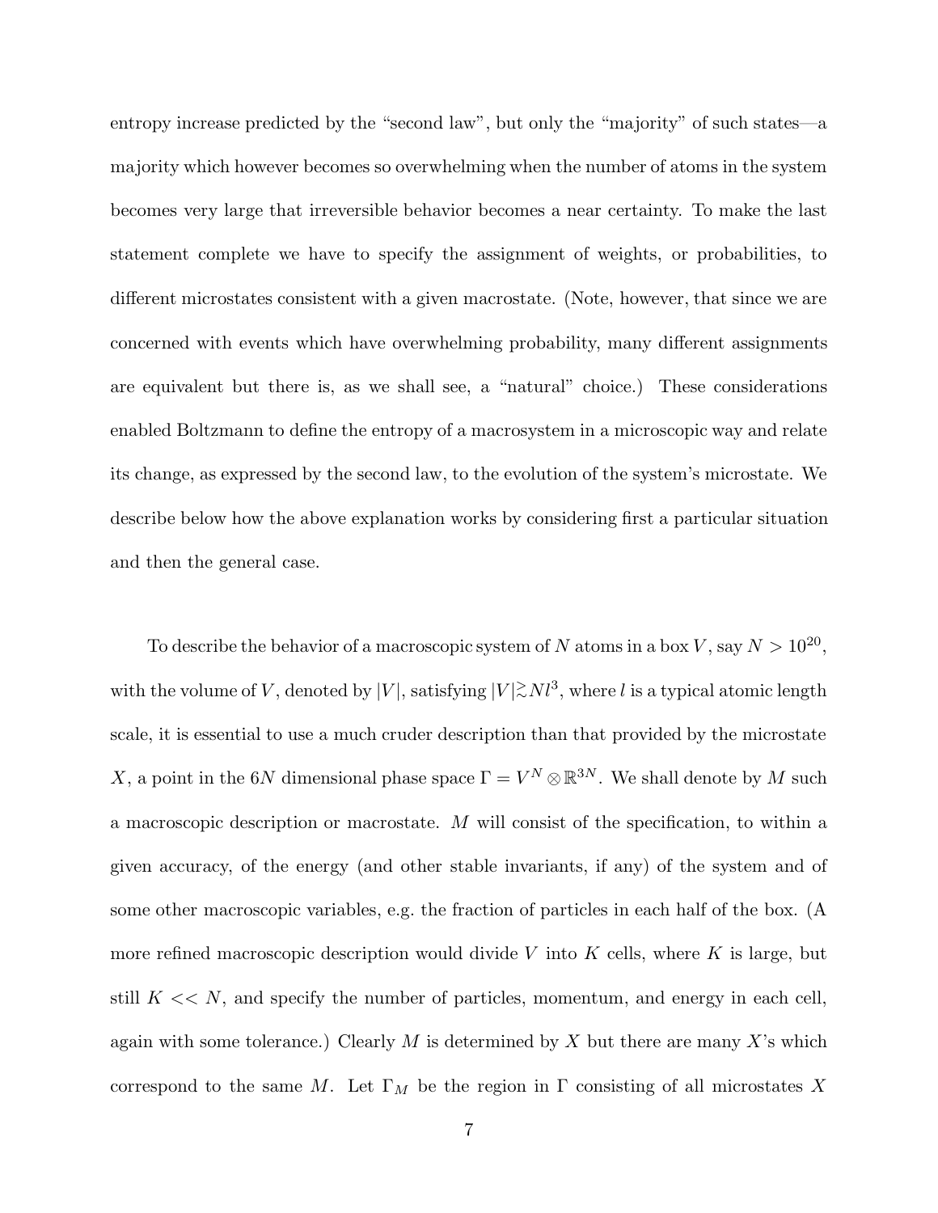entropy increase predicted by the "second law", but only the "majority" of such states—a majority which however becomes so overwhelming when the number of atoms in the system becomes very large that irreversible behavior becomes a near certainty. To make the last statement complete we have to specify the assignment of weights, or probabilities, to different microstates consistent with a given macrostate. (Note, however, that since we are concerned with events which have overwhelming probability, many different assignments are equivalent but there is, as we shall see, a "natural" choice.) These considerations enabled Boltzmann to define the entropy of a macrosystem in a microscopic way and relate its change, as expressed by the second law, to the evolution of the system's microstate. We describe below how the above explanation works by considering first a particular situation and then the general case.

To describe the behavior of a macroscopic system of $N$ atoms in a box $V$, say $N > 10^{20}$, with the volume of $V$, denoted by $|V|$, satisfying $|V| \gtrsim N l^3$, where $l$ is a typical atomic length scale, it is essential to use a much cruder description than that provided by the microstate $X$, a point in the $6N$ dimensional phase space $\Gamma = V^N \otimes \mathbb{R}^{3N}$. We shall denote by $M$ such a macroscopic description or macrostate. $M$ will consist of the specification, to within a given accuracy, of the energy (and other stable invariants, if any) of the system and of some other macroscopic variables, e.g. the fraction of particles in each half of the box. (A more refined macroscopic description would divide $V$ into $K$ cells, where $K$ is large, but still $K << N$, and specify the number of particles, momentum, and energy in each cell, again with some tolerance.) Clearly $M$ is determined by $X$ but there are many $X$'s which correspond to the same $M$. Let $\Gamma_M$ be the region in $\Gamma$ consisting of all microstates $X$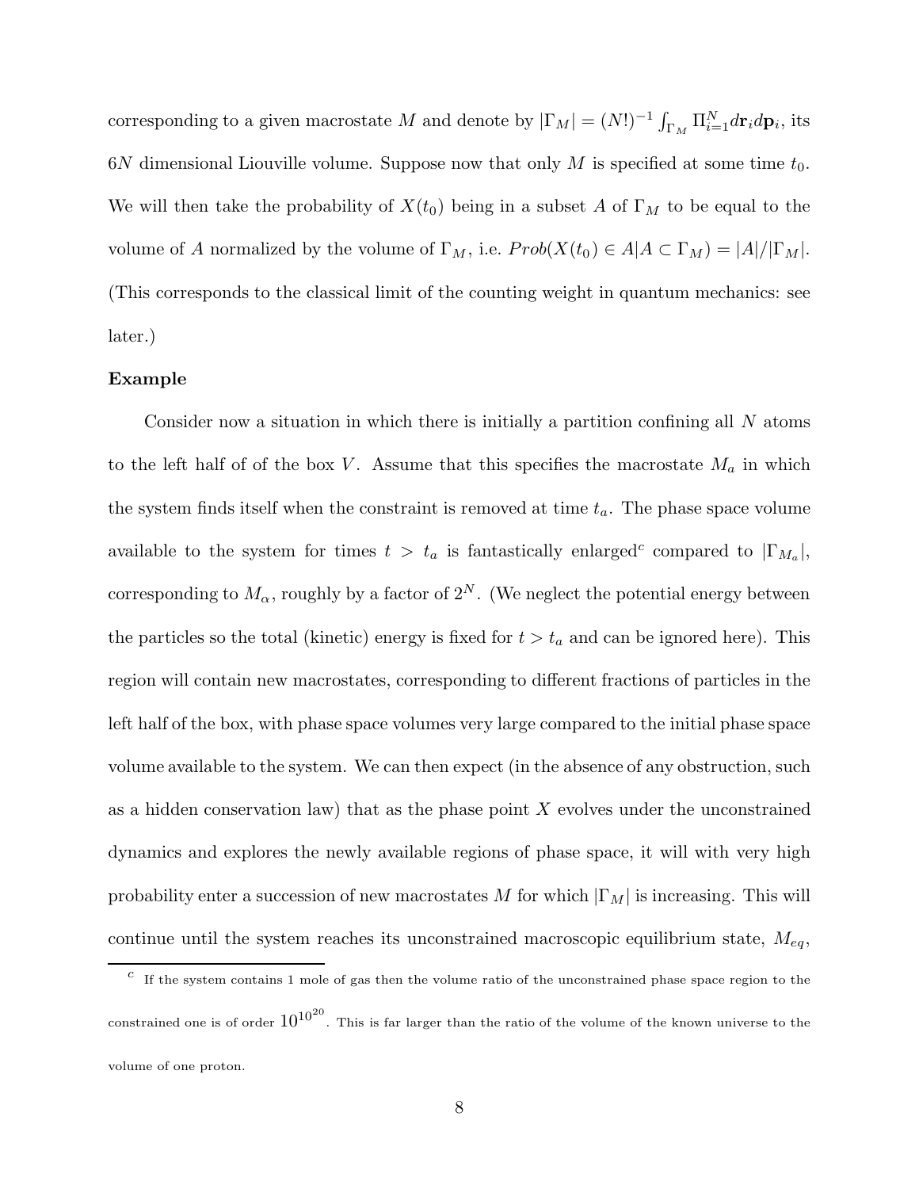corresponding to a given macrostate $M$ and denote by $|\Gamma_M| = (N!)^{-1} \int_{\Gamma_M} \Pi_{i=1}^N d\mathbf{r}_i d\mathbf{p}_i$, its $6N$ dimensional Liouville volume. Suppose now that only $M$ is specified at some time $t_0$. We will then take the probability of $X(t_0)$ being in a subset $A$ of $\Gamma_M$ to be equal to the volume of $A$ normalized by the volume of $\Gamma_M$, i.e. $Prob(X(t_0) \in A | A \subset \Gamma_M) = |A|/|\Gamma_M|$. (This corresponds to the classical limit of the counting weight in quantum mechanics: see later.)

**Example**

Consider now a situation in which there is initially a partition confining all $N$ atoms to the left half of of the box $V$. Assume that this specifies the macrostate $M_a$ in which the system finds itself when the constraint is removed at time $t_a$. The phase space volume available to the system for times $t > t_a$ is fantastically enlarged[c] compared to $|\Gamma_{M_a}|$, corresponding to $M_\alpha$, roughly by a factor of $2^N$. (We neglect the potential energy between the particles so the total (kinetic) energy is fixed for $t > t_a$ and can be ignored here). This region will contain new macrostates, corresponding to different fractions of particles in the left half of the box, with phase space volumes very large compared to the initial phase space volume available to the system. We can then expect (in the absence of any obstruction, such as a hidden conservation law) that as the phase point $X$ evolves under the unconstrained dynamics and explores the newly available regions of phase space, it will with very high probability enter a succession of new macrostates $M$ for which $|\Gamma_M|$ is increasing. This will continue until the system reaches its unconstrained macroscopic equilibrium state, $M_{eq}$,

[c] If the system contains 1 mole of gas then the volume ratio of the unconstrained phase space region to the constrained one is of order $10^{10^{20}}$. This is far larger than the ratio of the volume of the known universe to the volume of one proton.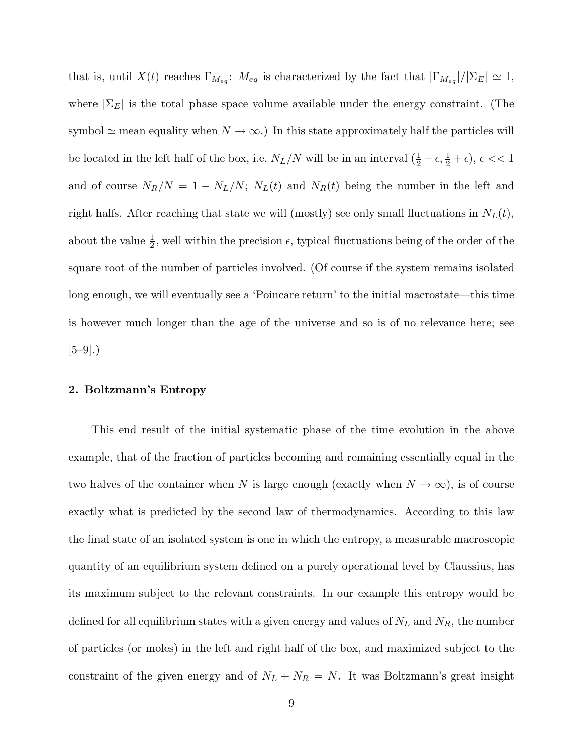that is, until $X(t)$ reaches $\Gamma_{M_{eq}}$: $M_{eq}$ is characterized by the fact that $|\Gamma_{M_{eq}}|/|\Sigma_E| \simeq 1$, where $|\Sigma_E|$ is the total phase space volume available under the energy constraint. (The symbol $\simeq$ mean equality when $N \to \infty$.) In this state approximately half the particles will be located in the left half of the box, i.e. $N_L/N$ will be in an interval $(\frac{1}{2} - \epsilon, \frac{1}{2} + \epsilon)$, $\epsilon << 1$ and of course $N_R/N = 1 - N_L/N$; $N_L(t)$ and $N_R(t)$ being the number in the left and right halfs. After reaching that state we will (mostly) see only small fluctuations in $N_L(t)$, about the value $\frac{1}{2}$, well within the precision $\epsilon$, typical fluctuations being of the order of the square root of the number of particles involved. (Of course if the system remains isolated long enough, we will eventually see a 'Poincare return' to the initial macrostate—this time is however much longer than the age of the universe and so is of no relevance here; see [5–9].)

## 2. Boltzmann's Entropy

This end result of the initial systematic phase of the time evolution in the above example, that of the fraction of particles becoming and remaining essentially equal in the two halves of the container when $N$ is large enough (exactly when $N \to \infty$), is of course exactly what is predicted by the second law of thermodynamics. According to this law the final state of an isolated system is one in which the entropy, a measurable macroscopic quantity of an equilibrium system defined on a purely operational level by Claussius, has its maximum subject to the relevant constraints. In our example this entropy would be defined for all equilibrium states with a given energy and values of $N_L$ and $N_R$, the number of particles (or moles) in the left and right half of the box, and maximized subject to the constraint of the given energy and of $N_L + N_R = N$. It was Boltzmann's great insight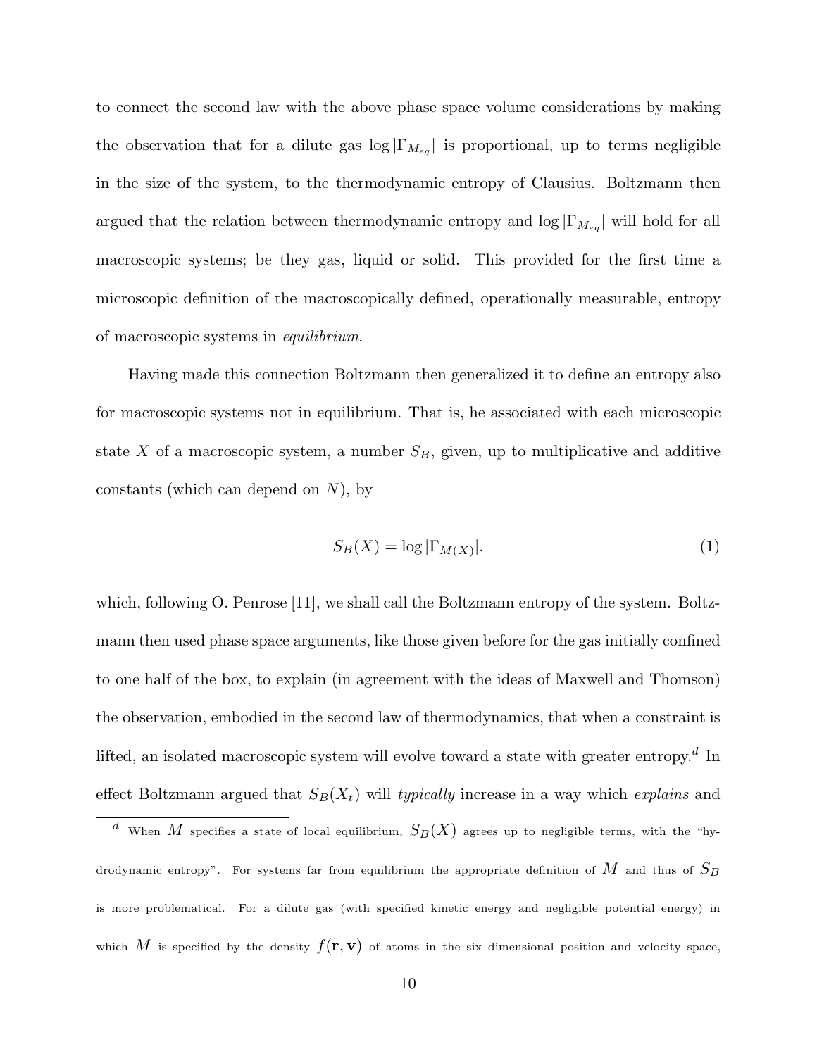to connect the second law with the above phase space volume considerations by making the observation that for a dilute gas $\log |\Gamma_{M_{eq}}|$ is proportional, up to terms negligible in the size of the system, to the thermodynamic entropy of Clausius. Boltzmann then argued that the relation between thermodynamic entropy and $\log |\Gamma_{M_{eq}}|$ will hold for all macroscopic systems; be they gas, liquid or solid. This provided for the first time a microscopic definition of the macroscopically defined, operationally measurable, entropy of macroscopic systems in *equilibrium*.

Having made this connection Boltzmann then generalized it to define an entropy also for macroscopic systems not in equilibrium. That is, he associated with each microscopic state $X$ of a macroscopic system, a number $S_B$, given, up to multiplicative and additive constants (which can depend on $N$), by

$$S_B(X) = \log |\Gamma_{M(X)}|. \tag{1}$$

which, following O. Penrose [11], we shall call the Boltzmann entropy of the system. Boltzmann then used phase space arguments, like those given before for the gas initially confined to one half of the box, to explain (in agreement with the ideas of Maxwell and Thomson) the observation, embodied in the second law of thermodynamics, that when a constraint is lifted, an isolated macroscopic system will evolve toward a state with greater entropy.[d] In effect Boltzmann argued that $S_B(X_t)$ will *typically* increase in a way which *explains* and

[d] When $M$ specifies a state of local equilibrium, $S_B(X)$ agrees up to negligible terms, with the "hydrodynamic entropy". For systems far from equilibrium the appropriate definition of $M$ and thus of $S_B$ is more problematical. For a dilute gas (with specified kinetic energy and negligible potential energy) in which $M$ is specified by the density $f(\mathbf{r}, \mathbf{v})$ of atoms in the six dimensional position and velocity space,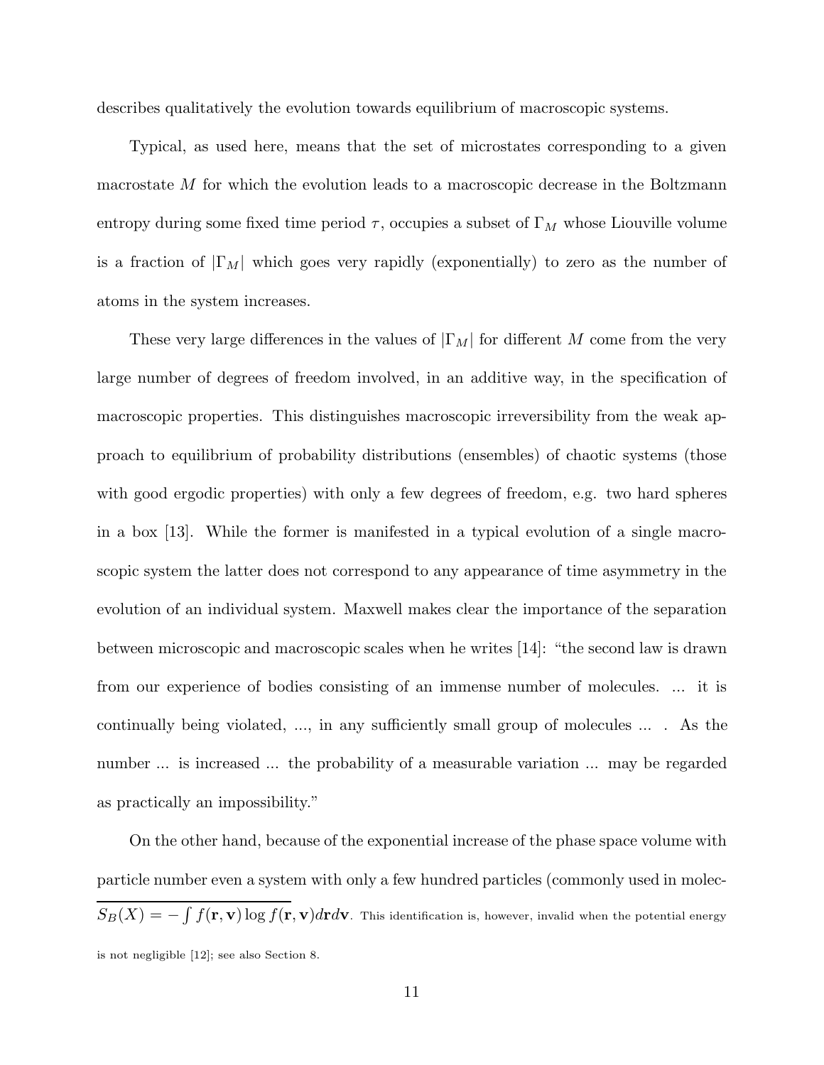describes qualitatively the evolution towards equilibrium of macroscopic systems.

Typical, as used here, means that the set of microstates corresponding to a given macrostate $M$ for which the evolution leads to a macroscopic decrease in the Boltzmann entropy during some fixed time period $\tau$, occupies a subset of $\Gamma_M$ whose Liouville volume is a fraction of $|\Gamma_M|$ which goes very rapidly (exponentially) to zero as the number of atoms in the system increases.

These very large differences in the values of $|\Gamma_M|$ for different $M$ come from the very large number of degrees of freedom involved, in an additive way, in the specification of macroscopic properties. This distinguishes macroscopic irreversibility from the weak approach to equilibrium of probability distributions (ensembles) of chaotic systems (those with good ergodic properties) with only a few degrees of freedom, e.g. two hard spheres in a box [13]. While the former is manifested in a typical evolution of a single macroscopic system the latter does not correspond to any appearance of time asymmetry in the evolution of an individual system. Maxwell makes clear the importance of the separation between microscopic and macroscopic scales when he writes [14]: "the second law is drawn from our experience of bodies consisting of an immense number of molecules. ... it is continually being violated, ..., in any sufficiently small group of molecules ... . As the number ... is increased ... the probability of a measurable variation ... may be regarded as practically an impossibility."

On the other hand, because of the exponential increase of the phase space volume with particle number even a system with only a few hundred particles (commonly used in molec-

---

$S_B(X) = -\int f(\mathbf{r}, \mathbf{v}) \log f(\mathbf{r}, \mathbf{v}) d\mathbf{r} d\mathbf{v}$. This identification is, however, invalid when the potential energy is not negligible [12]; see also Section 8.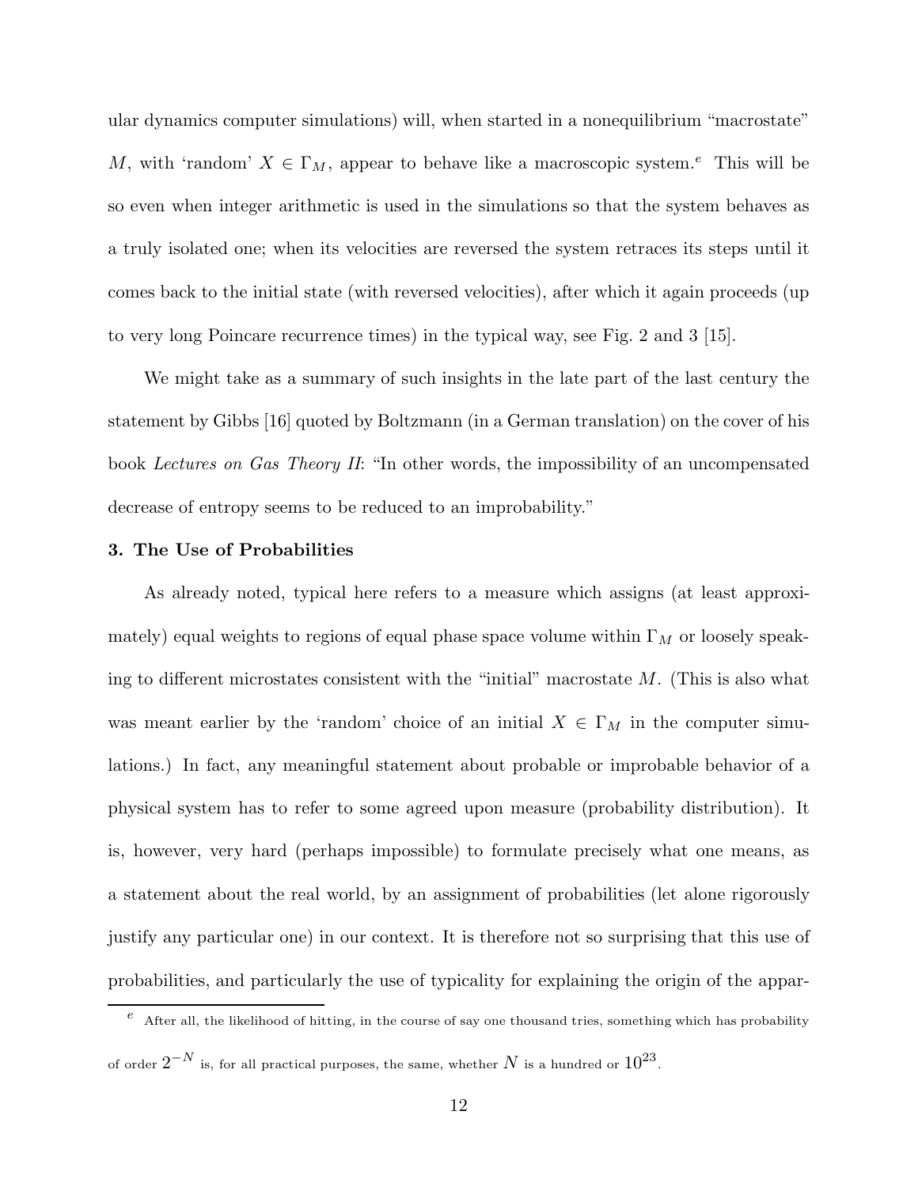ular dynamics computer simulations) will, when started in a nonequilibrium "macrostate" $M$, with 'random' $X \in \Gamma_M$, appear to behave like a macroscopic system.[e] This will be so even when integer arithmetic is used in the simulations so that the system behaves as a truly isolated one; when its velocities are reversed the system retraces its steps until it comes back to the initial state (with reversed velocities), after which it again proceeds (up to very long Poincare recurrence times) in the typical way, see Fig. 2 and 3 [15].

We might take as a summary of such insights in the late part of the last century the statement by Gibbs [16] quoted by Boltzmann (in a German translation) on the cover of his book *Lectures on Gas Theory II*: "In other words, the impossibility of an uncompensated decrease of entropy seems to be reduced to an improbability."

**3. The Use of Probabilities**

As already noted, typical here refers to a measure which assigns (at least approximately) equal weights to regions of equal phase space volume within $\Gamma_M$ or loosely speaking to different microstates consistent with the "initial" macrostate $M$. (This is also what was meant earlier by the 'random' choice of an initial $X \in \Gamma_M$ in the computer simulations.) In fact, any meaningful statement about probable or improbable behavior of a physical system has to refer to some agreed upon measure (probability distribution). It is, however, very hard (perhaps impossible) to formulate precisely what one means, as a statement about the real world, by an assignment of probabilities (let alone rigorously justify any particular one) in our context. It is therefore not so surprising that this use of probabilities, and particularly the use of typicality for explaining the origin of the appar-

[e] After all, the likelihood of hitting, in the course of say one thousand tries, something which has probability of order $2^{-N}$ is, for all practical purposes, the same, whether $N$ is a hundred or $10^{23}$.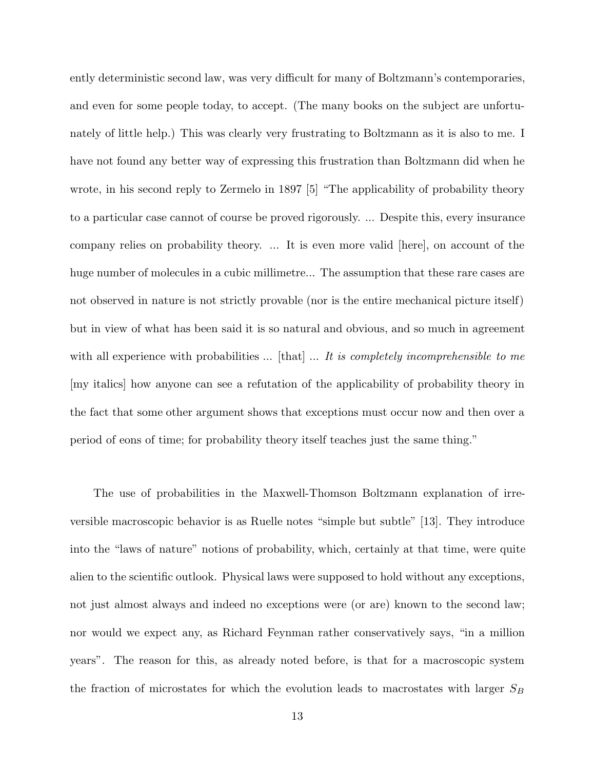ently deterministic second law, was very difficult for many of Boltzmann's contemporaries, and even for some people today, to accept. (The many books on the subject are unfortunately of little help.) This was clearly very frustrating to Boltzmann as it is also to me. I have not found any better way of expressing this frustration than Boltzmann did when he wrote, in his second reply to Zermelo in 1897 [5] "The applicability of probability theory to a particular case cannot of course be proved rigorously. ... Despite this, every insurance company relies on probability theory. ... It is even more valid [here], on account of the huge number of molecules in a cubic millimetre... The assumption that these rare cases are not observed in nature is not strictly provable (nor is the entire mechanical picture itself) but in view of what has been said it is so natural and obvious, and so much in agreement with all experience with probabilities ... [that] ... *It is completely incomprehensible to me* [my italics] how anyone can see a refutation of the applicability of probability theory in the fact that some other argument shows that exceptions must occur now and then over a period of eons of time; for probability theory itself teaches just the same thing."

The use of probabilities in the Maxwell-Thomson Boltzmann explanation of irreversible macroscopic behavior is as Ruelle notes "simple but subtle" [13]. They introduce into the "laws of nature" notions of probability, which, certainly at that time, were quite alien to the scientific outlook. Physical laws were supposed to hold without any exceptions, not just almost always and indeed no exceptions were (or are) known to the second law; nor would we expect any, as Richard Feynman rather conservatively says, "in a million years". The reason for this, as already noted before, is that for a macroscopic system the fraction of microstates for which the evolution leads to macrostates with larger $S_B$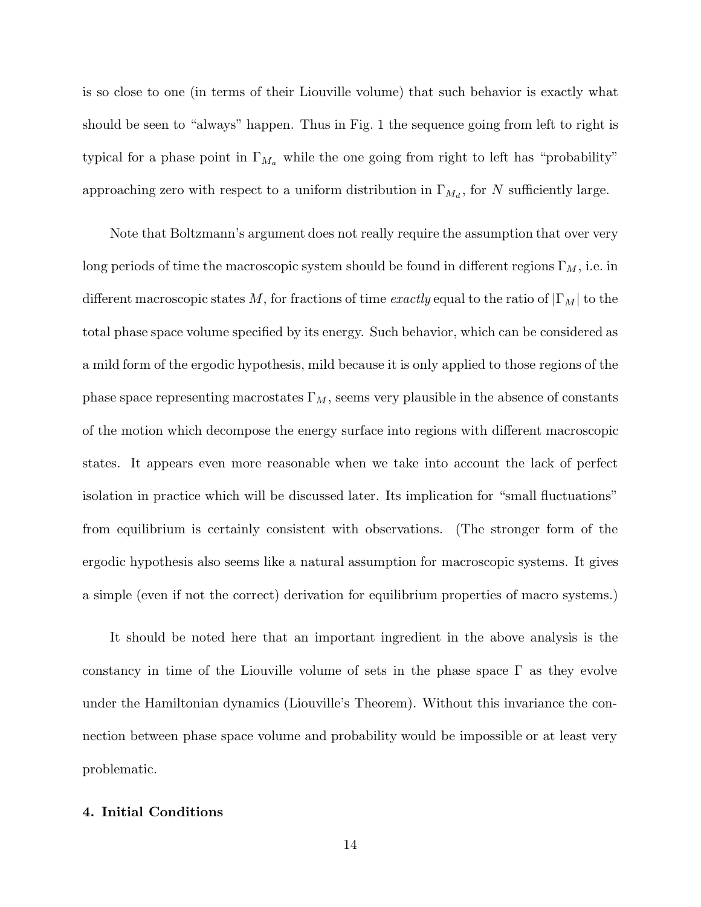is so close to one (in terms of their Liouville volume) that such behavior is exactly what should be seen to "always" happen. Thus in Fig. 1 the sequence going from left to right is typical for a phase point in $\Gamma_{M_a}$ while the one going from right to left has "probability" approaching zero with respect to a uniform distribution in $\Gamma_{M_d}$, for $N$ sufficiently large.

Note that Boltzmann's argument does not really require the assumption that over very long periods of time the macroscopic system should be found in different regions $\Gamma_M$, i.e. in different macroscopic states $M$, for fractions of time *exactly* equal to the ratio of $|\Gamma_M|$ to the total phase space volume specified by its energy. Such behavior, which can be considered as a mild form of the ergodic hypothesis, mild because it is only applied to those regions of the phase space representing macrostates $\Gamma_M$, seems very plausible in the absence of constants of the motion which decompose the energy surface into regions with different macroscopic states. It appears even more reasonable when we take into account the lack of perfect isolation in practice which will be discussed later. Its implication for "small fluctuations" from equilibrium is certainly consistent with observations. (The stronger form of the ergodic hypothesis also seems like a natural assumption for macroscopic systems. It gives a simple (even if not the correct) derivation for equilibrium properties of macro systems.)

It should be noted here that an important ingredient in the above analysis is the constancy in time of the Liouville volume of sets in the phase space $\Gamma$ as they evolve under the Hamiltonian dynamics (Liouville's Theorem). Without this invariance the connection between phase space volume and probability would be impossible or at least very problematic.

**4. Initial Conditions**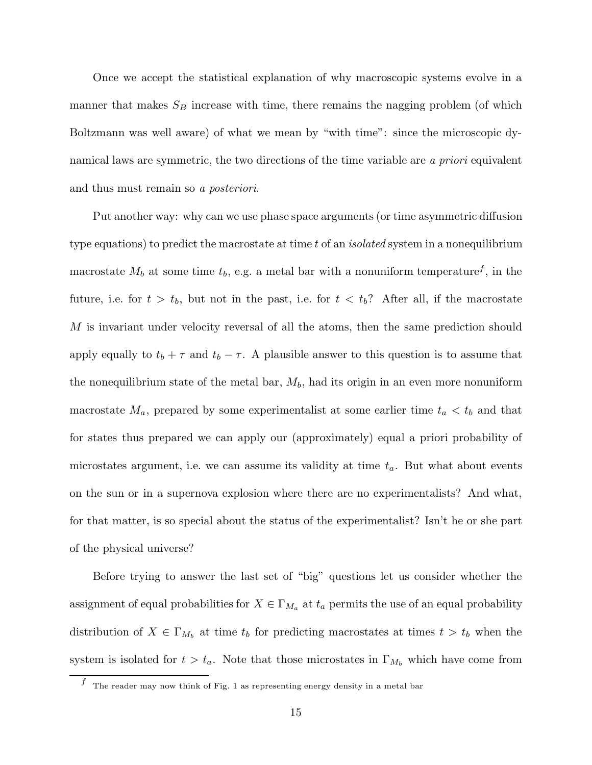Once we accept the statistical explanation of why macroscopic systems evolve in a manner that makes $S_B$ increase with time, there remains the nagging problem (of which Boltzmann was well aware) of what we mean by "with time": since the microscopic dynamical laws are symmetric, the two directions of the time variable are *a priori* equivalent and thus must remain so *a posteriori*.

Put another way: why can we use phase space arguments (or time asymmetric diffusion type equations) to predict the macrostate at time $t$ of an *isolated* system in a nonequilibrium macrostate $M_b$ at some time $t_b$, e.g. a metal bar with a nonuniform temperature[f], in the future, i.e. for $t > t_b$, but not in the past, i.e. for $t < t_b$? After all, if the macrostate $M$ is invariant under velocity reversal of all the atoms, then the same prediction should apply equally to $t_b + \tau$ and $t_b - \tau$. A plausible answer to this question is to assume that the nonequilibrium state of the metal bar, $M_b$, had its origin in an even more nonuniform macrostate $M_a$, prepared by some experimentalist at some earlier time $t_a < t_b$ and that for states thus prepared we can apply our (approximately) equal a priori probability of microstates argument, i.e. we can assume its validity at time $t_a$. But what about events on the sun or in a supernova explosion where there are no experimentalists? And what, for that matter, is so special about the status of the experimentalist? Isn't he or she part of the physical universe?

Before trying to answer the last set of "big" questions let us consider whether the assignment of equal probabilities for $X \in \Gamma_{M_a}$ at $t_a$ permits the use of an equal probability distribution of $X \in \Gamma_{M_b}$ at time $t_b$ for predicting macrostates at times $t > t_b$ when the system is isolated for $t > t_a$. Note that those microstates in $\Gamma_{M_b}$ which have come from

[f] The reader may now think of Fig. 1 as representing energy density in a metal bar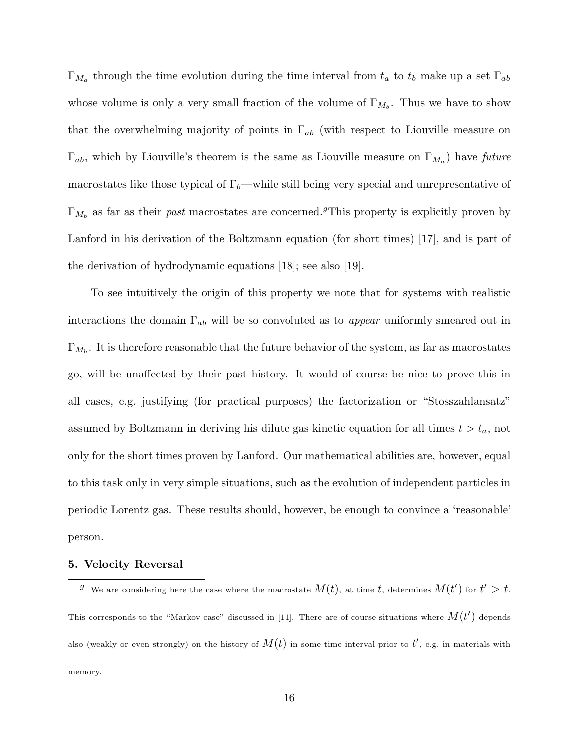$\Gamma_{M_a}$ through the time evolution during the time interval from $t_a$ to $t_b$ make up a set $\Gamma_{ab}$ whose volume is only a very small fraction of the volume of $\Gamma_{M_b}$. Thus we have to show that the overwhelming majority of points in $\Gamma_{ab}$ (with respect to Liouville measure on $\Gamma_{ab}$, which by Liouville's theorem is the same as Liouville measure on $\Gamma_{M_a}$) have *future* macrostates like those typical of $\Gamma_b$—while still being very special and unrepresentative of $\Gamma_{M_b}$ as far as their *past* macrostates are concerned.[g] This property is explicitly proven by Lanford in his derivation of the Boltzmann equation (for short times) [17], and is part of the derivation of hydrodynamic equations [18]; see also [19].

To see intuitively the origin of this property we note that for systems with realistic interactions the domain $\Gamma_{ab}$ will be so convoluted as to *appear* uniformly smeared out in $\Gamma_{M_b}$. It is therefore reasonable that the future behavior of the system, as far as macrostates go, will be unaffected by their past history. It would of course be nice to prove this in all cases, e.g. justifying (for practical purposes) the factorization or "Stosszahlansatz" assumed by Boltzmann in deriving his dilute gas kinetic equation for all times $t > t_a$, not only for the short times proven by Lanford. Our mathematical abilities are, however, equal to this task only in very simple situations, such as the evolution of independent particles in periodic Lorentz gas. These results should, however, be enough to convince a 'reasonable' person.

## 5. Velocity Reversal

[g] We are considering here the case where the macrostate $M(t)$, at time $t$, determines $M(t')$ for $t' > t$. This corresponds to the "Markov case" discussed in [11]. There are of course situations where $M(t')$ depends also (weakly or even strongly) on the history of $M(t)$ in some time interval prior to $t'$, e.g. in materials with memory.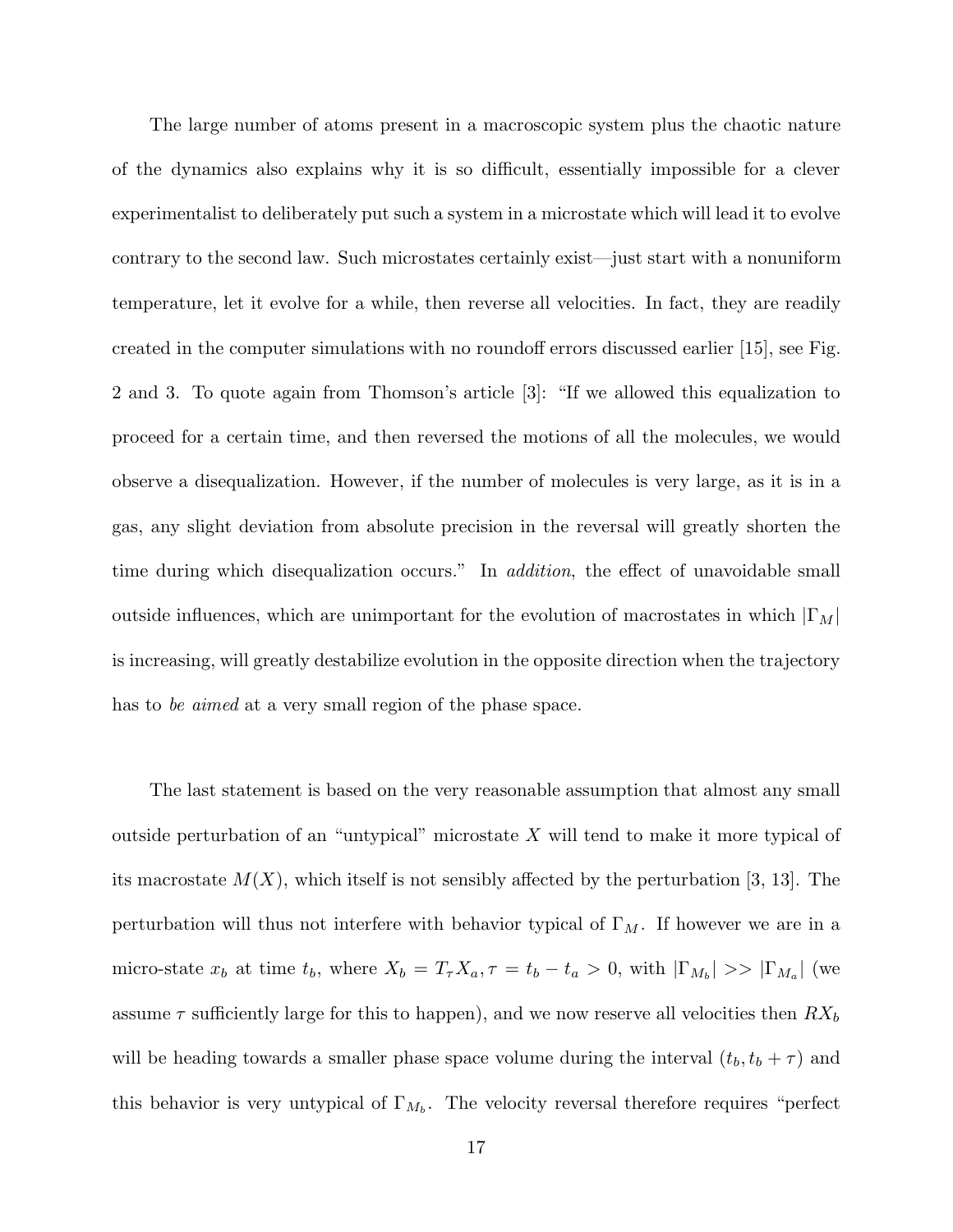The large number of atoms present in a macroscopic system plus the chaotic nature of the dynamics also explains why it is so difficult, essentially impossible for a clever experimentalist to deliberately put such a system in a microstate which will lead it to evolve contrary to the second law. Such microstates certainly exist—just start with a nonuniform temperature, let it evolve for a while, then reverse all velocities. In fact, they are readily created in the computer simulations with no roundoff errors discussed earlier [15], see Fig. 2 and 3. To quote again from Thomson's article [3]: "If we allowed this equalization to proceed for a certain time, and then reversed the motions of all the molecules, we would observe a disequalization. However, if the number of molecules is very large, as it is in a gas, any slight deviation from absolute precision in the reversal will greatly shorten the time during which disequalization occurs." In *addition*, the effect of unavoidable small outside influences, which are unimportant for the evolution of macrostates in which $|\Gamma_M|$ is increasing, will greatly destabilize evolution in the opposite direction when the trajectory has to *be aimed* at a very small region of the phase space.

The last statement is based on the very reasonable assumption that almost any small outside perturbation of an "untypical" microstate $X$ will tend to make it more typical of its macrostate $M(X)$, which itself is not sensibly affected by the perturbation [3, 13]. The perturbation will thus not interfere with behavior typical of $\Gamma_M$. If however we are in a micro-state $x_b$ at time $t_b$, where $X_b = T_\tau X_a, \tau = t_b - t_a > 0$, with $|\Gamma_{M_b}| >> |\Gamma_{M_a}|$ (we assume $\tau$ sufficiently large for this to happen), and we now reserve all velocities then $RX_b$ will be heading towards a smaller phase space volume during the interval $(t_b, t_b + \tau)$ and this behavior is very untypical of $\Gamma_{M_b}$. The velocity reversal therefore requires "perfect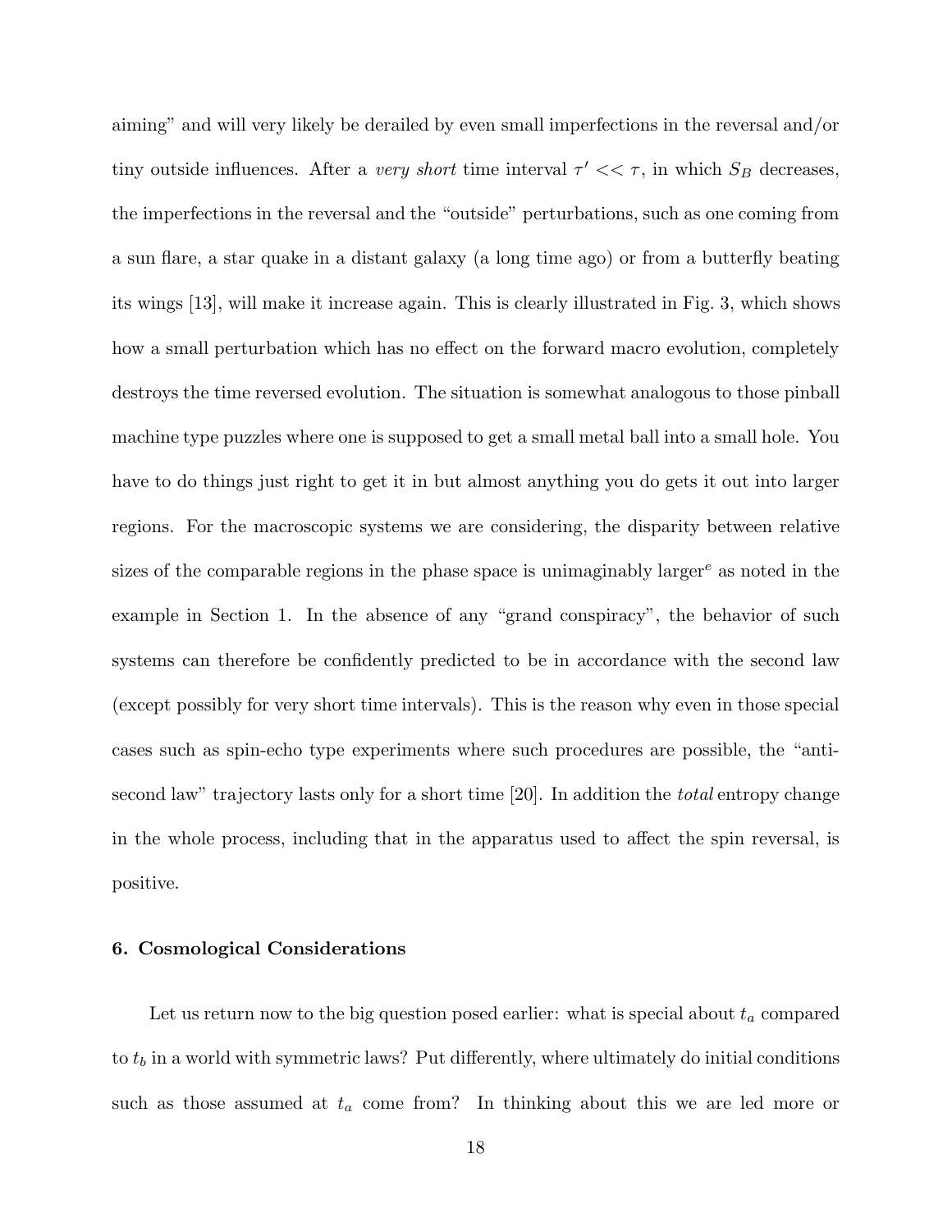aiming" and will very likely be derailed by even small imperfections in the reversal and/or tiny outside influences. After a *very short* time interval $\tau' << \tau$, in which $S_B$ decreases, the imperfections in the reversal and the "outside" perturbations, such as one coming from a sun flare, a star quake in a distant galaxy (a long time ago) or from a butterfly beating its wings [13], will make it increase again. This is clearly illustrated in Fig. 3, which shows how a small perturbation which has no effect on the forward macro evolution, completely destroys the time reversed evolution. The situation is somewhat analogous to those pinball machine type puzzles where one is supposed to get a small metal ball into a small hole. You have to do things just right to get it in but almost anything you do gets it out into larger regions. For the macroscopic systems we are considering, the disparity between relative sizes of the comparable regions in the phase space is unimaginably larger[e] as noted in the example in Section 1. In the absence of any "grand conspiracy", the behavior of such systems can therefore be confidently predicted to be in accordance with the second law (except possibly for very short time intervals). This is the reason why even in those special cases such as spin-echo type experiments where such procedures are possible, the "anti-second law" trajectory lasts only for a short time [20]. In addition the *total* entropy change in the whole process, including that in the apparatus used to affect the spin reversal, is positive.

### 6. Cosmological Considerations

Let us return now to the big question posed earlier: what is special about $t_a$ compared to $t_b$ in a world with symmetric laws? Put differently, where ultimately do initial conditions such as those assumed at $t_a$ come from? In thinking about this we are led more or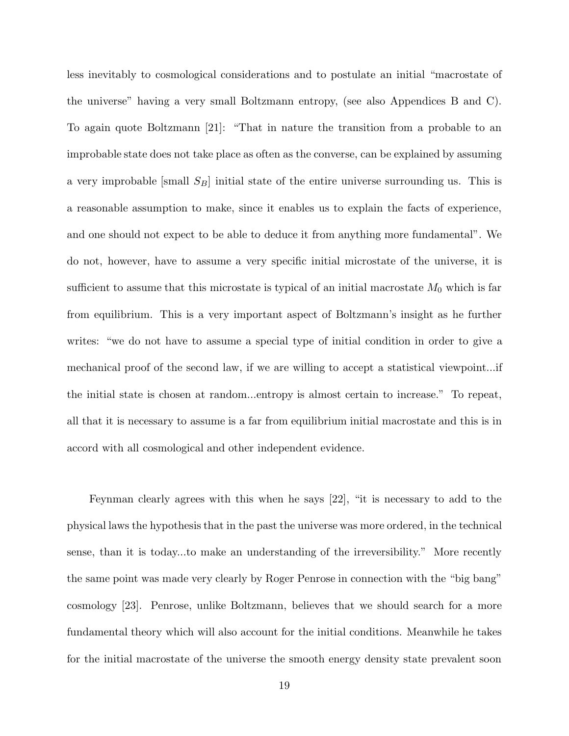less inevitably to cosmological considerations and to postulate an initial "macrostate of the universe" having a very small Boltzmann entropy, (see also Appendices B and C). To again quote Boltzmann [21]: "That in nature the transition from a probable to an improbable state does not take place as often as the converse, can be explained by assuming a very improbable [small $S_B$] initial state of the entire universe surrounding us. This is a reasonable assumption to make, since it enables us to explain the facts of experience, and one should not expect to be able to deduce it from anything more fundamental". We do not, however, have to assume a very specific initial microstate of the universe, it is sufficient to assume that this microstate is typical of an initial macrostate $M_0$ which is far from equilibrium. This is a very important aspect of Boltzmann's insight as he further writes: "we do not have to assume a special type of initial condition in order to give a mechanical proof of the second law, if we are willing to accept a statistical viewpoint...if the initial state is chosen at random...entropy is almost certain to increase." To repeat, all that it is necessary to assume is a far from equilibrium initial macrostate and this is in accord with all cosmological and other independent evidence.

Feynman clearly agrees with this when he says [22], "it is necessary to add to the physical laws the hypothesis that in the past the universe was more ordered, in the technical sense, than it is today...to make an understanding of the irreversibility." More recently the same point was made very clearly by Roger Penrose in connection with the "big bang" cosmology [23]. Penrose, unlike Boltzmann, believes that we should search for a more fundamental theory which will also account for the initial conditions. Meanwhile he takes for the initial macrostate of the universe the smooth energy density state prevalent soon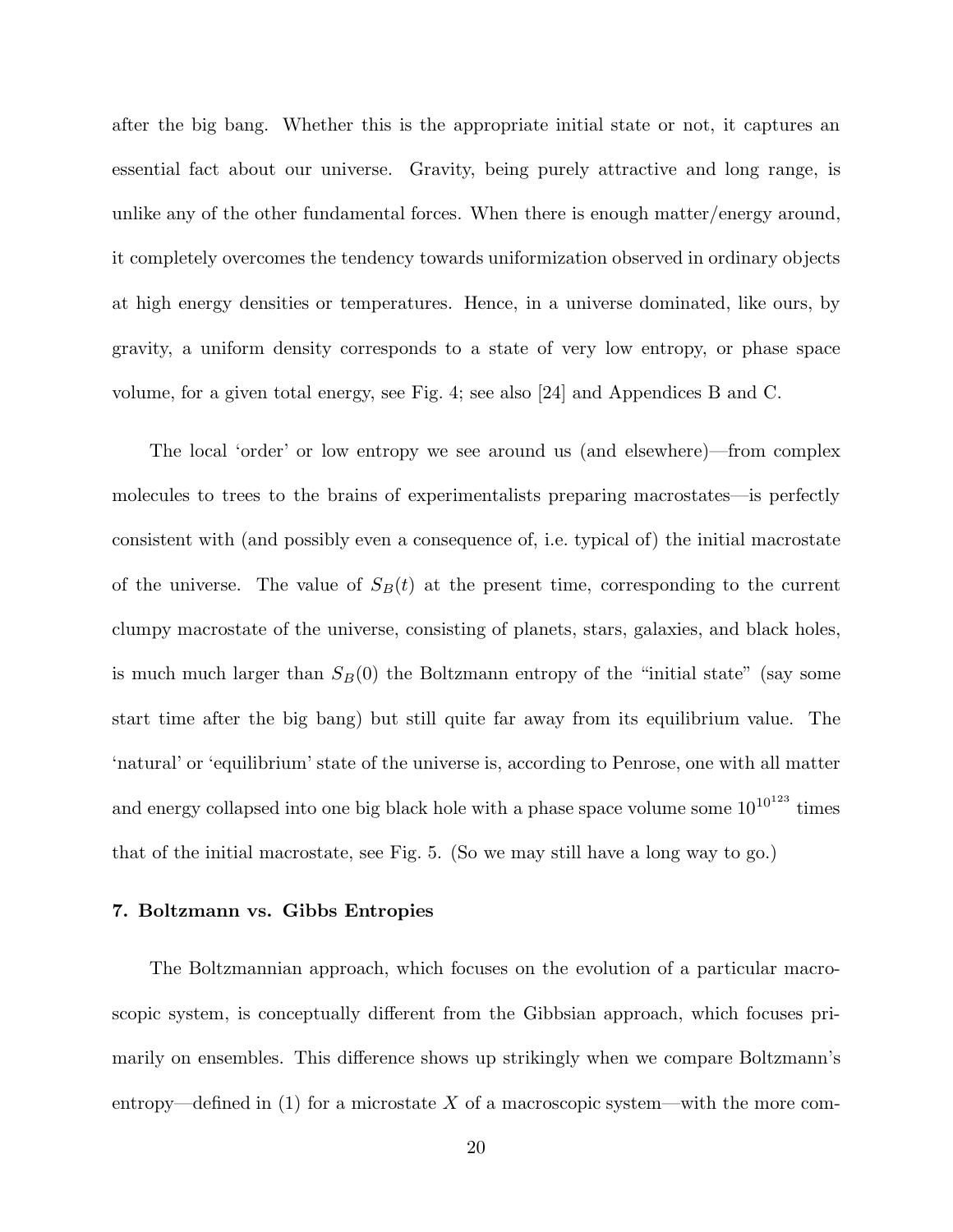after the big bang. Whether this is the appropriate initial state or not, it captures an essential fact about our universe. Gravity, being purely attractive and long range, is unlike any of the other fundamental forces. When there is enough matter/energy around, it completely overcomes the tendency towards uniformization observed in ordinary objects at high energy densities or temperatures. Hence, in a universe dominated, like ours, by gravity, a uniform density corresponds to a state of very low entropy, or phase space volume, for a given total energy, see Fig. 4; see also [24] and Appendices B and C.

The local 'order' or low entropy we see around us (and elsewhere)—from complex molecules to trees to the brains of experimentalists preparing macrostates—is perfectly consistent with (and possibly even a consequence of, i.e. typical of) the initial macrostate of the universe. The value of $S_B(t)$ at the present time, corresponding to the current clumpy macrostate of the universe, consisting of planets, stars, galaxies, and black holes, is much much larger than $S_B(0)$ the Boltzmann entropy of the "initial state" (say some start time after the big bang) but still quite far away from its equilibrium value. The 'natural' or 'equilibrium' state of the universe is, according to Penrose, one with all matter and energy collapsed into one big black hole with a phase space volume some $10^{10^{123}}$ times that of the initial macrostate, see Fig. 5. (So we may still have a long way to go.)

## 7. Boltzmann vs. Gibbs Entropies

The Boltzmannian approach, which focuses on the evolution of a particular macroscopic system, is conceptually different from the Gibbsian approach, which focuses primarily on ensembles. This difference shows up strikingly when we compare Boltzmann's entropy—defined in (1) for a microstate $X$ of a macroscopic system—with the more com-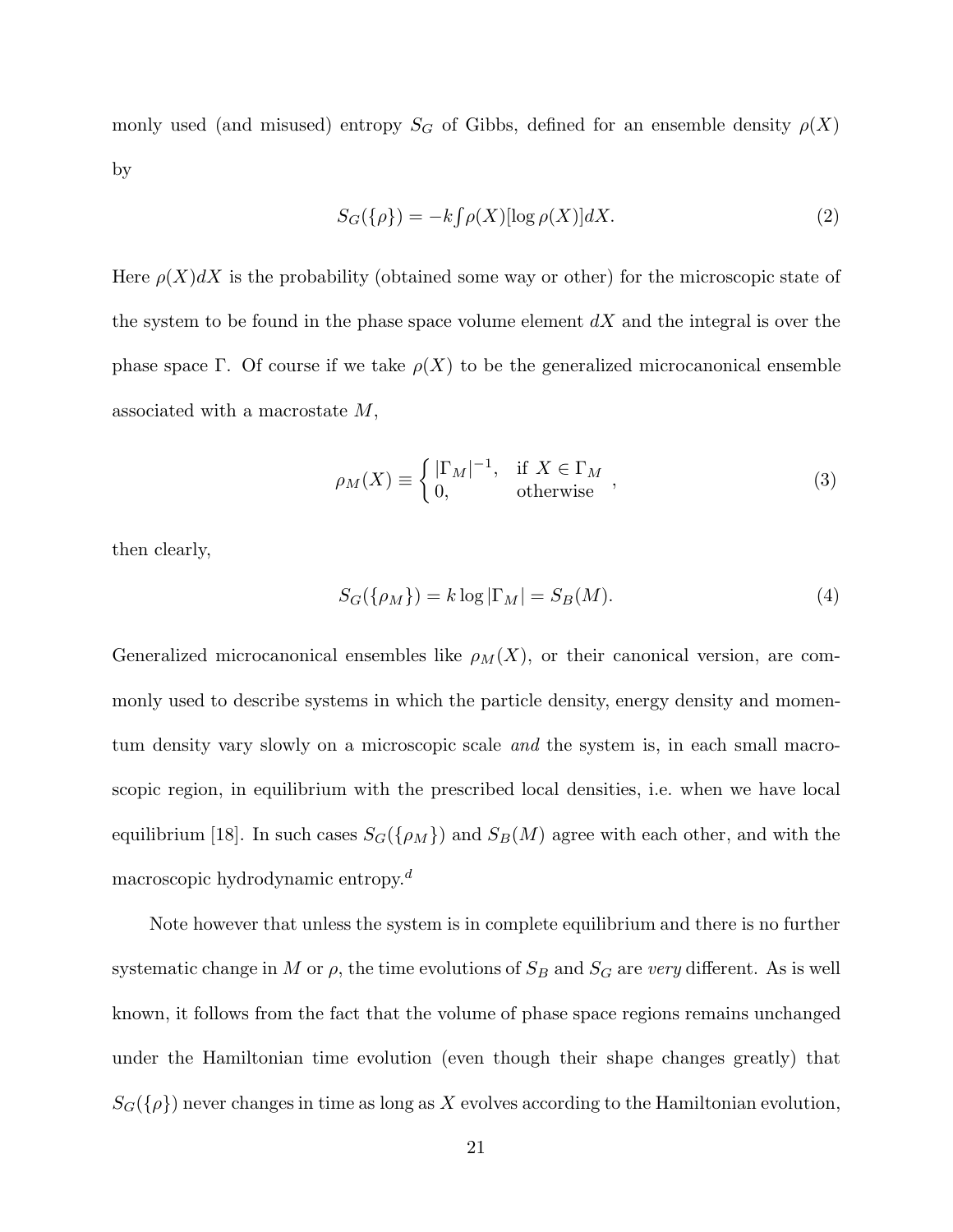monly used (and misused) entropy $S_G$ of Gibbs, defined for an ensemble density $\rho(X)$ by

$$S_G(\{\rho\}) = -k \int \rho(X)[\log \rho(X)] dX. \tag{2}$$

Here $\rho(X)dX$ is the probability (obtained some way or other) for the microscopic state of the system to be found in the phase space volume element $dX$ and the integral is over the phase space $\Gamma$. Of course if we take $\rho(X)$ to be the generalized microcanonical ensemble associated with a macrostate $M$,

$$\rho_M(X) \equiv \begin{cases} |\Gamma_M|^{-1}, & \text{if } X \in \Gamma_M \\ 0, & \text{otherwise} \end{cases}, \tag{3}$$

then clearly,

$$S_G(\{\rho_M\}) = k \log |\Gamma_M| = S_B(M). \tag{4}$$

Generalized microcanonical ensembles like $\rho_M(X)$, or their canonical version, are commonly used to describe systems in which the particle density, energy density and momentum density vary slowly on a microscopic scale *and* the system is, in each small macroscopic region, in equilibrium with the prescribed local densities, i.e. when we have local equilibrium [18]. In such cases $S_G(\{\rho_M\})$ and $S_B(M)$ agree with each other, and with the macroscopic hydrodynamic entropy.[d]

Note however that unless the system is in complete equilibrium and there is no further systematic change in $M$ or $\rho$, the time evolutions of $S_B$ and $S_G$ are *very* different. As is well known, it follows from the fact that the volume of phase space regions remains unchanged under the Hamiltonian time evolution (even though their shape changes greatly) that $S_G(\{\rho\})$ never changes in time as long as $X$ evolves according to the Hamiltonian evolution,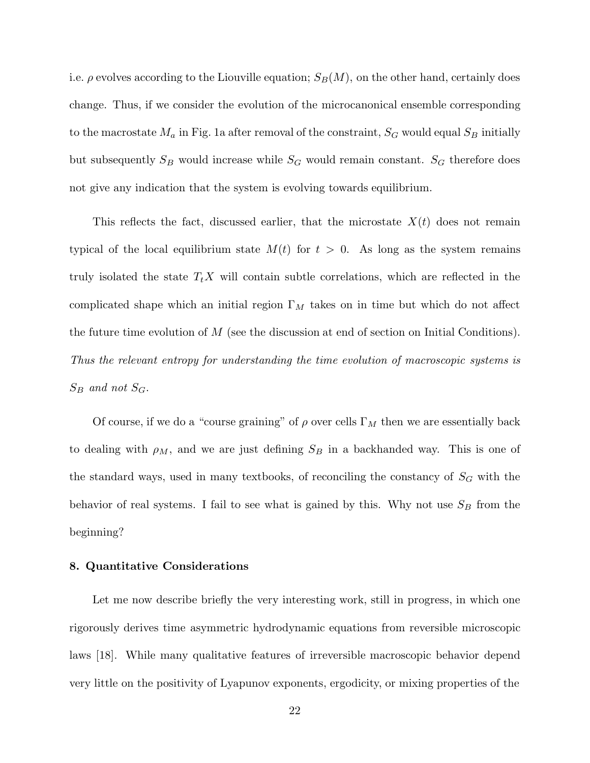i.e. $\rho$ evolves according to the Liouville equation; $S_B(M)$, on the other hand, certainly does change. Thus, if we consider the evolution of the microcanonical ensemble corresponding to the macrostate $M_a$ in Fig. 1a after removal of the constraint, $S_G$ would equal $S_B$ initially but subsequently $S_B$ would increase while $S_G$ would remain constant. $S_G$ therefore does not give any indication that the system is evolving towards equilibrium.

This reflects the fact, discussed earlier, that the microstate $X(t)$ does not remain typical of the local equilibrium state $M(t)$ for $t > 0$. As long as the system remains truly isolated the state $T_t X$ will contain subtle correlations, which are reflected in the complicated shape which an initial region $\Gamma_M$ takes on in time but which do not affect the future time evolution of $M$ (see the discussion at end of section on Initial Conditions). *Thus the relevant entropy for understanding the time evolution of macroscopic systems is* $S_B$ *and not* $S_G$.

Of course, if we do a "course graining" of $\rho$ over cells $\Gamma_M$ then we are essentially back to dealing with $\rho_M$, and we are just defining $S_B$ in a backhanded way. This is one of the standard ways, used in many textbooks, of reconciling the constancy of $S_G$ with the behavior of real systems. I fail to see what is gained by this. Why not use $S_B$ from the beginning?

**8. Quantitative Considerations**

Let me now describe briefly the very interesting work, still in progress, in which one rigorously derives time asymmetric hydrodynamic equations from reversible microscopic laws [18]. While many qualitative features of irreversible macroscopic behavior depend very little on the positivity of Lyapunov exponents, ergodicity, or mixing properties of the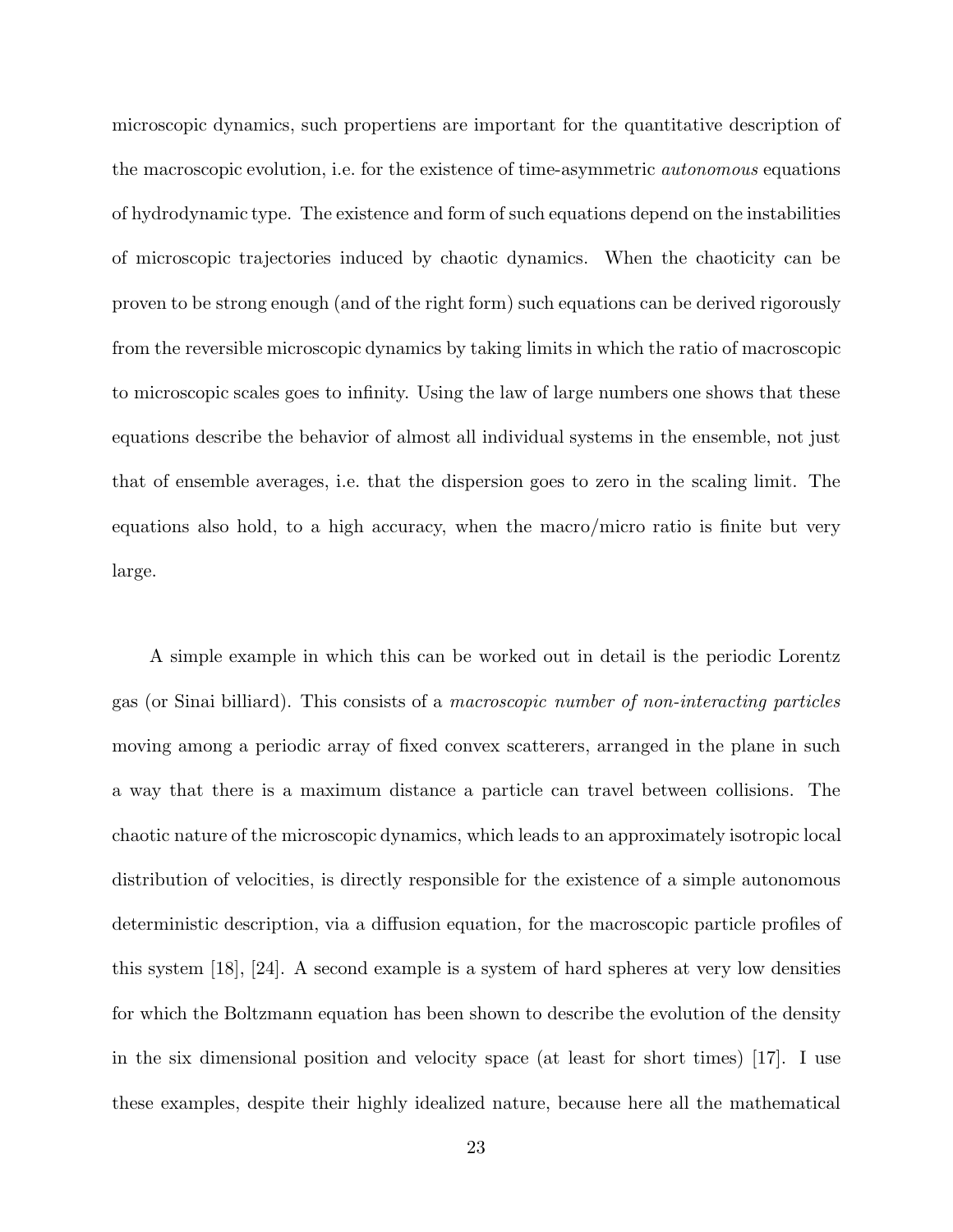microscopic dynamics, such propertiens are important for the quantitative description of the macroscopic evolution, i.e. for the existence of time-asymmetric *autonomous* equations of hydrodynamic type. The existence and form of such equations depend on the instabilities of microscopic trajectories induced by chaotic dynamics. When the chaoticity can be proven to be strong enough (and of the right form) such equations can be derived rigorously from the reversible microscopic dynamics by taking limits in which the ratio of macroscopic to microscopic scales goes to infinity. Using the law of large numbers one shows that these equations describe the behavior of almost all individual systems in the ensemble, not just that of ensemble averages, i.e. that the dispersion goes to zero in the scaling limit. The equations also hold, to a high accuracy, when the macro/micro ratio is finite but very large.

A simple example in which this can be worked out in detail is the periodic Lorentz gas (or Sinai billiard). This consists of a *macroscopic number of non-interacting particles* moving among a periodic array of fixed convex scatterers, arranged in the plane in such a way that there is a maximum distance a particle can travel between collisions. The chaotic nature of the microscopic dynamics, which leads to an approximately isotropic local distribution of velocities, is directly responsible for the existence of a simple autonomous deterministic description, via a diffusion equation, for the macroscopic particle profiles of this system [18], [24]. A second example is a system of hard spheres at very low densities for which the Boltzmann equation has been shown to describe the evolution of the density in the six dimensional position and velocity space (at least for short times) [17]. I use these examples, despite their highly idealized nature, because here all the mathematical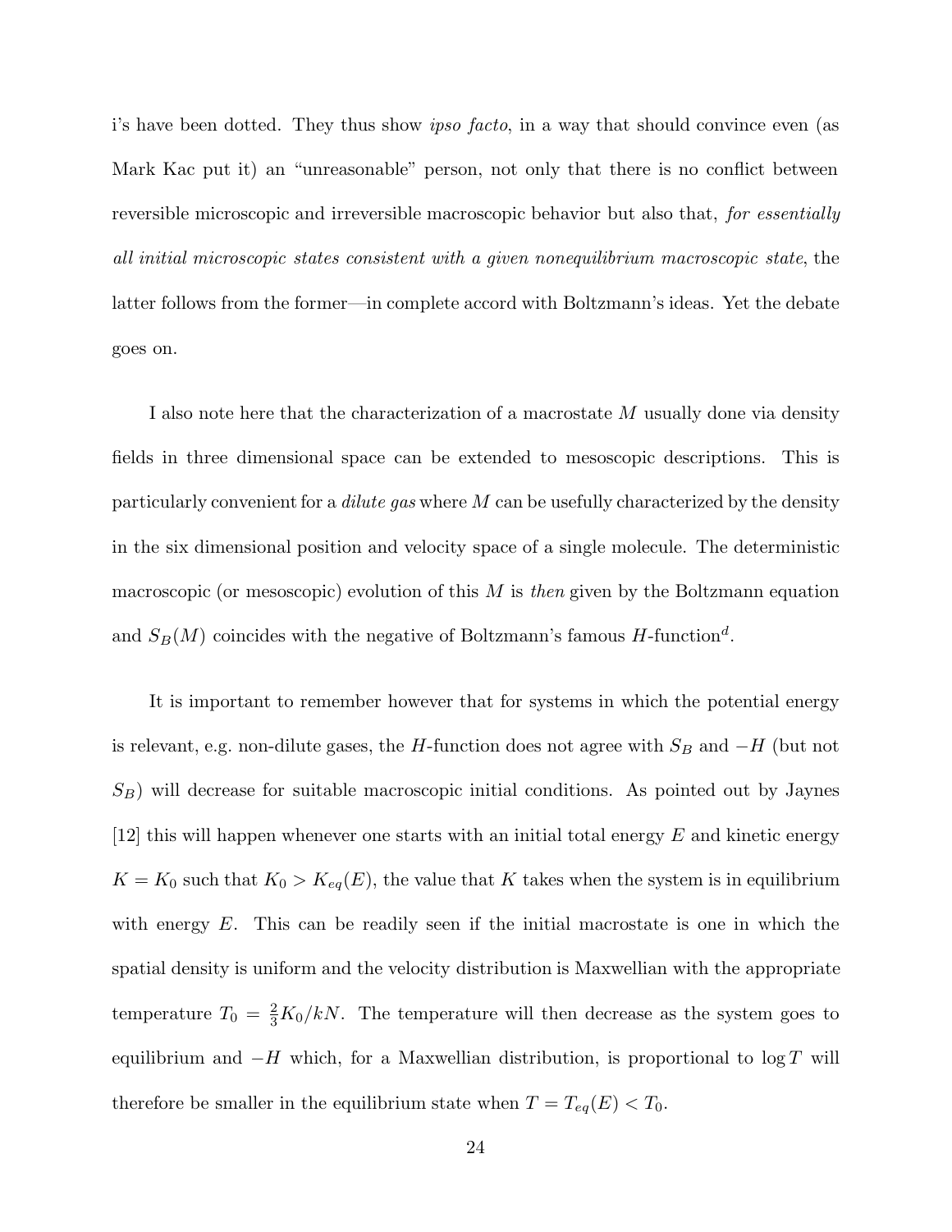i's have been dotted. They thus show *ipso facto*, in a way that should convince even (as Mark Kac put it) an "unreasonable" person, not only that there is no conflict between reversible microscopic and irreversible macroscopic behavior but also that, *for essentially all initial microscopic states consistent with a given nonequilibrium macroscopic state*, the latter follows from the former—in complete accord with Boltzmann's ideas. Yet the debate goes on.

I also note here that the characterization of a macrostate $M$ usually done via density fields in three dimensional space can be extended to mesoscopic descriptions. This is particularly convenient for a *dilute gas* where $M$ can be usefully characterized by the density in the six dimensional position and velocity space of a single molecule. The deterministic macroscopic (or mesoscopic) evolution of this $M$ is *then* given by the Boltzmann equation and $S_B(M)$ coincides with the negative of Boltzmann's famous $H$-function[d].

It is important to remember however that for systems in which the potential energy is relevant, e.g. non-dilute gases, the $H$-function does not agree with $S_B$ and $-H$ (but not $S_B$) will decrease for suitable macroscopic initial conditions. As pointed out by Jaynes [12] this will happen whenever one starts with an initial total energy $E$ and kinetic energy $K = K_0$ such that $K_0 > K_{eq}(E)$, the value that $K$ takes when the system is in equilibrium with energy $E$. This can be readily seen if the initial macrostate is one in which the spatial density is uniform and the velocity distribution is Maxwellian with the appropriate temperature $T_0 = \frac{2}{3}K_0/kN$. The temperature will then decrease as the system goes to equilibrium and $-H$ which, for a Maxwellian distribution, is proportional to $\log T$ will therefore be smaller in the equilibrium state when $T = T_{eq}(E) < T_0$.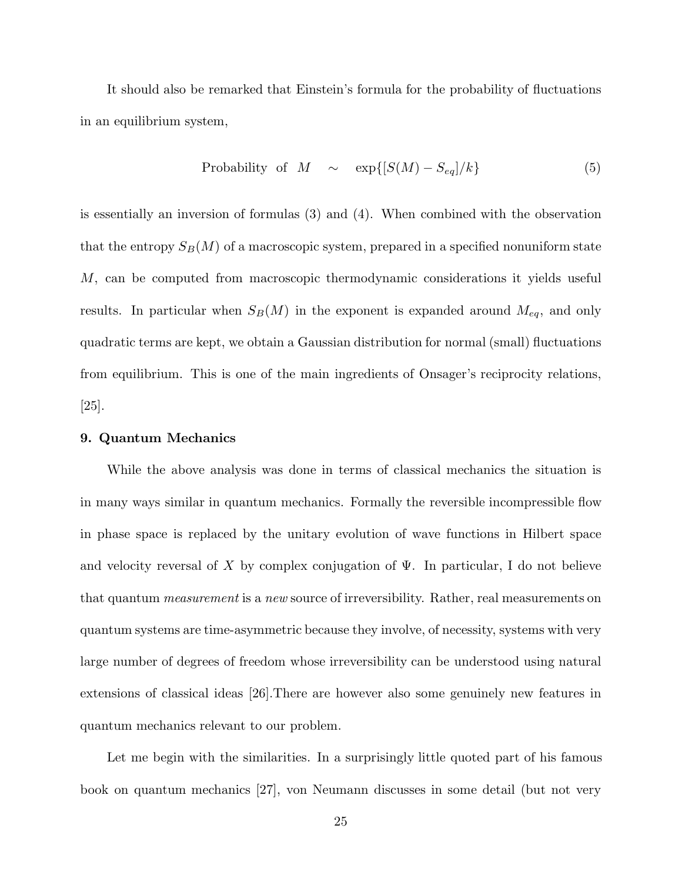It should also be remarked that Einstein's formula for the probability of fluctuations in an equilibrium system,

$$\text{Probability of } M \quad \sim \quad \exp\{[S(M) - S_{eq}]/k\} \tag{5}$$

is essentially an inversion of formulas (3) and (4). When combined with the observation that the entropy $S_B(M)$ of a macroscopic system, prepared in a specified nonuniform state $M$, can be computed from macroscopic thermodynamic considerations it yields useful results. In particular when $S_B(M)$ in the exponent is expanded around $M_{eq}$, and only quadratic terms are kept, we obtain a Gaussian distribution for normal (small) fluctuations from equilibrium. This is one of the main ingredients of Onsager's reciprocity relations, [25].

**9. Quantum Mechanics**

While the above analysis was done in terms of classical mechanics the situation is in many ways similar in quantum mechanics. Formally the reversible incompressible flow in phase space is replaced by the unitary evolution of wave functions in Hilbert space and velocity reversal of $X$ by complex conjugation of $\Psi$. In particular, I do not believe that quantum *measurement* is a *new* source of irreversibility. Rather, real measurements on quantum systems are time-asymmetric because they involve, of necessity, systems with very large number of degrees of freedom whose irreversibility can be understood using natural extensions of classical ideas [26].There are however also some genuinely new features in quantum mechanics relevant to our problem.

Let me begin with the similarities. In a surprisingly little quoted part of his famous book on quantum mechanics [27], von Neumann discusses in some detail (but not very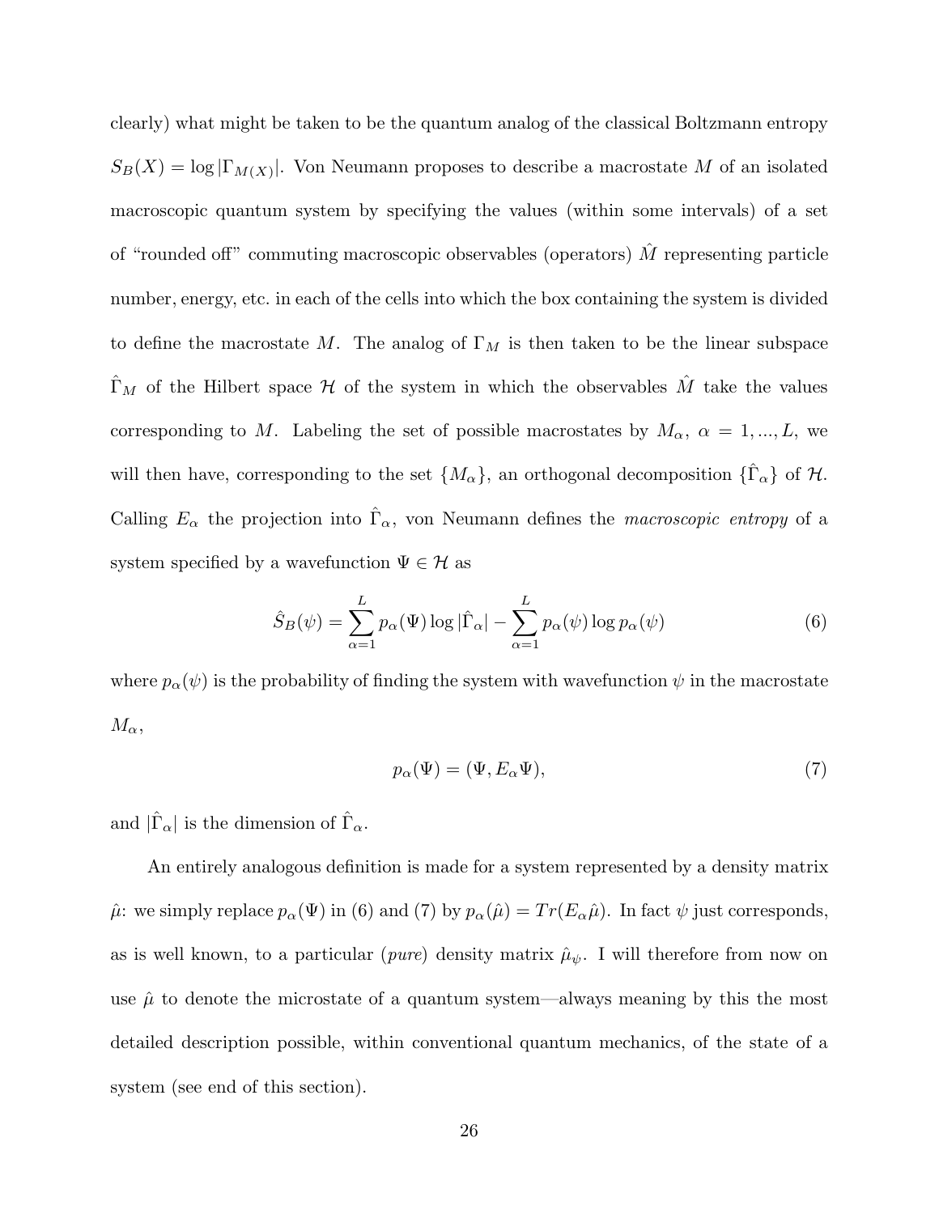clearly) what might be taken to be the quantum analog of the classical Boltzmann entropy $S_B(X) = \log |\Gamma_{M(X)}|$. Von Neumann proposes to describe a macrostate $M$ of an isolated macroscopic quantum system by specifying the values (within some intervals) of a set of "rounded off" commuting macroscopic observables (operators) $\hat{M}$ representing particle number, energy, etc. in each of the cells into which the box containing the system is divided to define the macrostate $M$. The analog of $\Gamma_M$ is then taken to be the linear subspace $\hat{\Gamma}_M$ of the Hilbert space $\mathcal{H}$ of the system in which the observables $\hat{M}$ take the values corresponding to $M$. Labeling the set of possible macrostates by $M_\alpha$, $\alpha = 1, ..., L$, we will then have, corresponding to the set $\{M_\alpha\}$, an orthogonal decomposition $\{\hat{\Gamma}_\alpha\}$ of $\mathcal{H}$. Calling $E_\alpha$ the projection into $\hat{\Gamma}_\alpha$, von Neumann defines the *macroscopic entropy* of a system specified by a wavefunction $\Psi \in \mathcal{H}$ as

$$\hat{S}_B(\psi) = \sum_{\alpha=1}^{L} p_\alpha(\Psi) \log |\hat{\Gamma}_\alpha| - \sum_{\alpha=1}^{L} p_\alpha(\psi) \log p_\alpha(\psi) \tag{6}$$

where $p_\alpha(\psi)$ is the probability of finding the system with wavefunction $\psi$ in the macrostate $M_\alpha$,

$$p_\alpha(\Psi) = (\Psi, E_\alpha \Psi), \tag{7}$$

and $|\hat{\Gamma}_\alpha|$ is the dimension of $\hat{\Gamma}_\alpha$.

An entirely analogous definition is made for a system represented by a density matrix $\hat{\mu}$: we simply replace $p_\alpha(\Psi)$ in (6) and (7) by $p_\alpha(\hat{\mu}) = Tr(E_\alpha \hat{\mu})$. In fact $\psi$ just corresponds, as is well known, to a particular (*pure*) density matrix $\hat{\mu}_\psi$. I will therefore from now on use $\hat{\mu}$ to denote the microstate of a quantum system—always meaning by this the most detailed description possible, within conventional quantum mechanics, of the state of a system (see end of this section).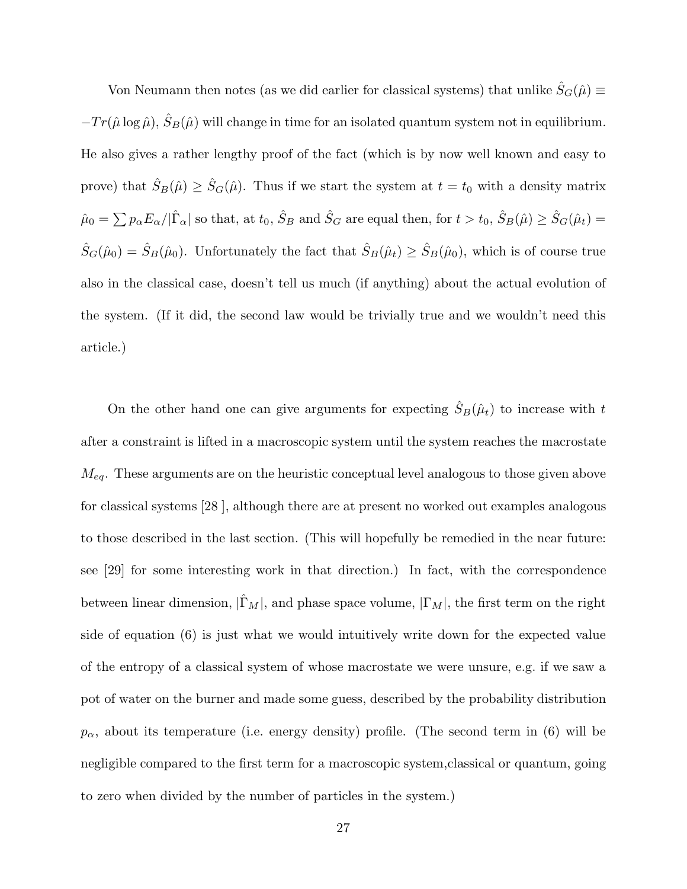Von Neumann then notes (as we did earlier for classical systems) that unlike $\hat{S}_G(\hat{\mu}) \equiv -Tr(\hat{\mu} \log \hat{\mu})$, $\hat{S}_B(\hat{\mu})$ will change in time for an isolated quantum system not in equilibrium. He also gives a rather lengthy proof of the fact (which is by now well known and easy to prove) that $\hat{S}_B(\hat{\mu}) \geq \hat{S}_G(\hat{\mu})$. Thus if we start the system at $t = t_0$ with a density matrix $\hat{\mu}_0 = \sum p_\alpha E_\alpha / |\hat{\Gamma}_\alpha|$ so that, at $t_0$, $\hat{S}_B$ and $\hat{S}_G$ are equal then, for $t > t_0$, $\hat{S}_B(\hat{\mu}) \geq \hat{S}_G(\hat{\mu}_t) = \hat{S}_G(\hat{\mu}_0) = \hat{S}_B(\hat{\mu}_0)$. Unfortunately the fact that $\hat{S}_B(\hat{\mu}_t) \geq \hat{S}_B(\hat{\mu}_0)$, which is of course true also in the classical case, doesn't tell us much (if anything) about the actual evolution of the system. (If it did, the second law would be trivially true and we wouldn't need this article.)

On the other hand one can give arguments for expecting $\hat{S}_B(\hat{\mu}_t)$ to increase with $t$ after a constraint is lifted in a macroscopic system until the system reaches the macrostate $M_{eq}$. These arguments are on the heuristic conceptual level analogous to those given above for classical systems [28 ], although there are at present no worked out examples analogous to those described in the last section. (This will hopefully be remedied in the near future: see [29] for some interesting work in that direction.) In fact, with the correspondence between linear dimension, $|\hat{\Gamma}_M|$, and phase space volume, $|\Gamma_M|$, the first term on the right side of equation (6) is just what we would intuitively write down for the expected value of the entropy of a classical system of whose macrostate we were unsure, e.g. if we saw a pot of water on the burner and made some guess, described by the probability distribution $p_\alpha$, about its temperature (i.e. energy density) profile. (The second term in (6) will be negligible compared to the first term for a macroscopic system,classical or quantum, going to zero when divided by the number of particles in the system.)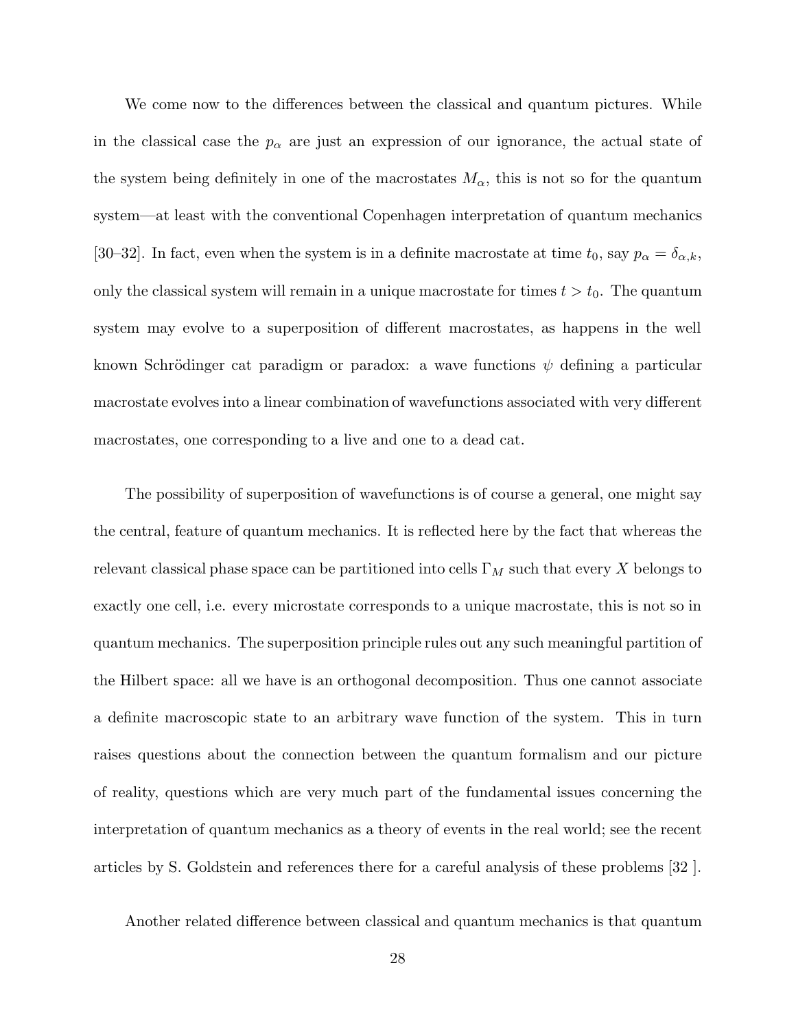We come now to the differences between the classical and quantum pictures. While in the classical case the $p_\alpha$ are just an expression of our ignorance, the actual state of the system being definitely in one of the macrostates $M_\alpha$, this is not so for the quantum system—at least with the conventional Copenhagen interpretation of quantum mechanics [30–32]. In fact, even when the system is in a definite macrostate at time $t_0$, say $p_\alpha = \delta_{\alpha,k}$, only the classical system will remain in a unique macrostate for times $t > t_0$. The quantum system may evolve to a superposition of different macrostates, as happens in the well known Schrödinger cat paradigm or paradox: a wave functions $\psi$ defining a particular macrostate evolves into a linear combination of wavefunctions associated with very different macrostates, one corresponding to a live and one to a dead cat.

The possibility of superposition of wavefunctions is of course a general, one might say the central, feature of quantum mechanics. It is reflected here by the fact that whereas the relevant classical phase space can be partitioned into cells $\Gamma_M$ such that every $X$ belongs to exactly one cell, i.e. every microstate corresponds to a unique macrostate, this is not so in quantum mechanics. The superposition principle rules out any such meaningful partition of the Hilbert space: all we have is an orthogonal decomposition. Thus one cannot associate a definite macroscopic state to an arbitrary wave function of the system. This in turn raises questions about the connection between the quantum formalism and our picture of reality, questions which are very much part of the fundamental issues concerning the interpretation of quantum mechanics as a theory of events in the real world; see the recent articles by S. Goldstein and references there for a careful analysis of these problems [32 ].

Another related difference between classical and quantum mechanics is that quantum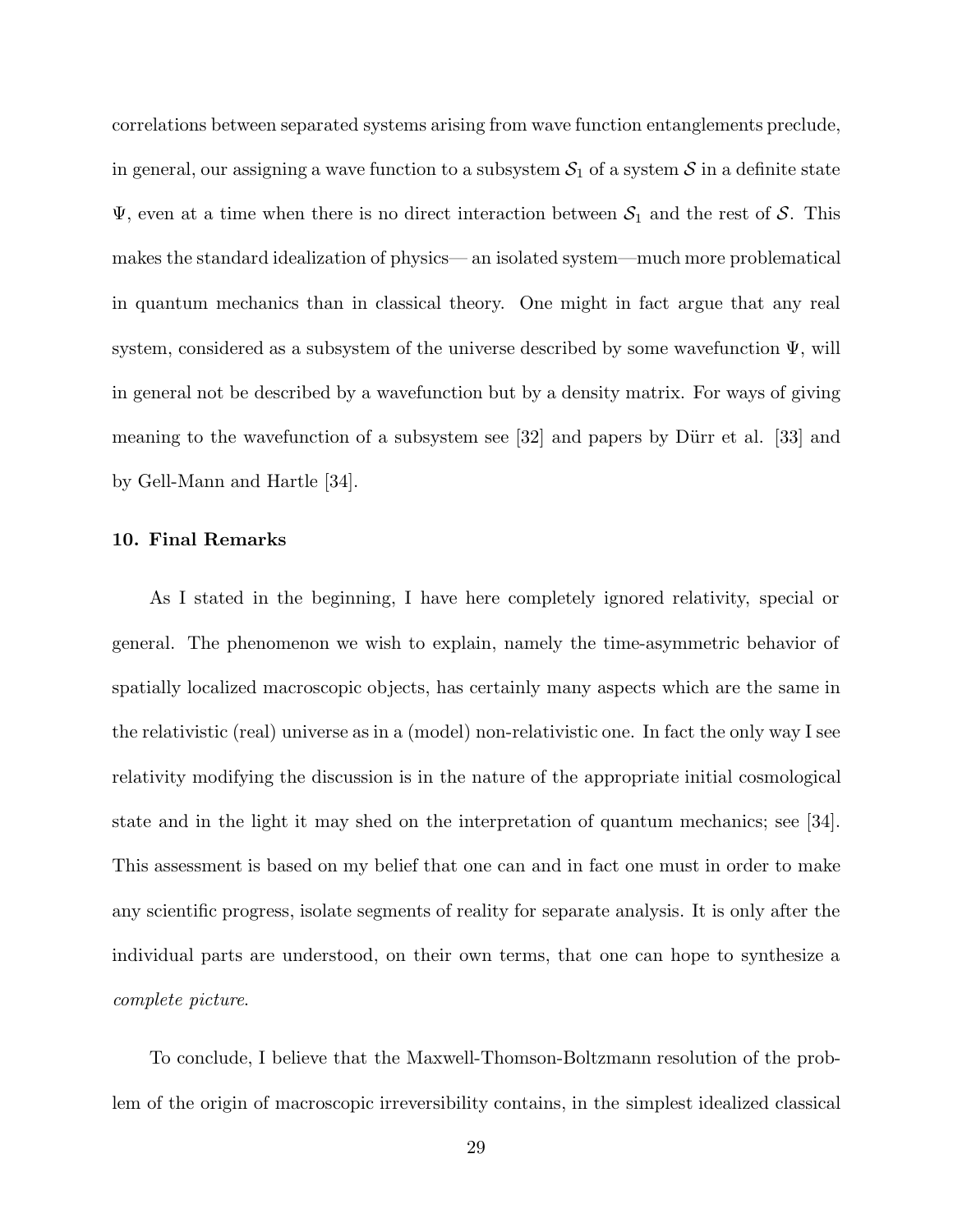correlations between separated systems arising from wave function entanglements preclude, in general, our assigning a wave function to a subsystem $\mathcal{S}_1$ of a system $\mathcal{S}$ in a definite state $\Psi$, even at a time when there is no direct interaction between $\mathcal{S}_1$ and the rest of $\mathcal{S}$. This makes the standard idealization of physics— an isolated system—much more problematical in quantum mechanics than in classical theory. One might in fact argue that any real system, considered as a subsystem of the universe described by some wavefunction $\Psi$, will in general not be described by a wavefunction but by a density matrix. For ways of giving meaning to the wavefunction of a subsystem see [32] and papers by Dürr et al. [33] and by Gell-Mann and Hartle [34].

## 10. Final Remarks

As I stated in the beginning, I have here completely ignored relativity, special or general. The phenomenon we wish to explain, namely the time-asymmetric behavior of spatially localized macroscopic objects, has certainly many aspects which are the same in the relativistic (real) universe as in a (model) non-relativistic one. In fact the only way I see relativity modifying the discussion is in the nature of the appropriate initial cosmological state and in the light it may shed on the interpretation of quantum mechanics; see [34]. This assessment is based on my belief that one can and in fact one must in order to make any scientific progress, isolate segments of reality for separate analysis. It is only after the individual parts are understood, on their own terms, that one can hope to synthesize a *complete picture*.

To conclude, I believe that the Maxwell-Thomson-Boltzmann resolution of the problem of the origin of macroscopic irreversibility contains, in the simplest idealized classical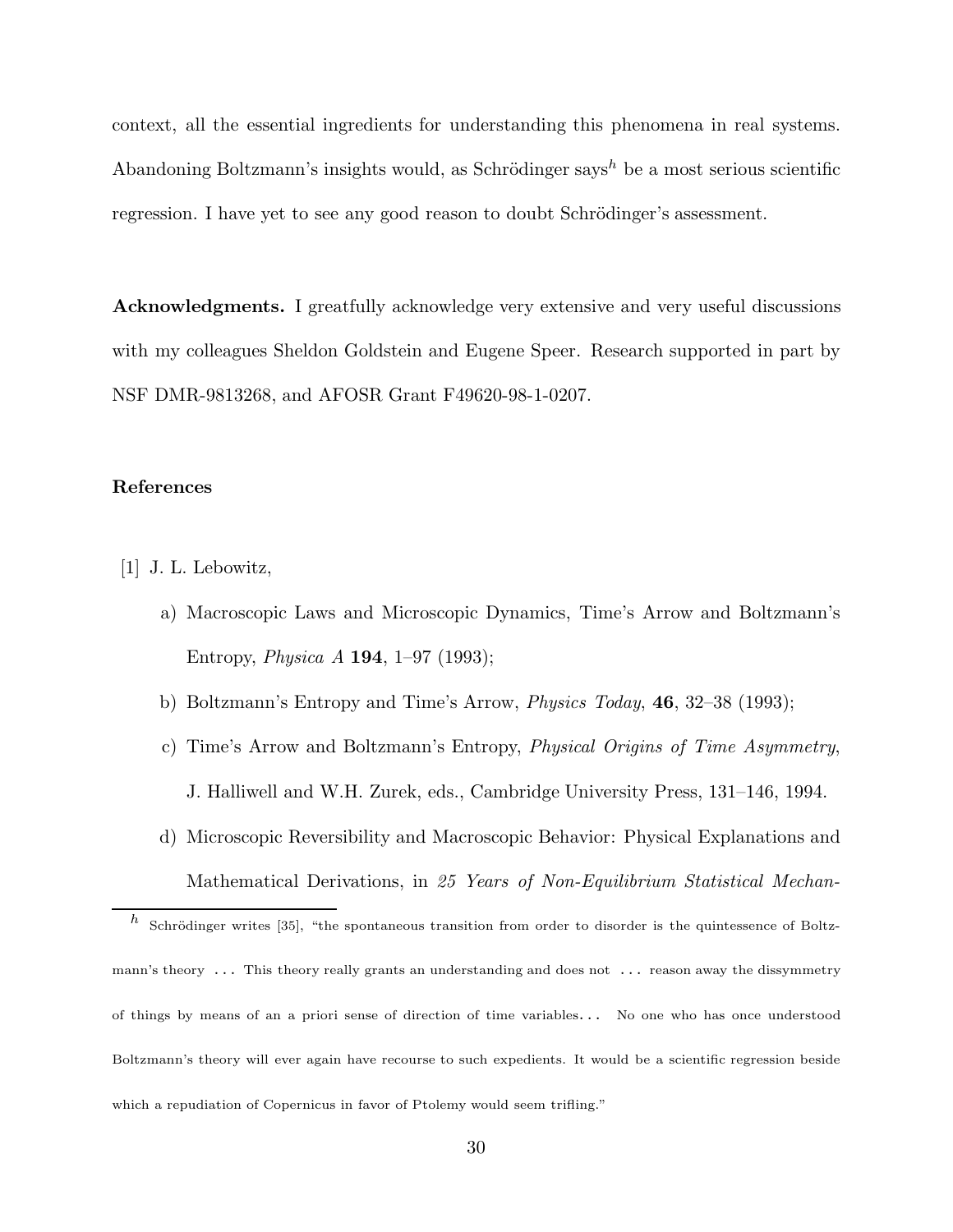context, all the essential ingredients for understanding this phenomena in real systems. Abandoning Boltzmann's insights would, as Schrödinger says[h] be a most serious scientific regression. I have yet to see any good reason to doubt Schrödinger's assessment.

**Acknowledgments.** I greatfully acknowledge very extensive and very useful discussions with my colleagues Sheldon Goldstein and Eugene Speer. Research supported in part by NSF DMR-9813268, and AFOSR Grant F49620-98-1-0207.

## References

[1] J. L. Lebowitz,

a) Macroscopic Laws and Microscopic Dynamics, Time's Arrow and Boltzmann's Entropy, *Physica A* **194**, 1–97 (1993);

b) Boltzmann's Entropy and Time's Arrow, *Physics Today*, **46**, 32–38 (1993);

c) Time's Arrow and Boltzmann's Entropy, *Physical Origins of Time Asymmetry*, J. Halliwell and W.H. Zurek, eds., Cambridge University Press, 131–146, 1994.

d) Microscopic Reversibility and Macroscopic Behavior: Physical Explanations and Mathematical Derivations, in *25 Years of Non-Equilibrium Statistical Mechan-*

[h] Schrödinger writes [35], "the spontaneous transition from order to disorder is the quintessence of Boltzmann's theory ... This theory really grants an understanding and does not ... reason away the dissymmetry of things by means of an a priori sense of direction of time variables... No one who has once understood Boltzmann's theory will ever again have recourse to such expedients. It would be a scientific regression beside which a repudiation of Copernicus in favor of Ptolemy would seem trifling."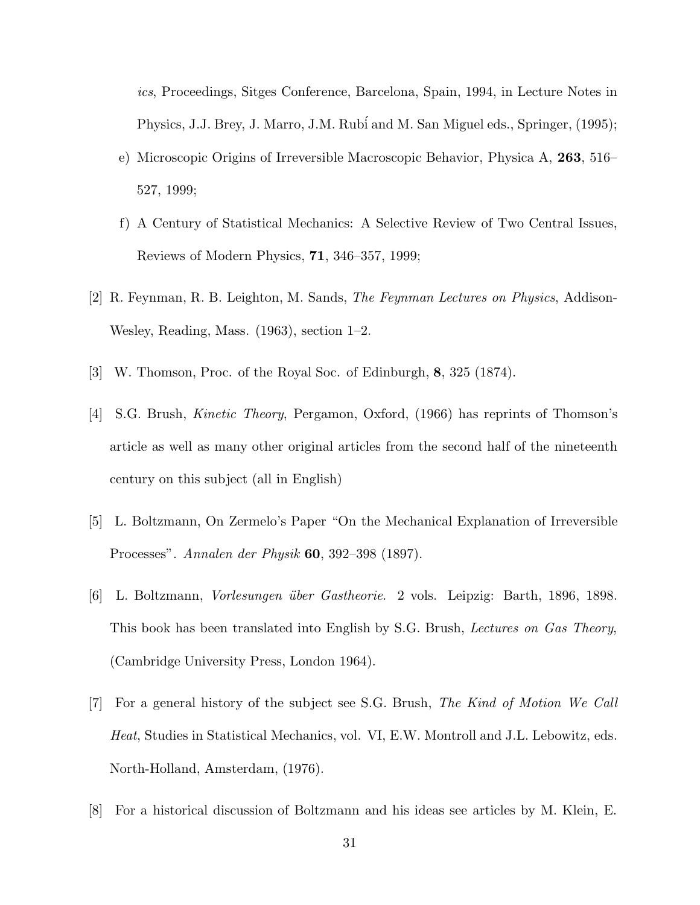*ics*, Proceedings, Sitges Conference, Barcelona, Spain, 1994, in Lecture Notes in Physics, J.J. Brey, J. Marro, J.M. Rubí and M. San Miguel eds., Springer, (1995);

e) Microscopic Origins of Irreversible Macroscopic Behavior, Physica A, **263**, 516–527, 1999;

f) A Century of Statistical Mechanics: A Selective Review of Two Central Issues, Reviews of Modern Physics, **71**, 346–357, 1999;

[2] R. Feynman, R. B. Leighton, M. Sands, *The Feynman Lectures on Physics*, Addison-Wesley, Reading, Mass. (1963), section 1–2.

[3] W. Thomson, Proc. of the Royal Soc. of Edinburgh, **8**, 325 (1874).

[4] S.G. Brush, *Kinetic Theory*, Pergamon, Oxford, (1966) has reprints of Thomson's article as well as many other original articles from the second half of the nineteenth century on this subject (all in English)

[5] L. Boltzmann, On Zermelo's Paper "On the Mechanical Explanation of Irreversible Processes". *Annalen der Physik* **60**, 392–398 (1897).

[6] L. Boltzmann, *Vorlesungen über Gastheorie*. 2 vols. Leipzig: Barth, 1896, 1898. This book has been translated into English by S.G. Brush, *Lectures on Gas Theory*, (Cambridge University Press, London 1964).

[7] For a general history of the subject see S.G. Brush, *The Kind of Motion We Call Heat*, Studies in Statistical Mechanics, vol. VI, E.W. Montroll and J.L. Lebowitz, eds. North-Holland, Amsterdam, (1976).

[8] For a historical discussion of Boltzmann and his ideas see articles by M. Klein, E.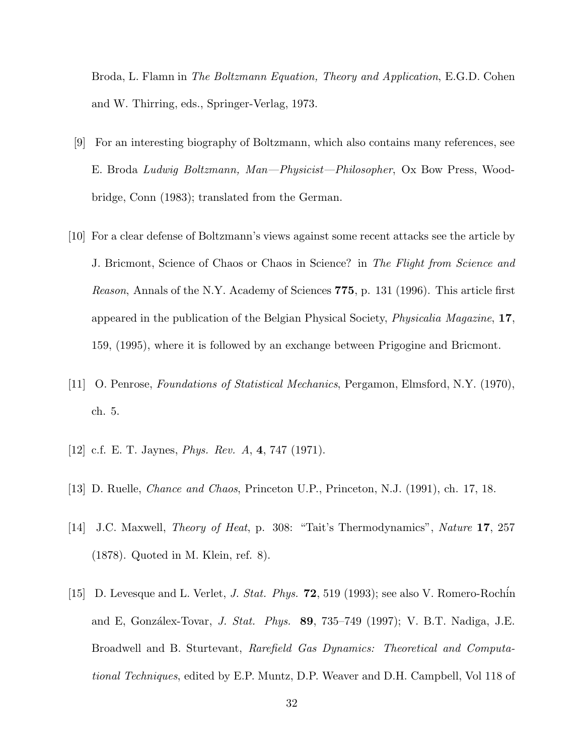Broda, L. Flamn in *The Boltzmann Equation, Theory and Application*, E.G.D. Cohen and W. Thirring, eds., Springer-Verlag, 1973.

[9] For an interesting biography of Boltzmann, which also contains many references, see E. Broda *Ludwig Boltzmann, Man—Physicist—Philosopher*, Ox Bow Press, Woodbridge, Conn (1983); translated from the German.

[10] For a clear defense of Boltzmann's views against some recent attacks see the article by J. Bricmont, Science of Chaos or Chaos in Science? in *The Flight from Science and Reason*, Annals of the N.Y. Academy of Sciences **775**, p. 131 (1996). This article first appeared in the publication of the Belgian Physical Society, *Physicalia Magazine*, **17**, 159, (1995), where it is followed by an exchange between Prigogine and Bricmont.

[11] O. Penrose, *Foundations of Statistical Mechanics*, Pergamon, Elmsford, N.Y. (1970), ch. 5.

[12] c.f. E. T. Jaynes, *Phys. Rev. A*, **4**, 747 (1971).

[13] D. Ruelle, *Chance and Chaos*, Princeton U.P., Princeton, N.J. (1991), ch. 17, 18.

[14] J.C. Maxwell, *Theory of Heat*, p. 308: "Tait's Thermodynamics", *Nature* **17**, 257 (1878). Quoted in M. Klein, ref. 8).

[15] D. Levesque and L. Verlet, *J. Stat. Phys.* **72**, 519 (1993); see also V. Romero-Rochín and E, Gonzálex-Tovar, *J. Stat. Phys.* **89**, 735–749 (1997); V. B.T. Nadiga, J.E. Broadwell and B. Sturtevant, *Rarefield Gas Dynamics: Theoretical and Computational Techniques*, edited by E.P. Muntz, D.P. Weaver and D.H. Campbell, Vol 118 of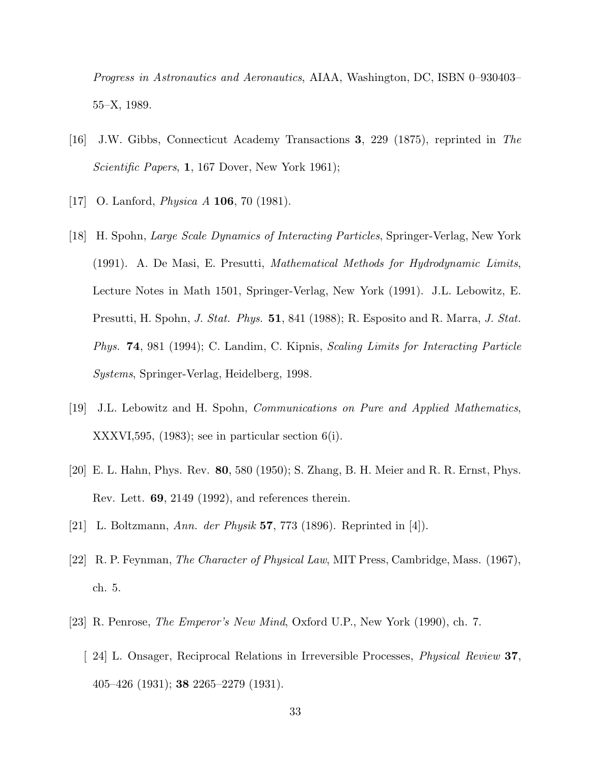*Progress in Astronautics and Aeronautics*, AIAA, Washington, DC, ISBN 0–930403–55–X, 1989.

[16] J.W. Gibbs, Connecticut Academy Transactions **3**, 229 (1875), reprinted in *The Scientific Papers*, **1**, 167 Dover, New York 1961);

[17] O. Lanford, *Physica A* **106**, 70 (1981).

[18] H. Spohn, *Large Scale Dynamics of Interacting Particles*, Springer-Verlag, New York (1991). A. De Masi, E. Presutti, *Mathematical Methods for Hydrodynamic Limits*, Lecture Notes in Math 1501, Springer-Verlag, New York (1991). J.L. Lebowitz, E. Presutti, H. Spohn, *J. Stat. Phys.* **51**, 841 (1988); R. Esposito and R. Marra, *J. Stat. Phys.* **74**, 981 (1994); C. Landim, C. Kipnis, *Scaling Limits for Interacting Particle Systems*, Springer-Verlag, Heidelberg, 1998.

[19] J.L. Lebowitz and H. Spohn, *Communications on Pure and Applied Mathematics*, XXXVI,595, (1983); see in particular section 6(i).

[20] E. L. Hahn, Phys. Rev. **80**, 580 (1950); S. Zhang, B. H. Meier and R. R. Ernst, Phys. Rev. Lett. **69**, 2149 (1992), and references therein.

[21] L. Boltzmann, *Ann. der Physik* **57**, 773 (1896). Reprinted in [4]).

[22] R. P. Feynman, *The Character of Physical Law*, MIT Press, Cambridge, Mass. (1967), ch. 5.

[23] R. Penrose, *The Emperor's New Mind*, Oxford U.P., New York (1990), ch. 7.

[ 24] L. Onsager, Reciprocal Relations in Irreversible Processes, *Physical Review* **37**, 405–426 (1931); **38** 2265–2279 (1931).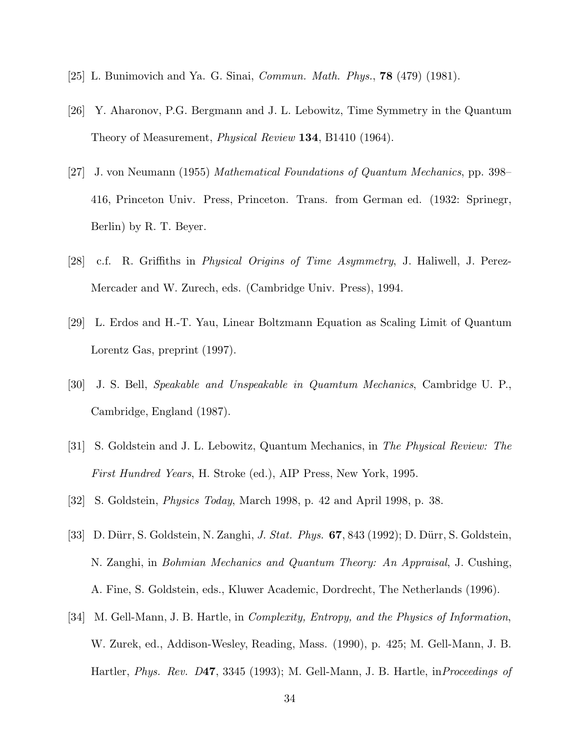[25] L. Bunimovich and Ya. G. Sinai, *Commun. Math. Phys.*, **78** (479) (1981).

[26] Y. Aharonov, P.G. Bergmann and J. L. Lebowitz, Time Symmetry in the Quantum Theory of Measurement, *Physical Review* **134**, B1410 (1964).

[27] J. von Neumann (1955) *Mathematical Foundations of Quantum Mechanics*, pp. 398–416, Princeton Univ. Press, Princeton. Trans. from German ed. (1932: Sprinegr, Berlin) by R. T. Beyer.

[28] c.f. R. Griffiths in *Physical Origins of Time Asymmetry*, J. Haliwell, J. Perez-Mercader and W. Zurech, eds. (Cambridge Univ. Press), 1994.

[29] L. Erdos and H.-T. Yau, Linear Boltzmann Equation as Scaling Limit of Quantum Lorentz Gas, preprint (1997).

[30] J. S. Bell, *Speakable and Unspeakable in Quamtum Mechanics*, Cambridge U. P., Cambridge, England (1987).

[31] S. Goldstein and J. L. Lebowitz, Quantum Mechanics, in *The Physical Review: The First Hundred Years*, H. Stroke (ed.), AIP Press, New York, 1995.

[32] S. Goldstein, *Physics Today*, March 1998, p. 42 and April 1998, p. 38.

[33] D. Dürr, S. Goldstein, N. Zanghi, *J. Stat. Phys.* **67**, 843 (1992); D. Dürr, S. Goldstein, N. Zanghi, in *Bohmian Mechanics and Quantum Theory: An Appraisal*, J. Cushing, A. Fine, S. Goldstein, eds., Kluwer Academic, Dordrecht, The Netherlands (1996).

[34] M. Gell-Mann, J. B. Hartle, in *Complexity, Entropy, and the Physics of Information*, W. Zurek, ed., Addison-Wesley, Reading, Mass. (1990), p. 425; M. Gell-Mann, J. B. Hartler, *Phys. Rev. D***47**, 3345 (1993); M. Gell-Mann, J. B. Hartle, in*Proceedings of*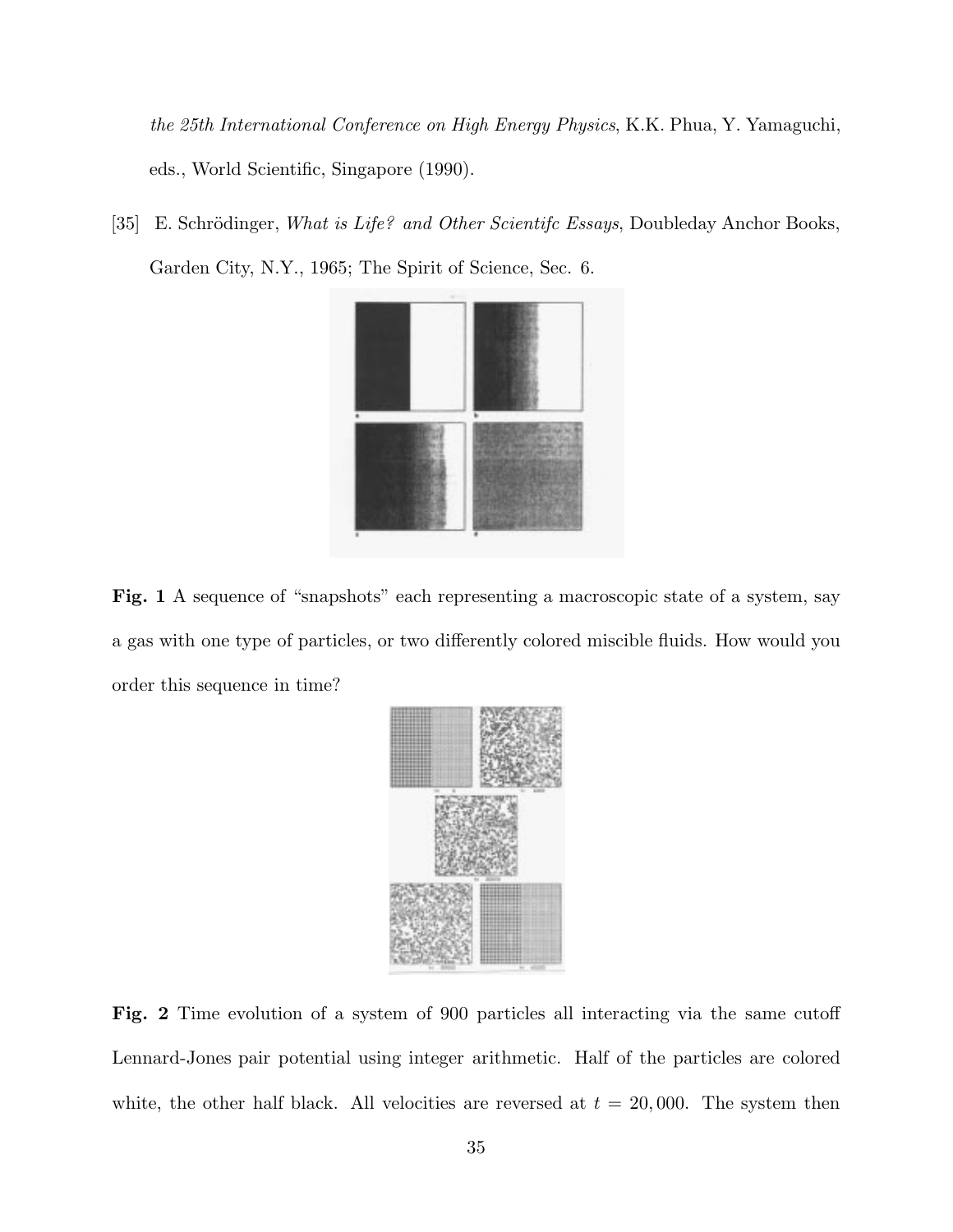the 25th International Conference on High Energy Physics, K.K. Phua, Y. Yamaguchi, eds., World Scientific, Singapore (1990).

[35] E. Schrödinger, *What is Life? and Other Scientifc Essays*, Doubleday Anchor Books, Garden City, N.Y., 1965; The Spirit of Science, Sec. 6.

**Fig. 1** A sequence of "snapshots" each representing a macroscopic state of a system, say a gas with one type of particles, or two differently colored miscible fluids. How would you order this sequence in time?

**Fig. 2** Time evolution of a system of 900 particles all interacting via the same cutoff Lennard-Jones pair potential using integer arithmetic. Half of the particles are colored white, the other half black. All velocities are reversed at $t = 20,000$. The system then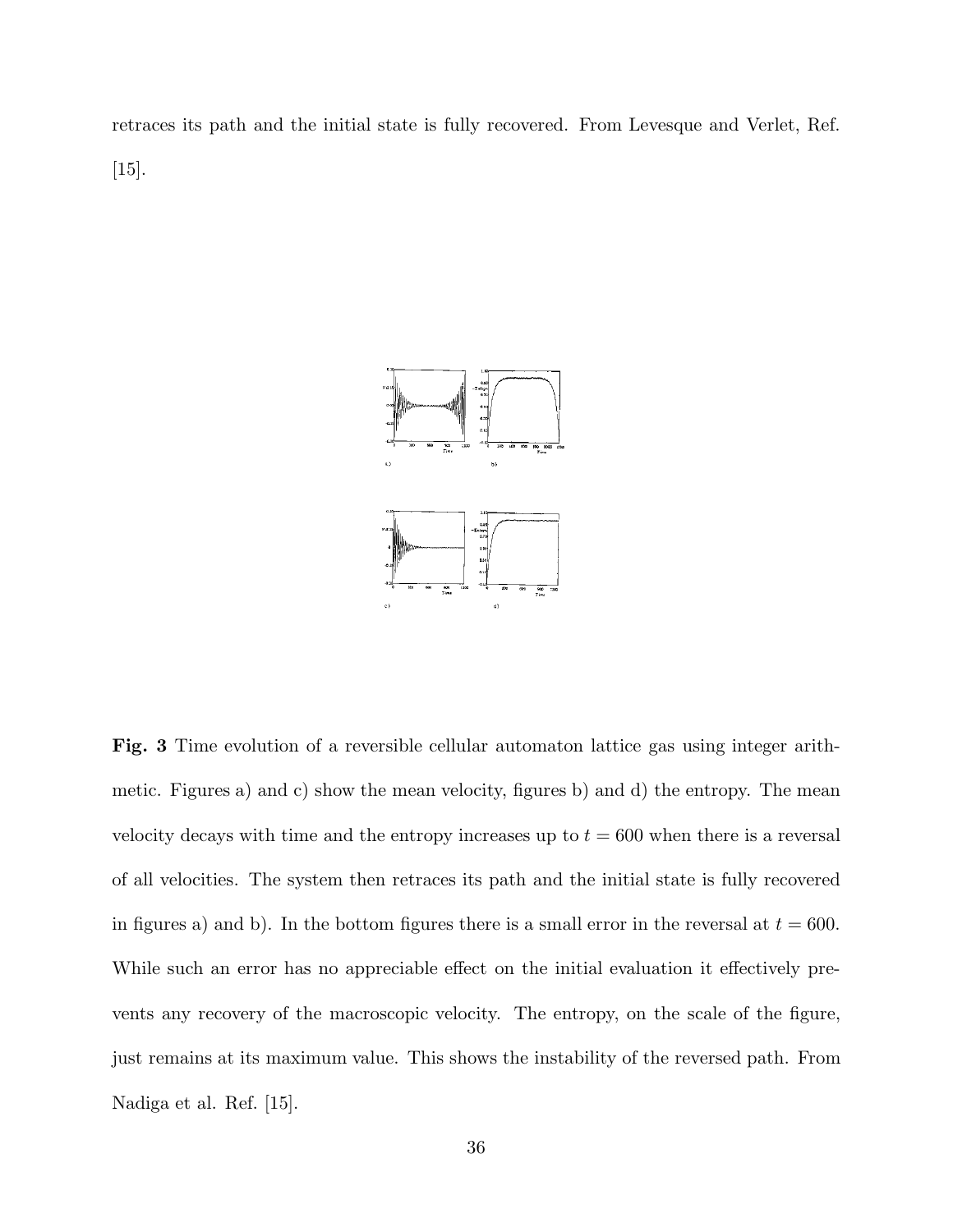retraces its path and the initial state is fully recovered. From Levesque and Verlet, Ref. [15].

**Fig. 3** Time evolution of a reversible cellular automaton lattice gas using integer arithmetic. Figures a) and c) show the mean velocity, figures b) and d) the entropy. The mean velocity decays with time and the entropy increases up to $t = 600$ when there is a reversal of all velocities. The system then retraces its path and the initial state is fully recovered in figures a) and b). In the bottom figures there is a small error in the reversal at $t = 600$. While such an error has no appreciable effect on the initial evaluation it effectively prevents any recovery of the macroscopic velocity. The entropy, on the scale of the figure, just remains at its maximum value. This shows the instability of the reversed path. From Nadiga et al. Ref. [15].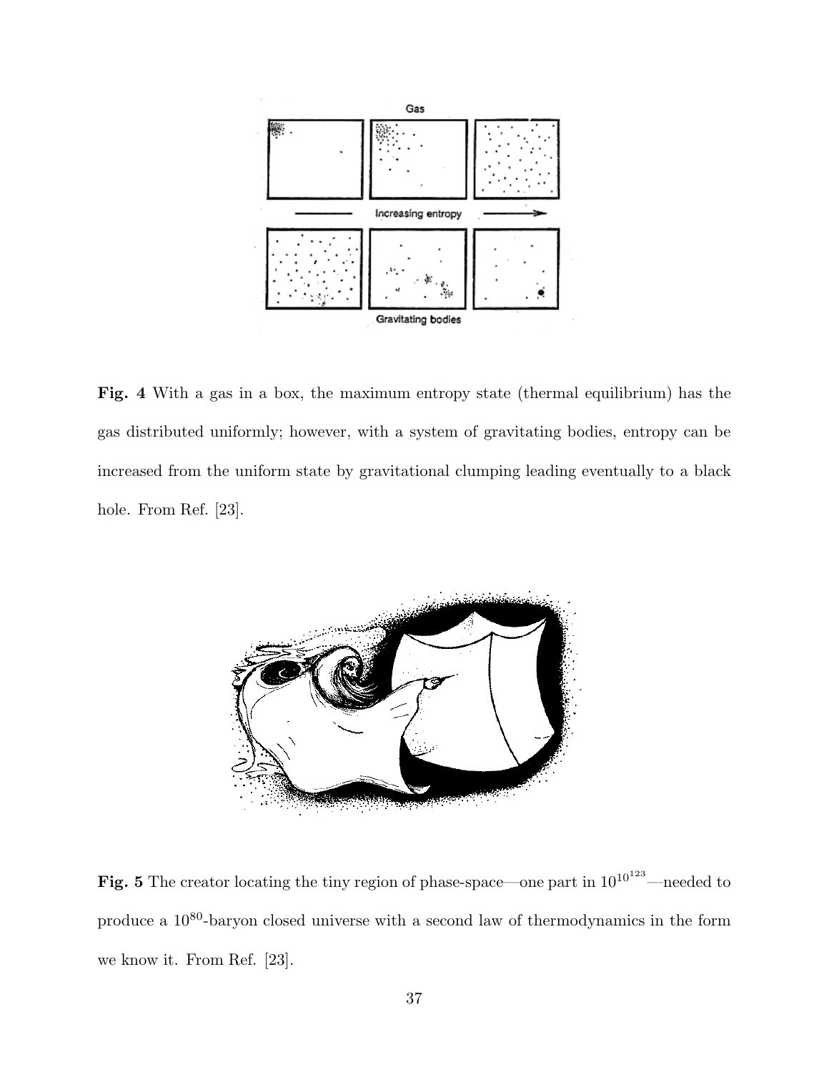**Fig. 4** With a gas in a box, the maximum entropy state (thermal equilibrium) has the gas distributed uniformly; however, with a system of gravitating bodies, entropy can be increased from the uniform state by gravitational clumping leading eventually to a black hole. From Ref. [23].

**Fig. 5** The creator locating the tiny region of phase-space—one part in $10^{10^{123}}$—needed to produce a $10^{80}$-baryon closed universe with a second law of thermodynamics in the form we know it. From Ref. [23].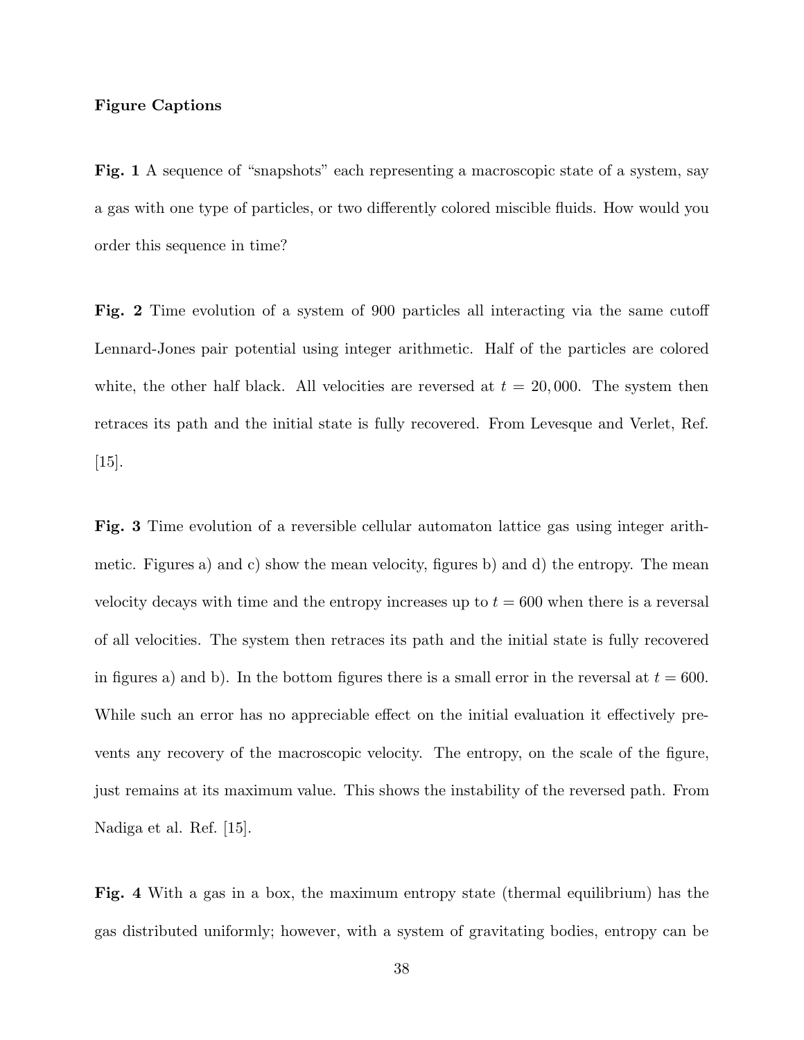**Figure Captions**

**Fig. 1** A sequence of "snapshots" each representing a macroscopic state of a system, say a gas with one type of particles, or two differently colored miscible fluids. How would you order this sequence in time?

**Fig. 2** Time evolution of a system of 900 particles all interacting via the same cutoff Lennard-Jones pair potential using integer arithmetic. Half of the particles are colored white, the other half black. All velocities are reversed at $t = 20,000$. The system then retraces its path and the initial state is fully recovered. From Levesque and Verlet, Ref. [15].

**Fig. 3** Time evolution of a reversible cellular automaton lattice gas using integer arithmetic. Figures a) and c) show the mean velocity, figures b) and d) the entropy. The mean velocity decays with time and the entropy increases up to $t = 600$ when there is a reversal of all velocities. The system then retraces its path and the initial state is fully recovered in figures a) and b). In the bottom figures there is a small error in the reversal at $t = 600$. While such an error has no appreciable effect on the initial evaluation it effectively prevents any recovery of the macroscopic velocity. The entropy, on the scale of the figure, just remains at its maximum value. This shows the instability of the reversed path. From Nadiga et al. Ref. [15].

**Fig. 4** With a gas in a box, the maximum entropy state (thermal equilibrium) has the gas distributed uniformly; however, with a system of gravitating bodies, entropy can be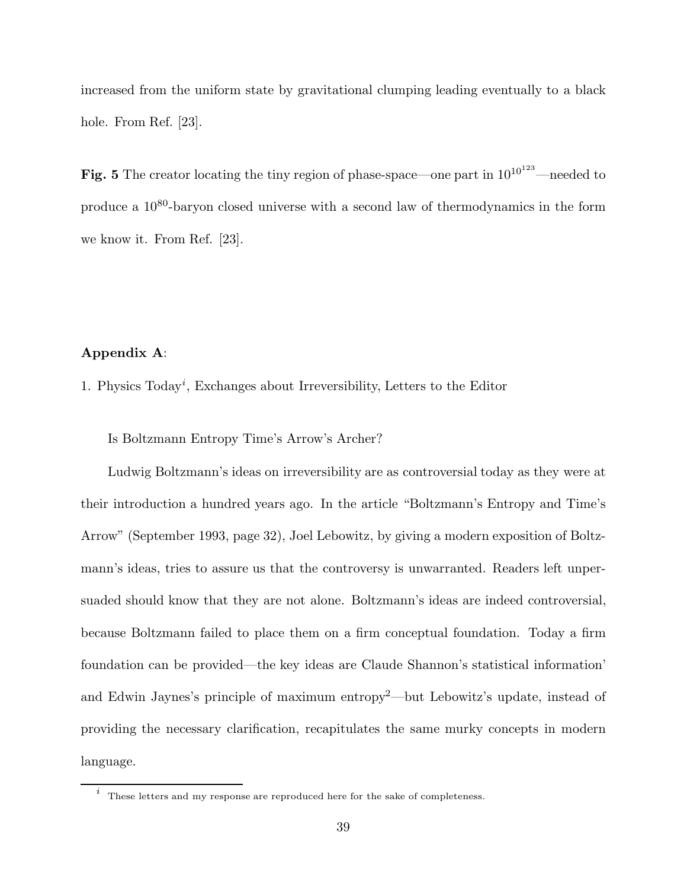increased from the uniform state by gravitational clumping leading eventually to a black hole. From Ref. [23].

**Fig. 5** The creator locating the tiny region of phase-space—one part in $10^{10^{123}}$—needed to produce a $10^{80}$-baryon closed universe with a second law of thermodynamics in the form we know it. From Ref. [23].

**Appendix A**:

1. Physics Today[i], Exchanges about Irreversibility, Letters to the Editor

Is Boltzmann Entropy Time's Arrow's Archer?

Ludwig Boltzmann's ideas on irreversibility are as controversial today as they were at their introduction a hundred years ago. In the article "Boltzmann's Entropy and Time's Arrow" (September 1993, page 32), Joel Lebowitz, by giving a modern exposition of Boltzmann's ideas, tries to assure us that the controversy is unwarranted. Readers left unpersuaded should know that they are not alone. Boltzmann's ideas are indeed controversial, because Boltzmann failed to place them on a firm conceptual foundation. Today a firm foundation can be provided—the key ideas are Claude Shannon's statistical information' and Edwin Jaynes's principle of maximum entropy[2]—but Lebowitz's update, instead of providing the necessary clarification, recapitulates the same murky concepts in modern language.

[i] These letters and my response are reproduced here for the sake of completeness.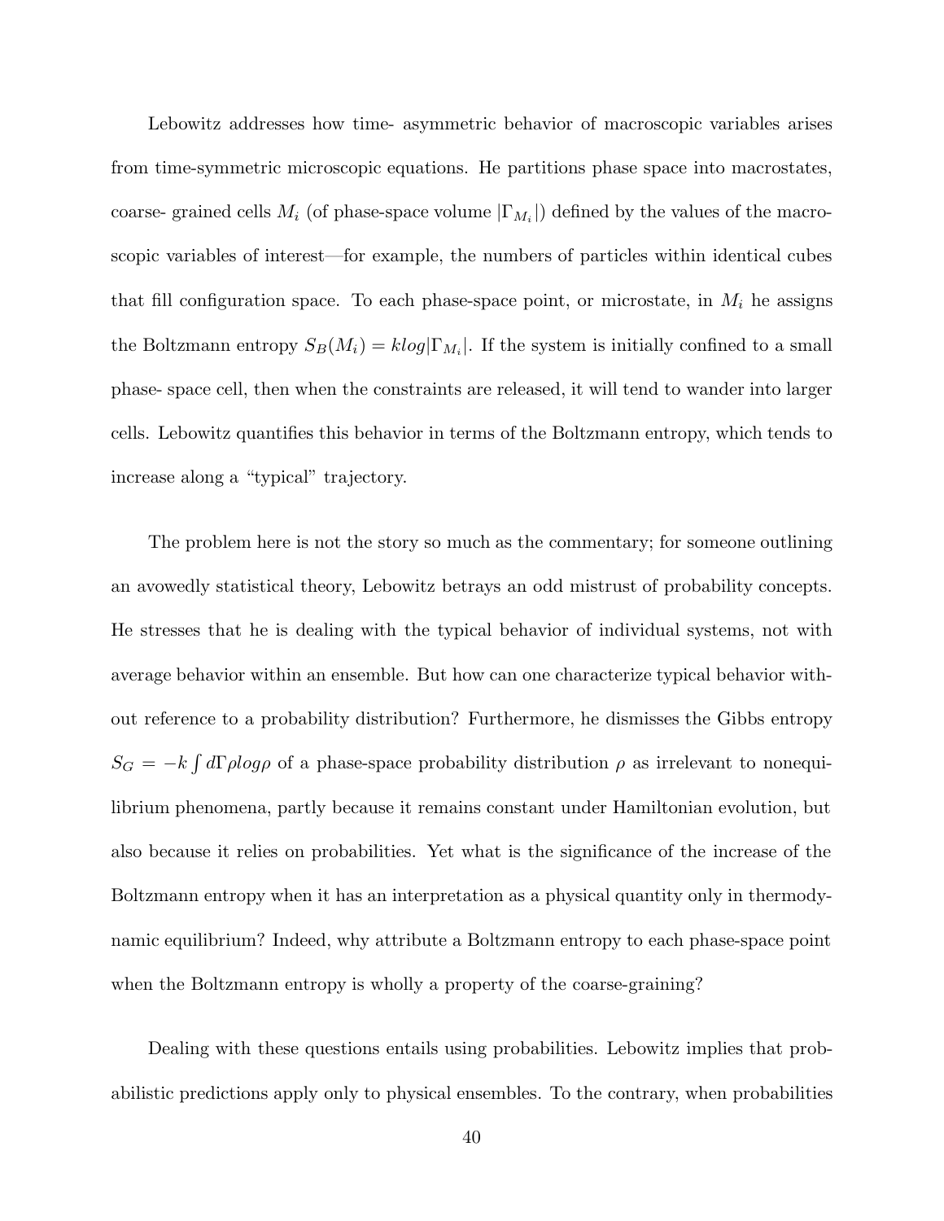Lebowitz addresses how time- asymmetric behavior of macroscopic variables arises from time-symmetric microscopic equations. He partitions phase space into macrostates, coarse- grained cells $M_i$ (of phase-space volume $|\Gamma_{M_i}|$) defined by the values of the macroscopic variables of interest—for example, the numbers of particles within identical cubes that fill configuration space. To each phase-space point, or microstate, in $M_i$ he assigns the Boltzmann entropy $S_B(M_i) = klog|\Gamma_{M_i}|$. If the system is initially confined to a small phase- space cell, then when the constraints are released, it will tend to wander into larger cells. Lebowitz quantifies this behavior in terms of the Boltzmann entropy, which tends to increase along a "typical" trajectory.

The problem here is not the story so much as the commentary; for someone outlining an avowedly statistical theory, Lebowitz betrays an odd mistrust of probability concepts. He stresses that he is dealing with the typical behavior of individual systems, not with average behavior within an ensemble. But how can one characterize typical behavior without reference to a probability distribution? Furthermore, he dismisses the Gibbs entropy $S_G = -k \int d\Gamma \rho log \rho$ of a phase-space probability distribution $\rho$ as irrelevant to nonequilibrium phenomena, partly because it remains constant under Hamiltonian evolution, but also because it relies on probabilities. Yet what is the significance of the increase of the Boltzmann entropy when it has an interpretation as a physical quantity only in thermodynamic equilibrium? Indeed, why attribute a Boltzmann entropy to each phase-space point when the Boltzmann entropy is wholly a property of the coarse-graining?

Dealing with these questions entails using probabilities. Lebowitz implies that probabilistic predictions apply only to physical ensembles. To the contrary, when probabilities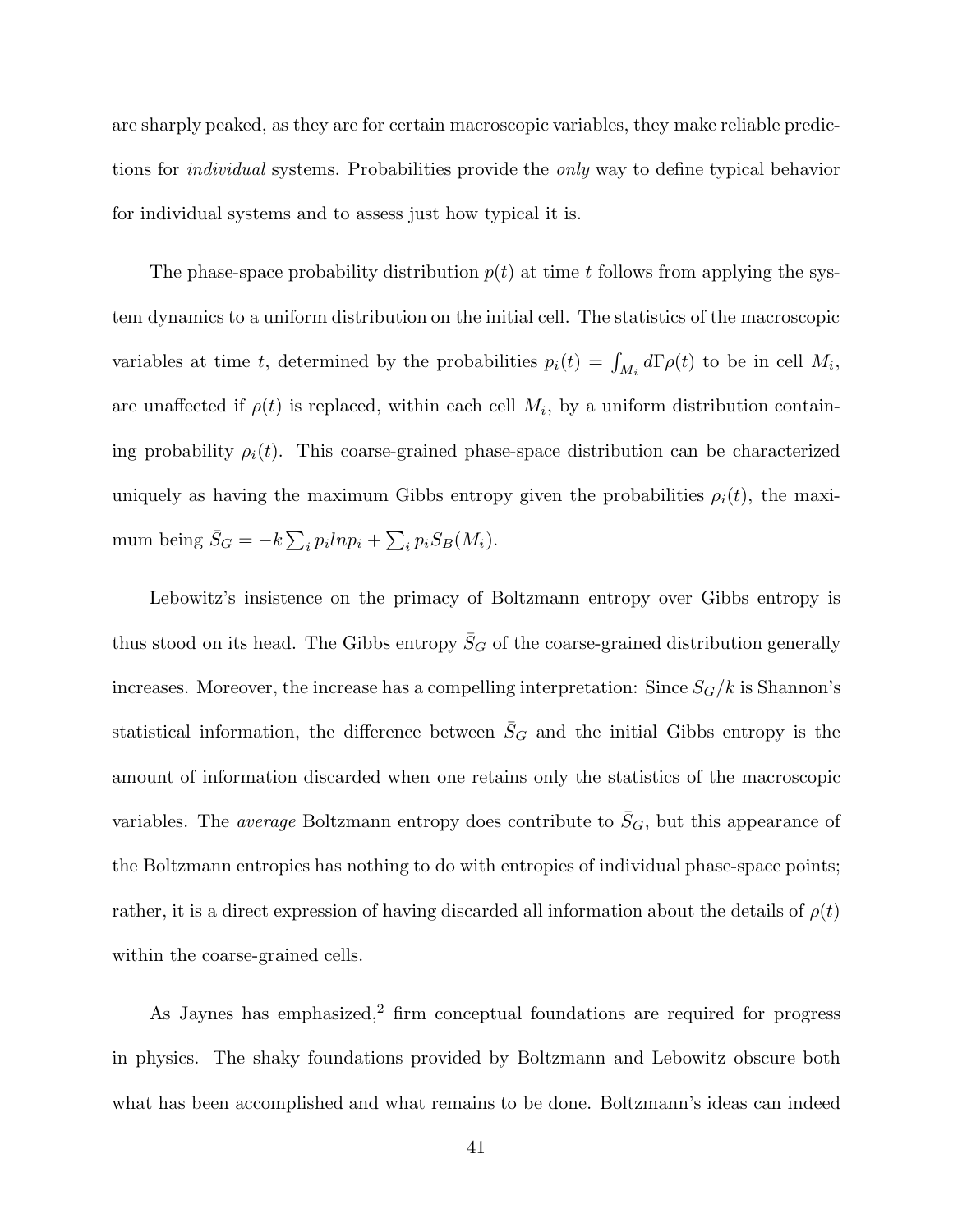are sharply peaked, as they are for certain macroscopic variables, they make reliable predictions for *individual* systems. Probabilities provide the *only* way to define typical behavior for individual systems and to assess just how typical it is.

The phase-space probability distribution $p(t)$ at time $t$ follows from applying the system dynamics to a uniform distribution on the initial cell. The statistics of the macroscopic variables at time $t$, determined by the probabilities $p_i(t) = \int_{M_i} d\Gamma \rho(t)$ to be in cell $M_i$, are unaffected if $\rho(t)$ is replaced, within each cell $M_i$, by a uniform distribution containing probability $\rho_i(t)$. This coarse-grained phase-space distribution can be characterized uniquely as having the maximum Gibbs entropy given the probabilities $\rho_i(t)$, the maximum being $\bar{S}_G = -k \sum_i p_i ln p_i + \sum_i p_i S_B(M_i)$.

Lebowitz's insistence on the primacy of Boltzmann entropy over Gibbs entropy is thus stood on its head. The Gibbs entropy $\bar{S}_G$ of the coarse-grained distribution generally increases. Moreover, the increase has a compelling interpretation: Since $S_G/k$ is Shannon's statistical information, the difference between $\bar{S}_G$ and the initial Gibbs entropy is the amount of information discarded when one retains only the statistics of the macroscopic variables. The *average* Boltzmann entropy does contribute to $\bar{S}_G$, but this appearance of the Boltzmann entropies has nothing to do with entropies of individual phase-space points; rather, it is a direct expression of having discarded all information about the details of $\rho(t)$ within the coarse-grained cells.

As Jaynes has emphasized,[2] firm conceptual foundations are required for progress in physics. The shaky foundations provided by Boltzmann and Lebowitz obscure both what has been accomplished and what remains to be done. Boltzmann's ideas can indeed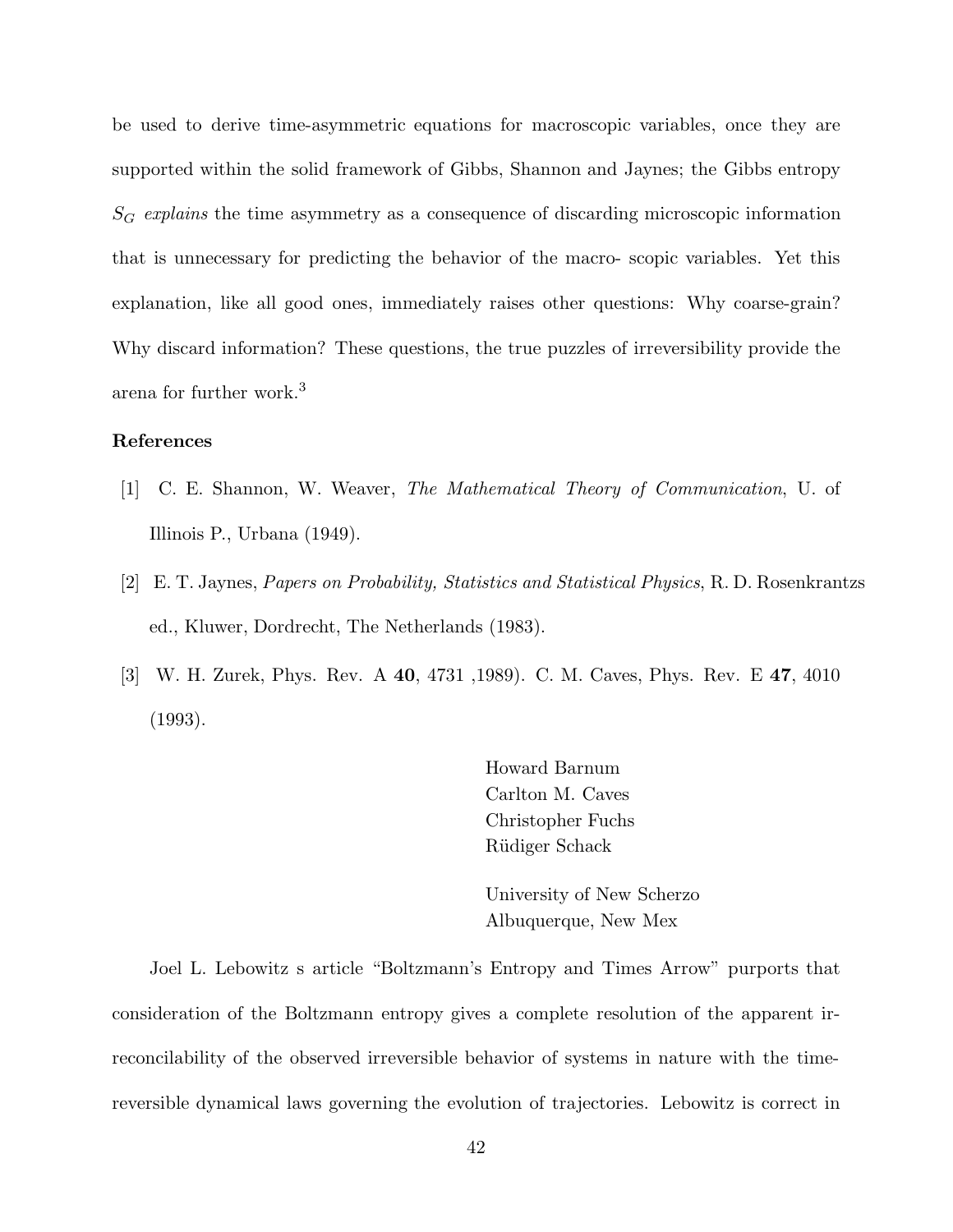be used to derive time-asymmetric equations for macroscopic variables, once they are supported within the solid framework of Gibbs, Shannon and Jaynes; the Gibbs entropy $S_G$ *explains* the time asymmetry as a consequence of discarding microscopic information that is unnecessary for predicting the behavior of the macro- scopic variables. Yet this explanation, like all good ones, immediately raises other questions: Why coarse-grain? Why discard information? These questions, the true puzzles of irreversibility provide the arena for further work.[3]

**References**

[1] C. E. Shannon, W. Weaver, *The Mathematical Theory of Communication*, U. of Illinois P., Urbana (1949).

[2] E. T. Jaynes, *Papers on Probability, Statistics and Statistical Physics*, R. D. Rosenkrantzs ed., Kluwer, Dordrecht, The Netherlands (1983).

[3] W. H. Zurek, Phys. Rev. A **40**, 4731 ,1989). C. M. Caves, Phys. Rev. E **47**, 4010 (1993).

Howard Barnum
Carlton M. Caves
Christopher Fuchs
Rüdiger Schack

University of New Scherzo
Albuquerque, New Mex

Joel L. Lebowitz s article "Boltzmann's Entropy and Times Arrow" purports that consideration of the Boltzmann entropy gives a complete resolution of the apparent irreconcilability of the observed irreversible behavior of systems in nature with the time-reversible dynamical laws governing the evolution of trajectories. Lebowitz is correct in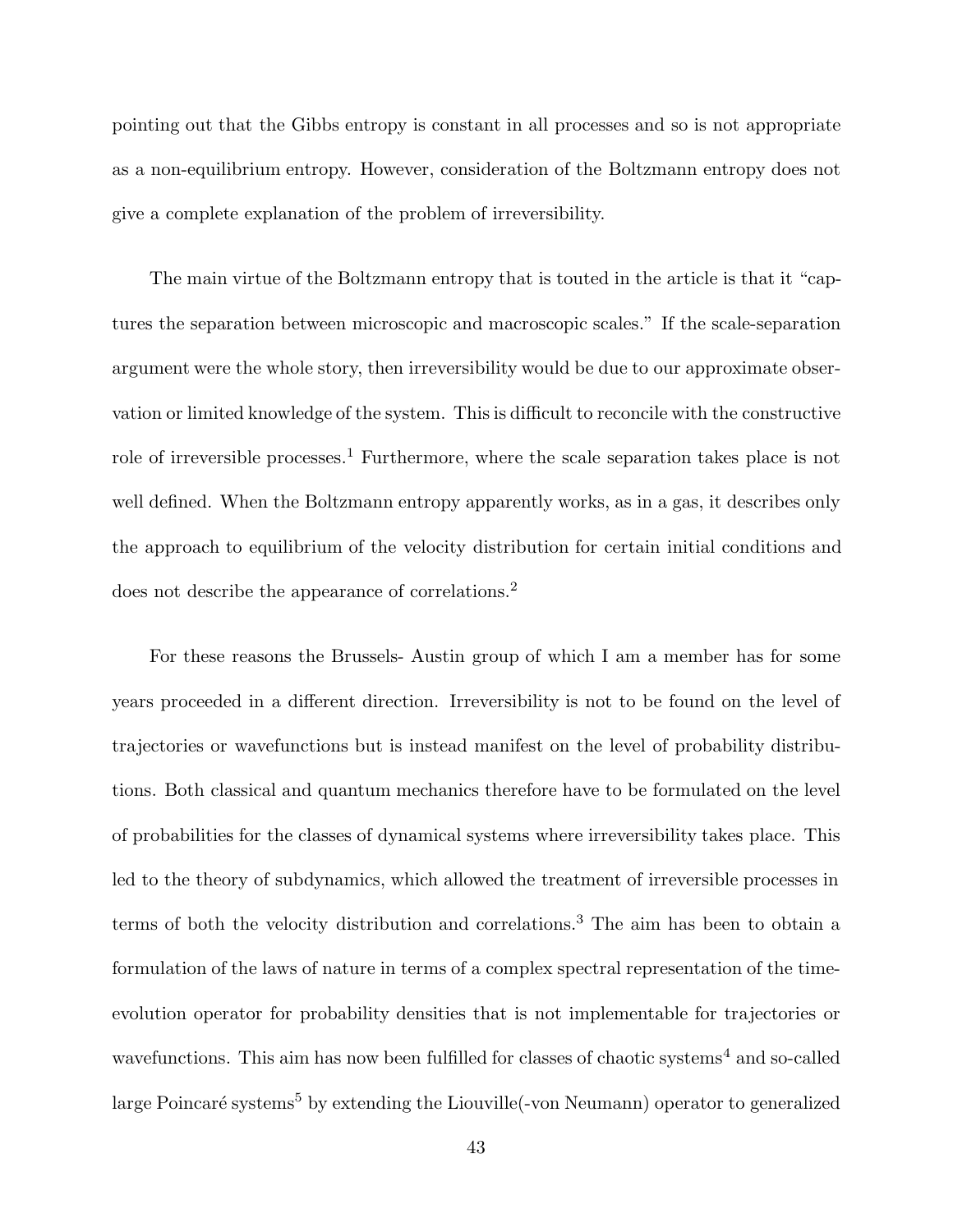pointing out that the Gibbs entropy is constant in all processes and so is not appropriate as a non-equilibrium entropy. However, consideration of the Boltzmann entropy does not give a complete explanation of the problem of irreversibility.

The main virtue of the Boltzmann entropy that is touted in the article is that it "captures the separation between microscopic and macroscopic scales." If the scale-separation argument were the whole story, then irreversibility would be due to our approximate observation or limited knowledge of the system. This is difficult to reconcile with the constructive role of irreversible processes.[1] Furthermore, where the scale separation takes place is not well defined. When the Boltzmann entropy apparently works, as in a gas, it describes only the approach to equilibrium of the velocity distribution for certain initial conditions and does not describe the appearance of correlations.[2]

For these reasons the Brussels- Austin group of which I am a member has for some years proceeded in a different direction. Irreversibility is not to be found on the level of trajectories or wavefunctions but is instead manifest on the level of probability distributions. Both classical and quantum mechanics therefore have to be formulated on the level of probabilities for the classes of dynamical systems where irreversibility takes place. This led to the theory of subdynamics, which allowed the treatment of irreversible processes in terms of both the velocity distribution and correlations.[3] The aim has been to obtain a formulation of the laws of nature in terms of a complex spectral representation of the time-evolution operator for probability densities that is not implementable for trajectories or wavefunctions. This aim has now been fulfilled for classes of chaotic systems[4] and so-called large Poincaré systems[5] by extending the Liouville(-von Neumann) operator to generalized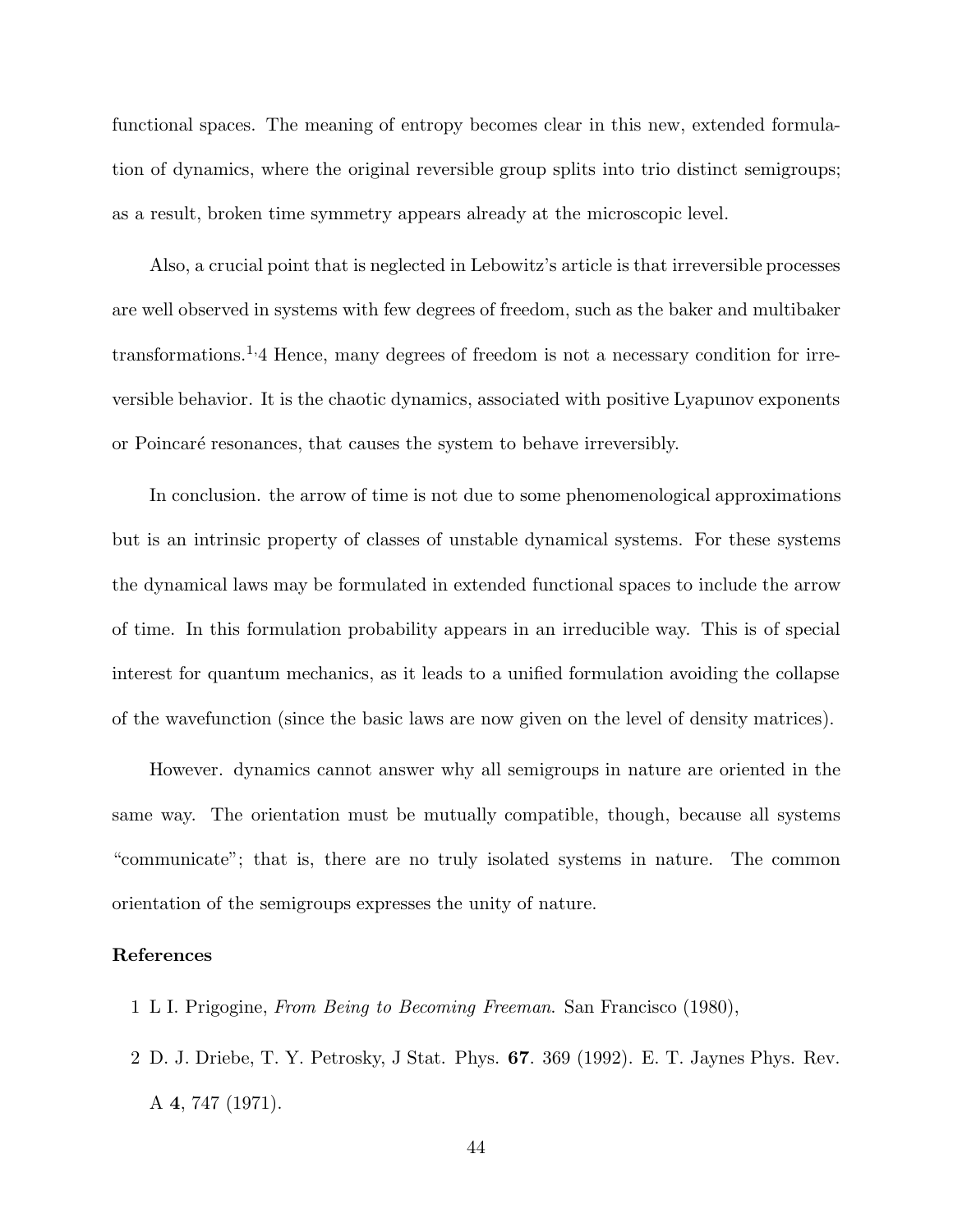functional spaces. The meaning of entropy becomes clear in this new, extended formulation of dynamics, where the original reversible group splits into trio distinct semigroups; as a result, broken time symmetry appears already at the microscopic level.

Also, a crucial point that is neglected in Lebowitz's article is that irreversible processes are well observed in systems with few degrees of freedom, such as the baker and multibaker transformations.[1,4] Hence, many degrees of freedom is not a necessary condition for irreversible behavior. It is the chaotic dynamics, associated with positive Lyapunov exponents or Poincaré resonances, that causes the system to behave irreversibly.

In conclusion. the arrow of time is not due to some phenomenological approximations but is an intrinsic property of classes of unstable dynamical systems. For these systems the dynamical laws may be formulated in extended functional spaces to include the arrow of time. In this formulation probability appears in an irreducible way. This is of special interest for quantum mechanics, as it leads to a unified formulation avoiding the collapse of the wavefunction (since the basic laws are now given on the level of density matrices).

However. dynamics cannot answer why all semigroups in nature are oriented in the same way. The orientation must be mutually compatible, though, because all systems "communicate"; that is, there are no truly isolated systems in nature. The common orientation of the semigroups expresses the unity of nature.

**References**

1 L I. Prigogine, *From Being to Becoming Freeman.* San Francisco (1980),

2 D. J. Driebe, T. Y. Petrosky, J Stat. Phys. **67**. 369 (1992). E. T. Jaynes Phys. Rev. A **4**, 747 (1971).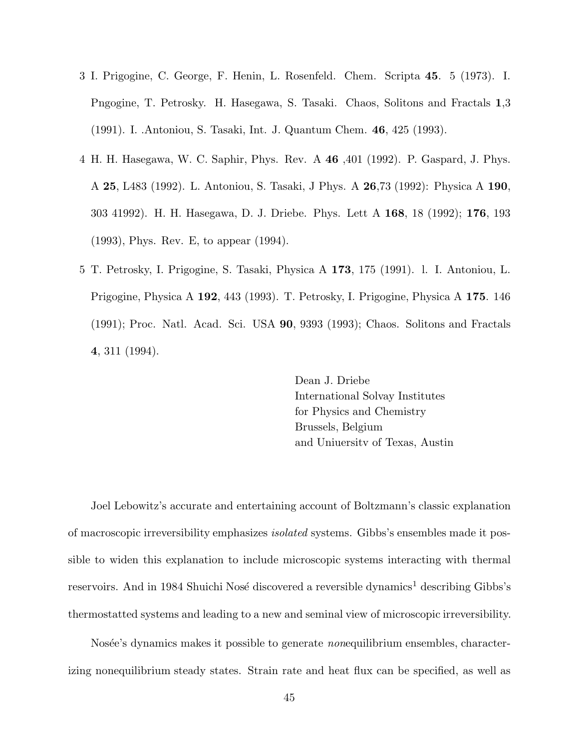3 I. Prigogine, C. George, F. Henin, L. Rosenfeld. Chem. Scripta **45**. 5 (1973). I. Pngogine, T. Petrosky. H. Hasegawa, S. Tasaki. Chaos, Solitons and Fractals **1**,3 (1991). I. .Antoniou, S. Tasaki, Int. J. Quantum Chem. **46**, 425 (1993).

4 H. H. Hasegawa, W. C. Saphir, Phys. Rev. A **46** ,401 (1992). P. Gaspard, J. Phys. A **25**, L483 (1992). L. Antoniou, S. Tasaki, J Phys. A **26**,73 (1992): Physica A **190**, 303 41992). H. H. Hasegawa, D. J. Driebe. Phys. Lett A **168**, 18 (1992); **176**, 193 (1993), Phys. Rev. E, to appear (1994).

5 T. Petrosky, I. Prigogine, S. Tasaki, Physica A **173**, 175 (1991). l. I. Antoniou, L. Prigogine, Physica A **192**, 443 (1993). T. Petrosky, I. Prigogine, Physica A **175**. 146 (1991); Proc. Natl. Acad. Sci. USA **90**, 9393 (1993); Chaos. Solitons and Fractals **4**, 311 (1994).

Dean J. Driebe
International Solvay Institutes
for Physics and Chemistry
Brussels, Belgium
and Uniuersitv of Texas, Austin

Joel Lebowitz's accurate and entertaining account of Boltzmann's classic explanation of macroscopic irreversibility emphasizes *isolated* systems. Gibbs's ensembles made it possible to widen this explanation to include microscopic systems interacting with thermal reservoirs. And in 1984 Shuichi Nosé discovered a reversible dynamics[1] describing Gibbs's thermostatted systems and leading to a new and seminal view of microscopic irreversibility.

Nosée's dynamics makes it possible to generate *non*equilibrium ensembles, characterizing nonequilibrium steady states. Strain rate and heat flux can be specified, as well as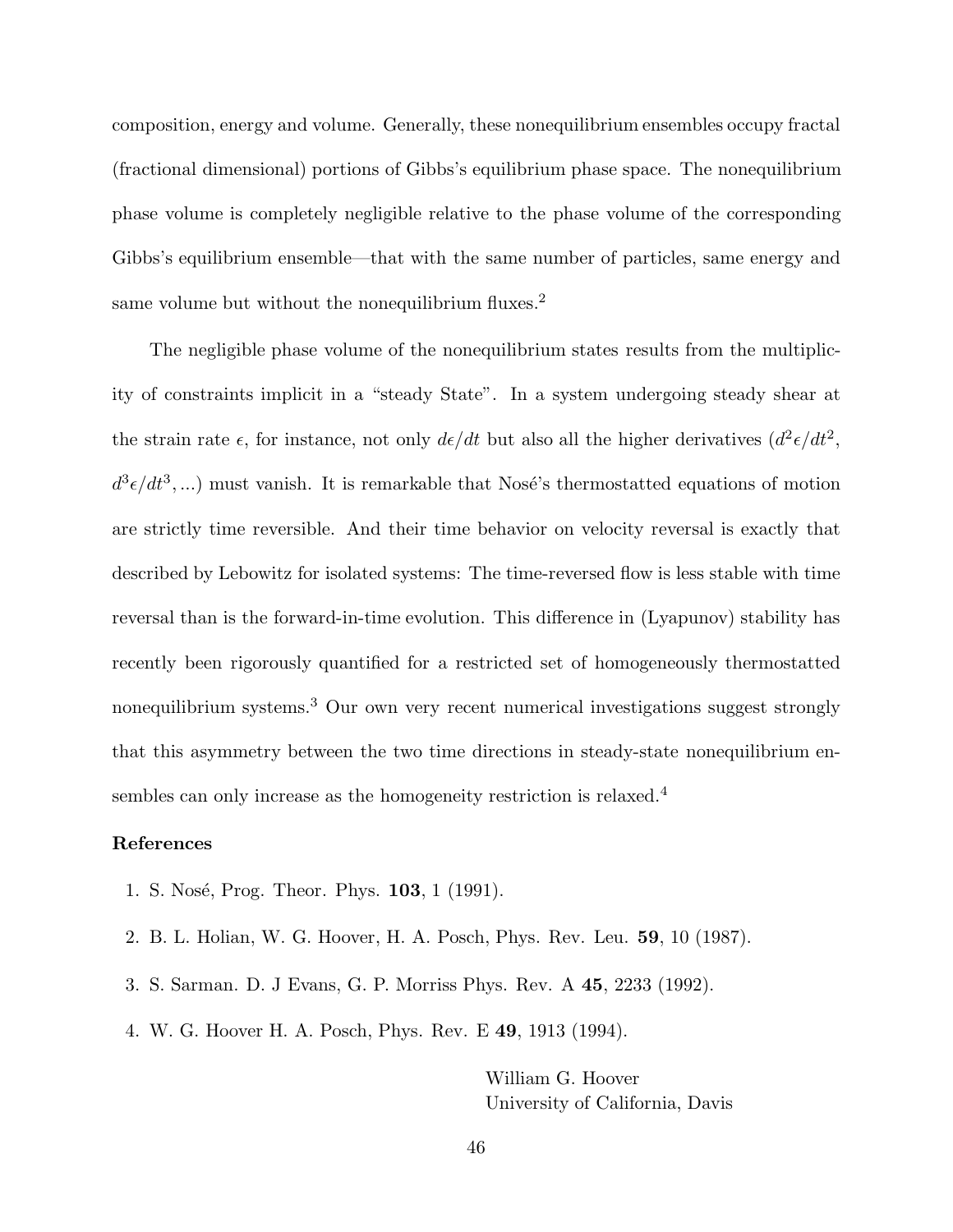composition, energy and volume. Generally, these nonequilibrium ensembles occupy fractal (fractional dimensional) portions of Gibbs's equilibrium phase space. The nonequilibrium phase volume is completely negligible relative to the phase volume of the corresponding Gibbs's equilibrium ensemble—that with the same number of particles, same energy and same volume but without the nonequilibrium fluxes.[2]

The negligible phase volume of the nonequilibrium states results from the multiplicity of constraints implicit in a "steady State". In a system undergoing steady shear at the strain rate $\epsilon$, for instance, not only $d\epsilon/dt$ but also all the higher derivatives ($d^2\epsilon/dt^2$, $d^3\epsilon/dt^3, ...$) must vanish. It is remarkable that Nosé's thermostatted equations of motion are strictly time reversible. And their time behavior on velocity reversal is exactly that described by Lebowitz for isolated systems: The time-reversed flow is less stable with time reversal than is the forward-in-time evolution. This difference in (Lyapunov) stability has recently been rigorously quantified for a restricted set of homogeneously thermostatted nonequilibrium systems.[3] Our own very recent numerical investigations suggest strongly that this asymmetry between the two time directions in steady-state nonequilibrium ensembles can only increase as the homogeneity restriction is relaxed.[4]

**References**

1. S. Nosé, Prog. Theor. Phys. **103**, 1 (1991).
2. B. L. Holian, W. G. Hoover, H. A. Posch, Phys. Rev. Leu. **59**, 10 (1987).
3. S. Sarman. D. J Evans, G. P. Morriss Phys. Rev. A **45**, 2233 (1992).
4. W. G. Hoover H. A. Posch, Phys. Rev. E **49**, 1913 (1994).

William G. Hoover
University of California, Davis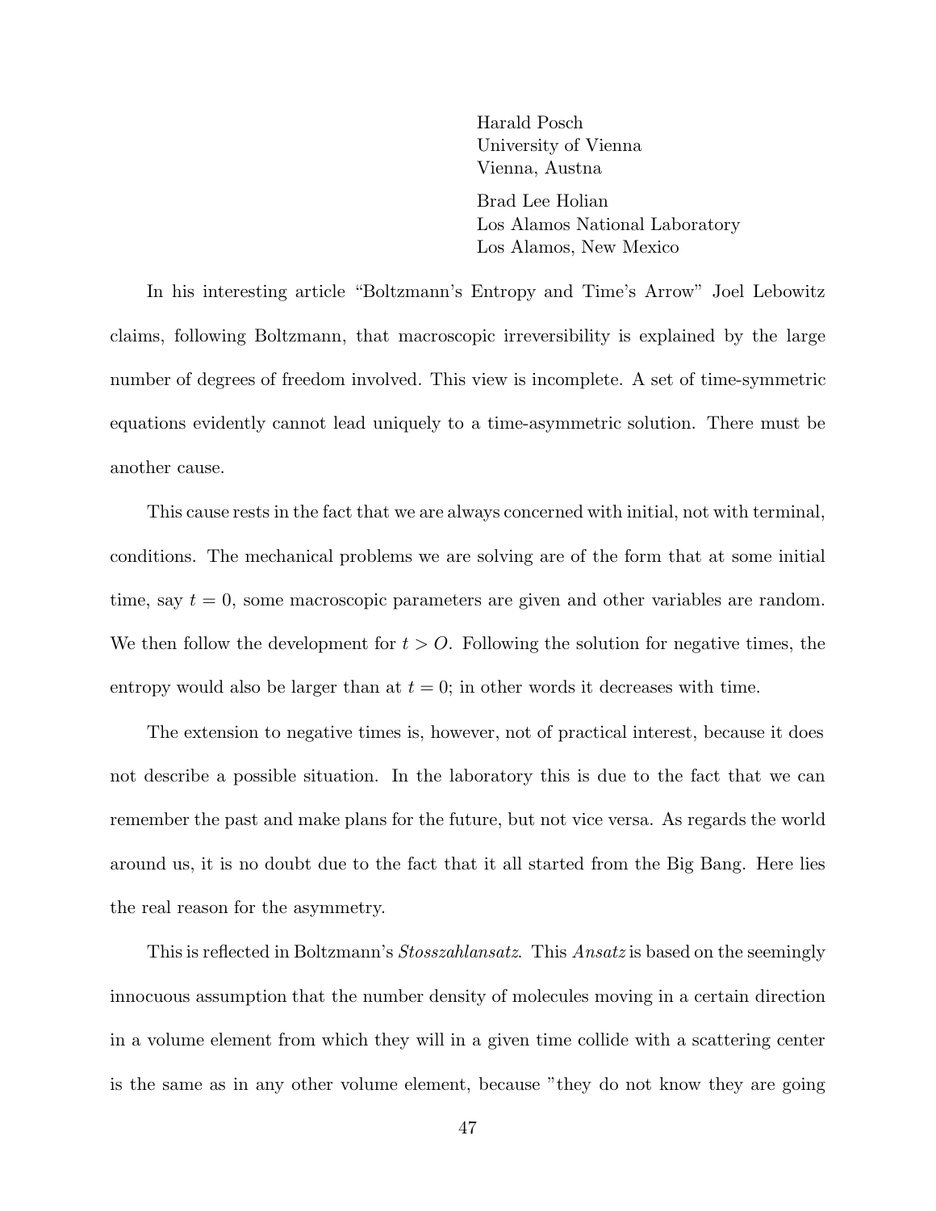Harald Posch  
University of Vienna  
Vienna, Austna

Brad Lee Holian  
Los Alamos National Laboratory  
Los Alamos, New Mexico

In his interesting article "Boltzmann's Entropy and Time's Arrow" Joel Lebowitz claims, following Boltzmann, that macroscopic irreversibility is explained by the large number of degrees of freedom involved. This view is incomplete. A set of time-symmetric equations evidently cannot lead uniquely to a time-asymmetric solution. There must be another cause.

This cause rests in the fact that we are always concerned with initial, not with terminal, conditions. The mechanical problems we are solving are of the form that at some initial time, say $t = 0$, some macroscopic parameters are given and other variables are random. We then follow the development for $t > O$. Following the solution for negative times, the entropy would also be larger than at $t = 0$; in other words it decreases with time.

The extension to negative times is, however, not of practical interest, because it does not describe a possible situation. In the laboratory this is due to the fact that we can remember the past and make plans for the future, but not vice versa. As regards the world around us, it is no doubt due to the fact that it all started from the Big Bang. Here lies the real reason for the asymmetry.

This is reflected in Boltzmann's *Stosszahlansatz*. This *Ansatz* is based on the seemingly innocuous assumption that the number density of molecules moving in a certain direction in a volume element from which they will in a given time collide with a scattering center is the same as in any other volume element, because "they do not know they are going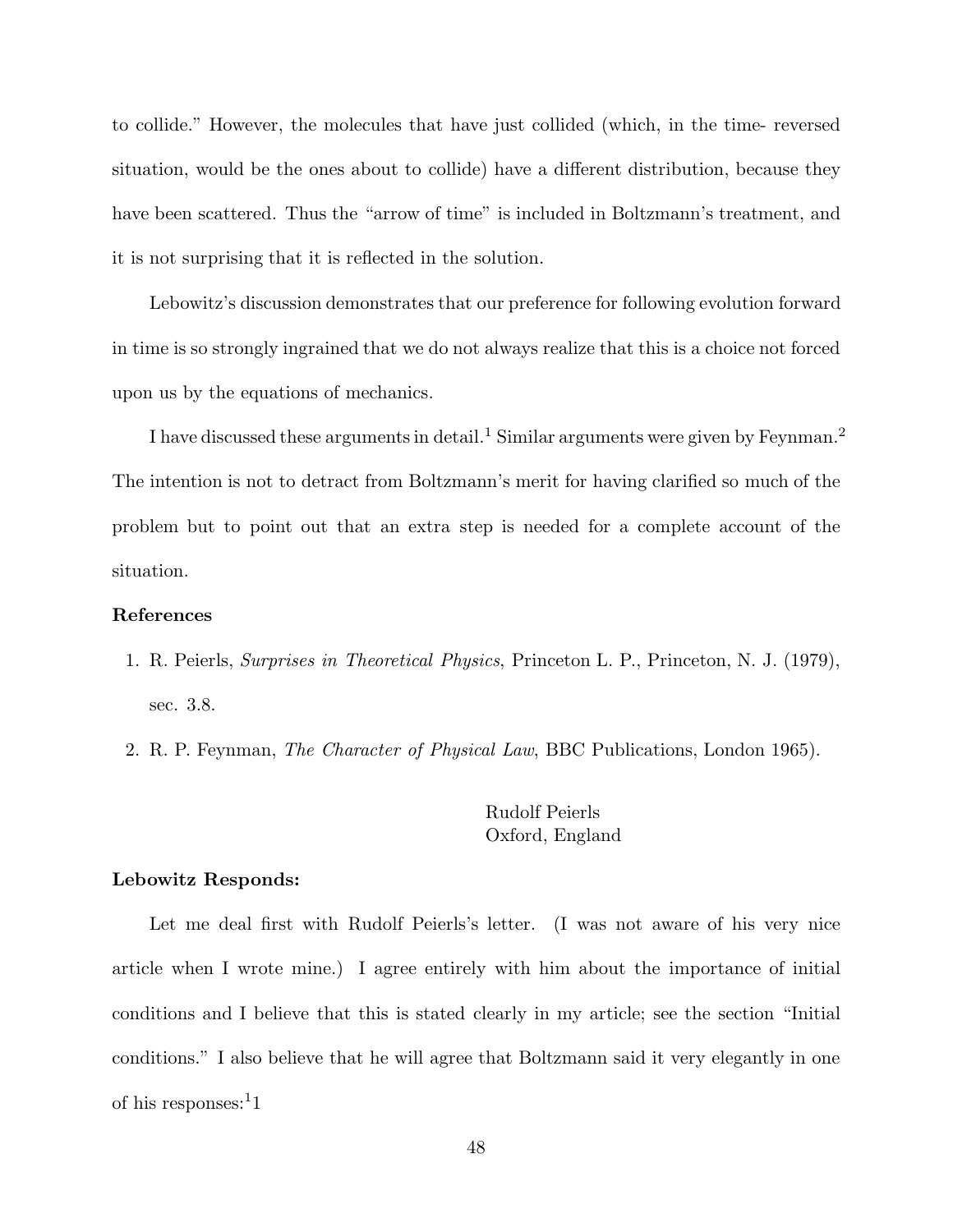to collide." However, the molecules that have just collided (which, in the time- reversed situation, would be the ones about to collide) have a different distribution, because they have been scattered. Thus the "arrow of time" is included in Boltzmann's treatment, and it is not surprising that it is reflected in the solution.

Lebowitz's discussion demonstrates that our preference for following evolution forward in time is so strongly ingrained that we do not always realize that this is a choice not forced upon us by the equations of mechanics.

I have discussed these arguments in detail.[1] Similar arguments were given by Feynman.[2] The intention is not to detract from Boltzmann's merit for having clarified so much of the problem but to point out that an extra step is needed for a complete account of the situation.

**References**

1. R. Peierls, *Surprises in Theoretical Physics*, Princeton L. P., Princeton, N. J. (1979), sec. 3.8.
2. R. P. Feynman, *The Character of Physical Law*, BBC Publications, London 1965).

Rudolf Peierls
Oxford, England

**Lebowitz Responds:**

Let me deal first with Rudolf Peierls's letter. (I was not aware of his very nice article when I wrote mine.) I agree entirely with him about the importance of initial conditions and I believe that this is stated clearly in my article; see the section "Initial conditions." I also believe that he will agree that Boltzmann said it very elegantly in one of his responses:[1]1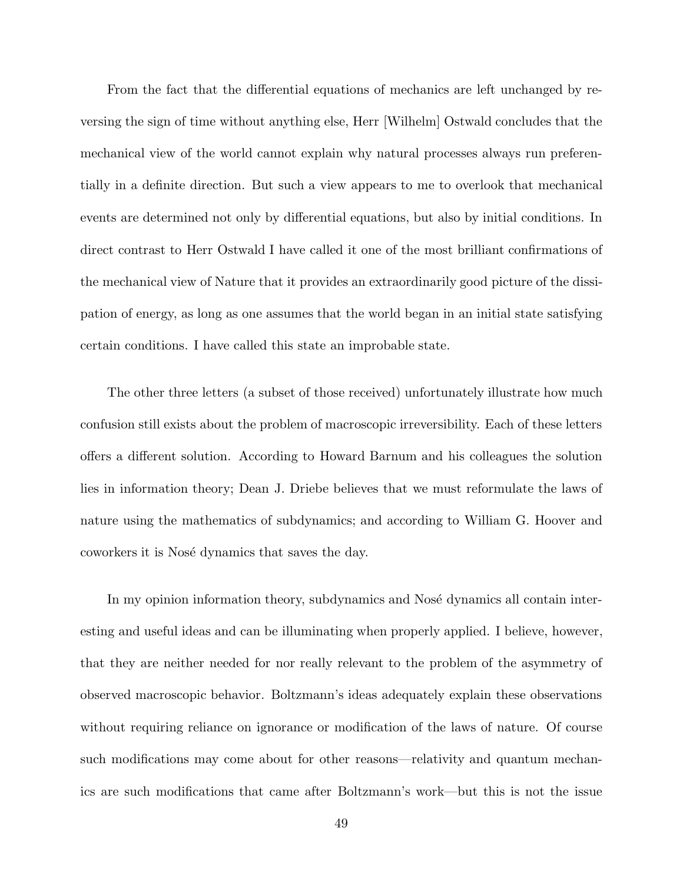From the fact that the differential equations of mechanics are left unchanged by reversing the sign of time without anything else, Herr [Wilhelm] Ostwald concludes that the mechanical view of the world cannot explain why natural processes always run preferentially in a definite direction. But such a view appears to me to overlook that mechanical events are determined not only by differential equations, but also by initial conditions. In direct contrast to Herr Ostwald I have called it one of the most brilliant confirmations of the mechanical view of Nature that it provides an extraordinarily good picture of the dissipation of energy, as long as one assumes that the world began in an initial state satisfying certain conditions. I have called this state an improbable state.

The other three letters (a subset of those received) unfortunately illustrate how much confusion still exists about the problem of macroscopic irreversibility. Each of these letters offers a different solution. According to Howard Barnum and his colleagues the solution lies in information theory; Dean J. Driebe believes that we must reformulate the laws of nature using the mathematics of subdynamics; and according to William G. Hoover and coworkers it is Nosé dynamics that saves the day.

In my opinion information theory, subdynamics and Nosé dynamics all contain interesting and useful ideas and can be illuminating when properly applied. I believe, however, that they are neither needed for nor really relevant to the problem of the asymmetry of observed macroscopic behavior. Boltzmann's ideas adequately explain these observations without requiring reliance on ignorance or modification of the laws of nature. Of course such modifications may come about for other reasons—relativity and quantum mechanics are such modifications that came after Boltzmann's work—but this is not the issue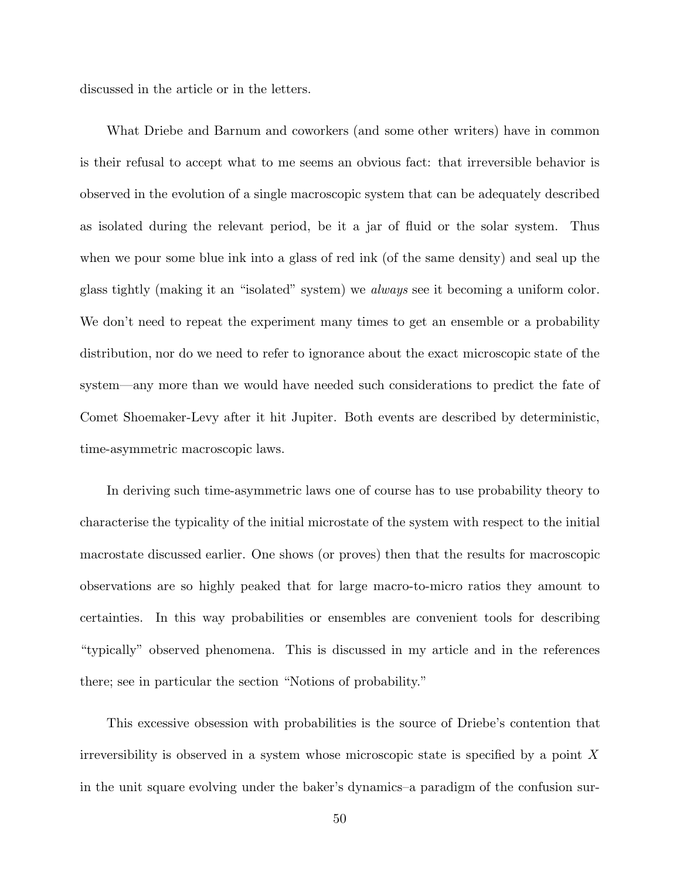discussed in the article or in the letters.

What Driebe and Barnum and coworkers (and some other writers) have in common is their refusal to accept what to me seems an obvious fact: that irreversible behavior is observed in the evolution of a single macroscopic system that can be adequately described as isolated during the relevant period, be it a jar of fluid or the solar system. Thus when we pour some blue ink into a glass of red ink (of the same density) and seal up the glass tightly (making it an "isolated" system) we *always* see it becoming a uniform color. We don't need to repeat the experiment many times to get an ensemble or a probability distribution, nor do we need to refer to ignorance about the exact microscopic state of the system—any more than we would have needed such considerations to predict the fate of Comet Shoemaker-Levy after it hit Jupiter. Both events are described by deterministic, time-asymmetric macroscopic laws.

In deriving such time-asymmetric laws one of course has to use probability theory to characterise the typicality of the initial microstate of the system with respect to the initial macrostate discussed earlier. One shows (or proves) then that the results for macroscopic observations are so highly peaked that for large macro-to-micro ratios they amount to certainties. In this way probabilities or ensembles are convenient tools for describing "typically" observed phenomena. This is discussed in my article and in the references there; see in particular the section "Notions of probability."

This excessive obsession with probabilities is the source of Driebe's contention that irreversibility is observed in a system whose microscopic state is specified by a point $X$ in the unit square evolving under the baker's dynamics–a paradigm of the confusion sur-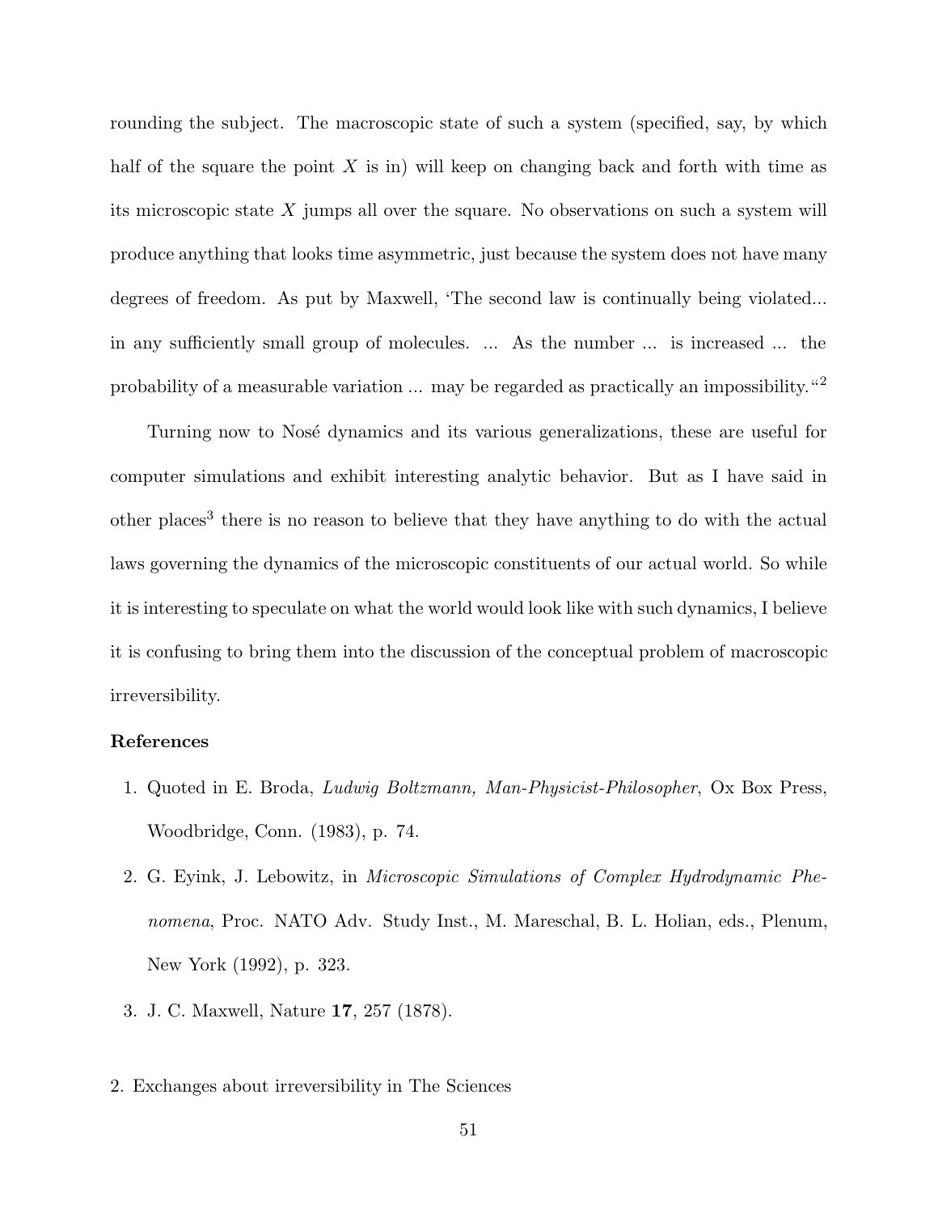rounding the subject. The macroscopic state of such a system (specified, say, by which half of the square the point $X$ is in) will keep on changing back and forth with time as its microscopic state $X$ jumps all over the square. No observations on such a system will produce anything that looks time asymmetric, just because the system does not have many degrees of freedom. As put by Maxwell, 'The second law is continually being violated... in any sufficiently small group of molecules. ... As the number ... is increased ... the probability of a measurable variation ... may be regarded as practically an impossibility."[2]

Turning now to Nosé dynamics and its various generalizations, these are useful for computer simulations and exhibit interesting analytic behavior. But as I have said in other places[3] there is no reason to believe that they have anything to do with the actual laws governing the dynamics of the microscopic constituents of our actual world. So while it is interesting to speculate on what the world would look like with such dynamics, I believe it is confusing to bring them into the discussion of the conceptual problem of macroscopic irreversibility.

**References**

1. Quoted in E. Broda, *Ludwig Boltzmann, Man-Physicist-Philosopher*, Ox Box Press, Woodbridge, Conn. (1983), p. 74.
2. G. Eyink, J. Lebowitz, in *Microscopic Simulations of Complex Hydrodynamic Phenomena*, Proc. NATO Adv. Study Inst., M. Mareschal, B. L. Holian, eds., Plenum, New York (1992), p. 323.
3. J. C. Maxwell, Nature **17**, 257 (1878).

2. Exchanges about irreversibility in The Sciences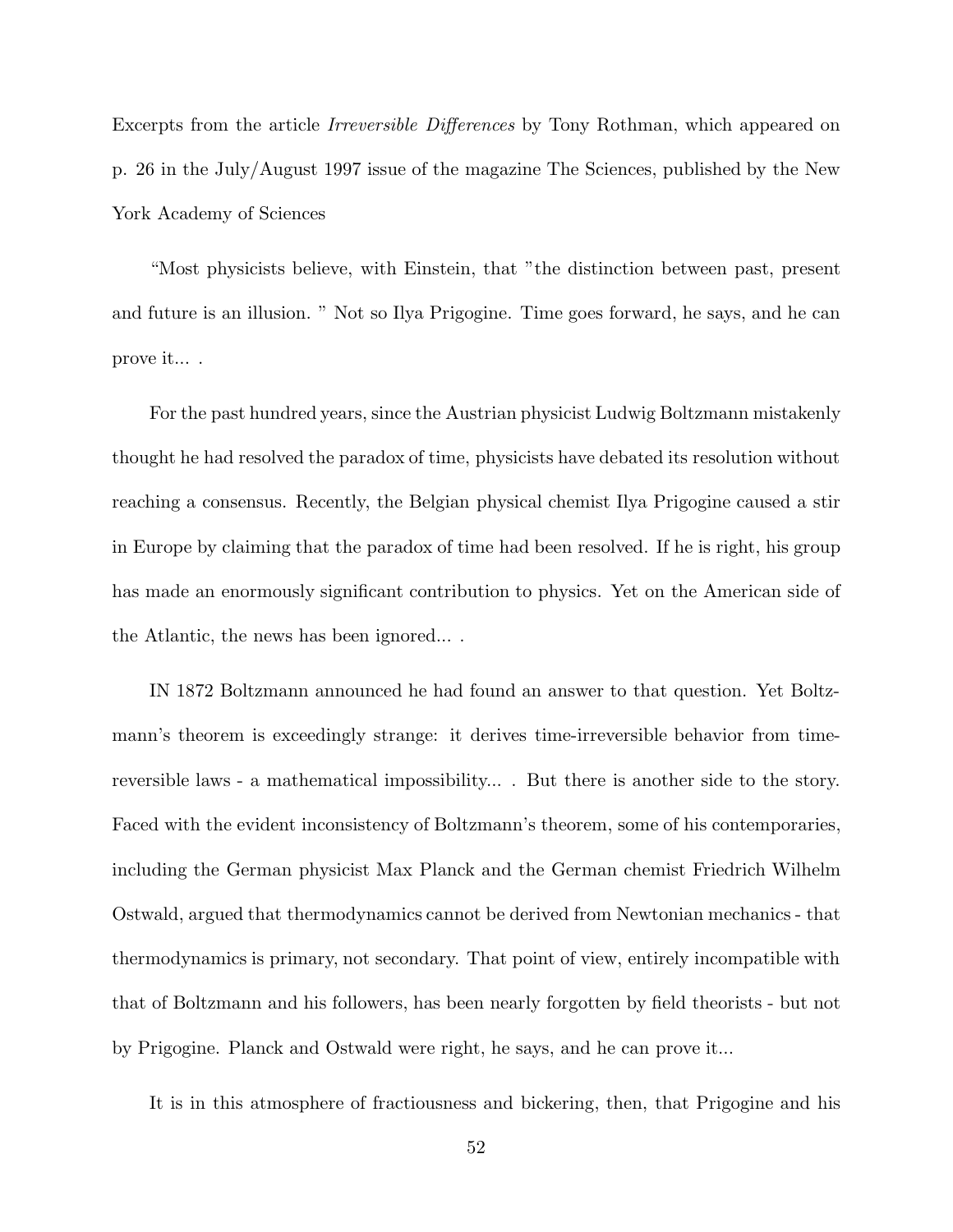Excerpts from the article *Irreversible Differences* by Tony Rothman, which appeared on p. 26 in the July/August 1997 issue of the magazine The Sciences, published by the New York Academy of Sciences

“Most physicists believe, with Einstein, that ”the distinction between past, present and future is an illusion. ” Not so Ilya Prigogine. Time goes forward, he says, and he can prove it... .

For the past hundred years, since the Austrian physicist Ludwig Boltzmann mistakenly thought he had resolved the paradox of time, physicists have debated its resolution without reaching a consensus. Recently, the Belgian physical chemist Ilya Prigogine caused a stir in Europe by claiming that the paradox of time had been resolved. If he is right, his group has made an enormously significant contribution to physics. Yet on the American side of the Atlantic, the news has been ignored... .

IN 1872 Boltzmann announced he had found an answer to that question. Yet Boltzmann’s theorem is exceedingly strange: it derives time-irreversible behavior from time-reversible laws - a mathematical impossibility... . But there is another side to the story. Faced with the evident inconsistency of Boltzmann’s theorem, some of his contemporaries, including the German physicist Max Planck and the German chemist Friedrich Wilhelm Ostwald, argued that thermodynamics cannot be derived from Newtonian mechanics - that thermodynamics is primary, not secondary. That point of view, entirely incompatible with that of Boltzmann and his followers, has been nearly forgotten by field theorists - but not by Prigogine. Planck and Ostwald were right, he says, and he can prove it...

It is in this atmosphere of fractiousness and bickering, then, that Prigogine and his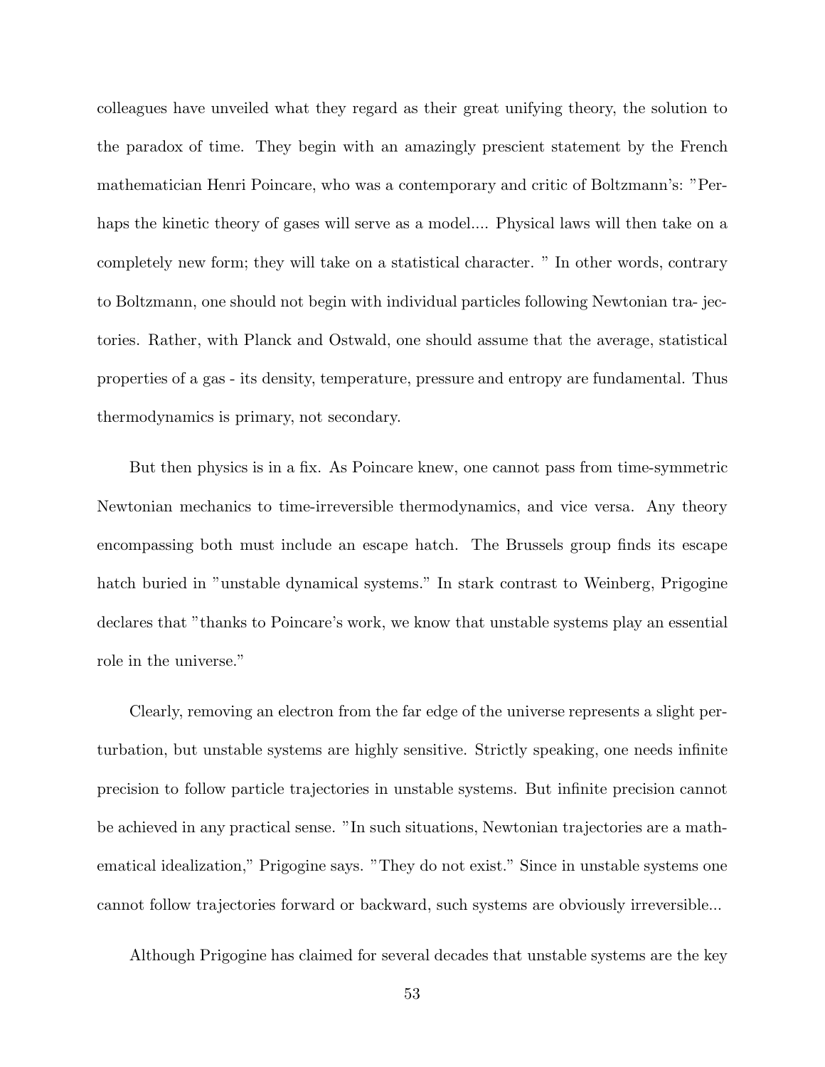colleagues have unveiled what they regard as their great unifying theory, the solution to the paradox of time. They begin with an amazingly prescient statement by the French mathematician Henri Poincare, who was a contemporary and critic of Boltzmann's: "Perhaps the kinetic theory of gases will serve as a model.... Physical laws will then take on a completely new form; they will take on a statistical character. " In other words, contrary to Boltzmann, one should not begin with individual particles following Newtonian tra- jectories. Rather, with Planck and Ostwald, one should assume that the average, statistical properties of a gas - its density, temperature, pressure and entropy are fundamental. Thus thermodynamics is primary, not secondary.

But then physics is in a fix. As Poincare knew, one cannot pass from time-symmetric Newtonian mechanics to time-irreversible thermodynamics, and vice versa. Any theory encompassing both must include an escape hatch. The Brussels group finds its escape hatch buried in "unstable dynamical systems." In stark contrast to Weinberg, Prigogine declares that "thanks to Poincare's work, we know that unstable systems play an essential role in the universe."

Clearly, removing an electron from the far edge of the universe represents a slight perturbation, but unstable systems are highly sensitive. Strictly speaking, one needs infinite precision to follow particle trajectories in unstable systems. But infinite precision cannot be achieved in any practical sense. "In such situations, Newtonian trajectories are a mathematical idealization," Prigogine says. "They do not exist." Since in unstable systems one cannot follow trajectories forward or backward, such systems are obviously irreversible...

Although Prigogine has claimed for several decades that unstable systems are the key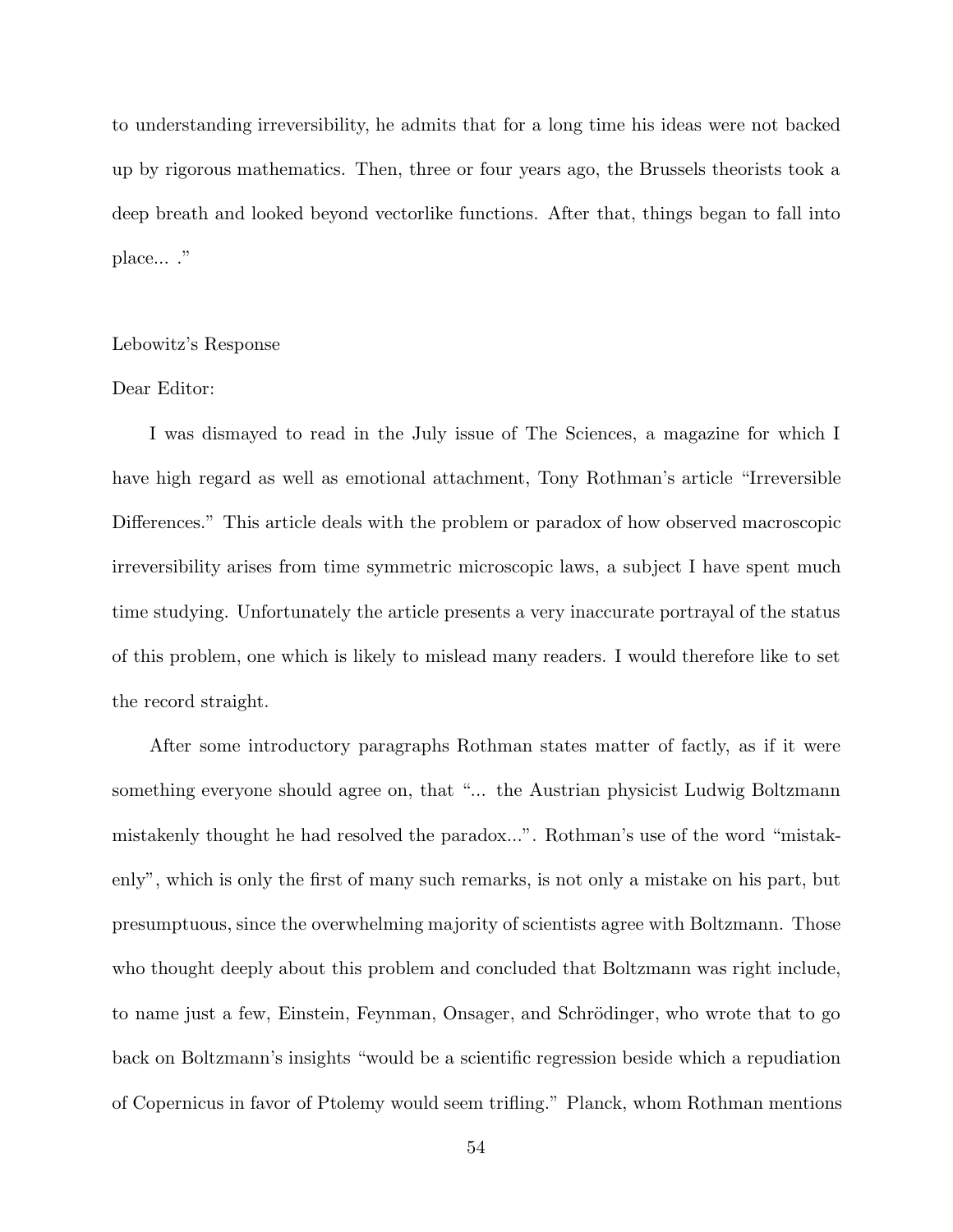to understanding irreversibility, he admits that for a long time his ideas were not backed up by rigorous mathematics. Then, three or four years ago, the Brussels theorists took a deep breath and looked beyond vectorlike functions. After that, things began to fall into place... ."

Lebowitz's Response

Dear Editor:

I was dismayed to read in the July issue of The Sciences, a magazine for which I have high regard as well as emotional attachment, Tony Rothman's article "Irreversible Differences." This article deals with the problem or paradox of how observed macroscopic irreversibility arises from time symmetric microscopic laws, a subject I have spent much time studying. Unfortunately the article presents a very inaccurate portrayal of the status of this problem, one which is likely to mislead many readers. I would therefore like to set the record straight.

After some introductory paragraphs Rothman states matter of factly, as if it were something everyone should agree on, that "... the Austrian physicist Ludwig Boltzmann mistakenly thought he had resolved the paradox...". Rothman's use of the word "mistakenly", which is only the first of many such remarks, is not only a mistake on his part, but presumptuous, since the overwhelming majority of scientists agree with Boltzmann. Those who thought deeply about this problem and concluded that Boltzmann was right include, to name just a few, Einstein, Feynman, Onsager, and Schrödinger, who wrote that to go back on Boltzmann's insights "would be a scientific regression beside which a repudiation of Copernicus in favor of Ptolemy would seem trifling." Planck, whom Rothman mentions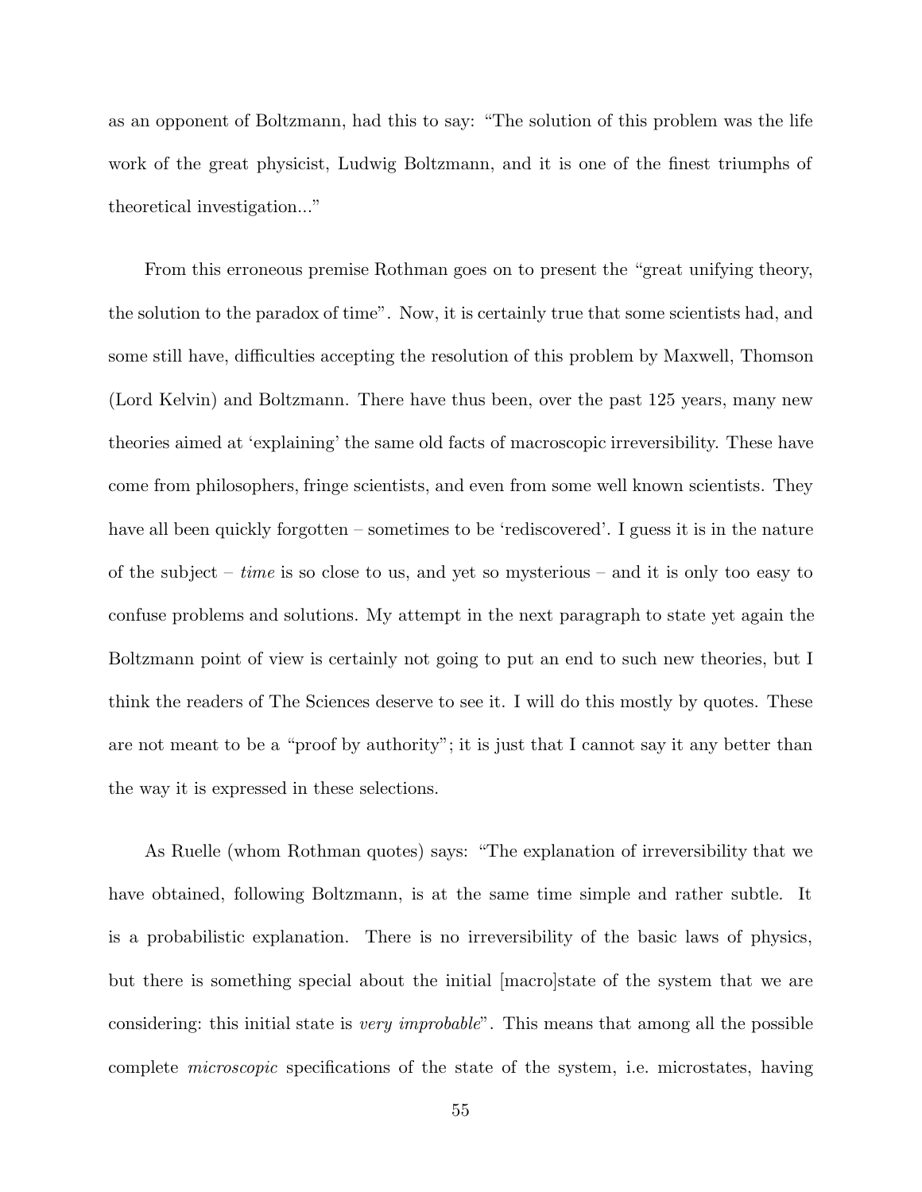as an opponent of Boltzmann, had this to say: "The solution of this problem was the life work of the great physicist, Ludwig Boltzmann, and it is one of the finest triumphs of theoretical investigation..."

From this erroneous premise Rothman goes on to present the "great unifying theory, the solution to the paradox of time". Now, it is certainly true that some scientists had, and some still have, difficulties accepting the resolution of this problem by Maxwell, Thomson (Lord Kelvin) and Boltzmann. There have thus been, over the past 125 years, many new theories aimed at 'explaining' the same old facts of macroscopic irreversibility. These have come from philosophers, fringe scientists, and even from some well known scientists. They have all been quickly forgotten – sometimes to be 'rediscovered'. I guess it is in the nature of the subject – *time* is so close to us, and yet so mysterious – and it is only too easy to confuse problems and solutions. My attempt in the next paragraph to state yet again the Boltzmann point of view is certainly not going to put an end to such new theories, but I think the readers of The Sciences deserve to see it. I will do this mostly by quotes. These are not meant to be a "proof by authority"; it is just that I cannot say it any better than the way it is expressed in these selections.

As Ruelle (whom Rothman quotes) says: "The explanation of irreversibility that we have obtained, following Boltzmann, is at the same time simple and rather subtle. It is a probabilistic explanation. There is no irreversibility of the basic laws of physics, but there is something special about the initial [macro]state of the system that we are considering: this initial state is *very improbable*". This means that among all the possible complete *microscopic* specifications of the state of the system, i.e. microstates, having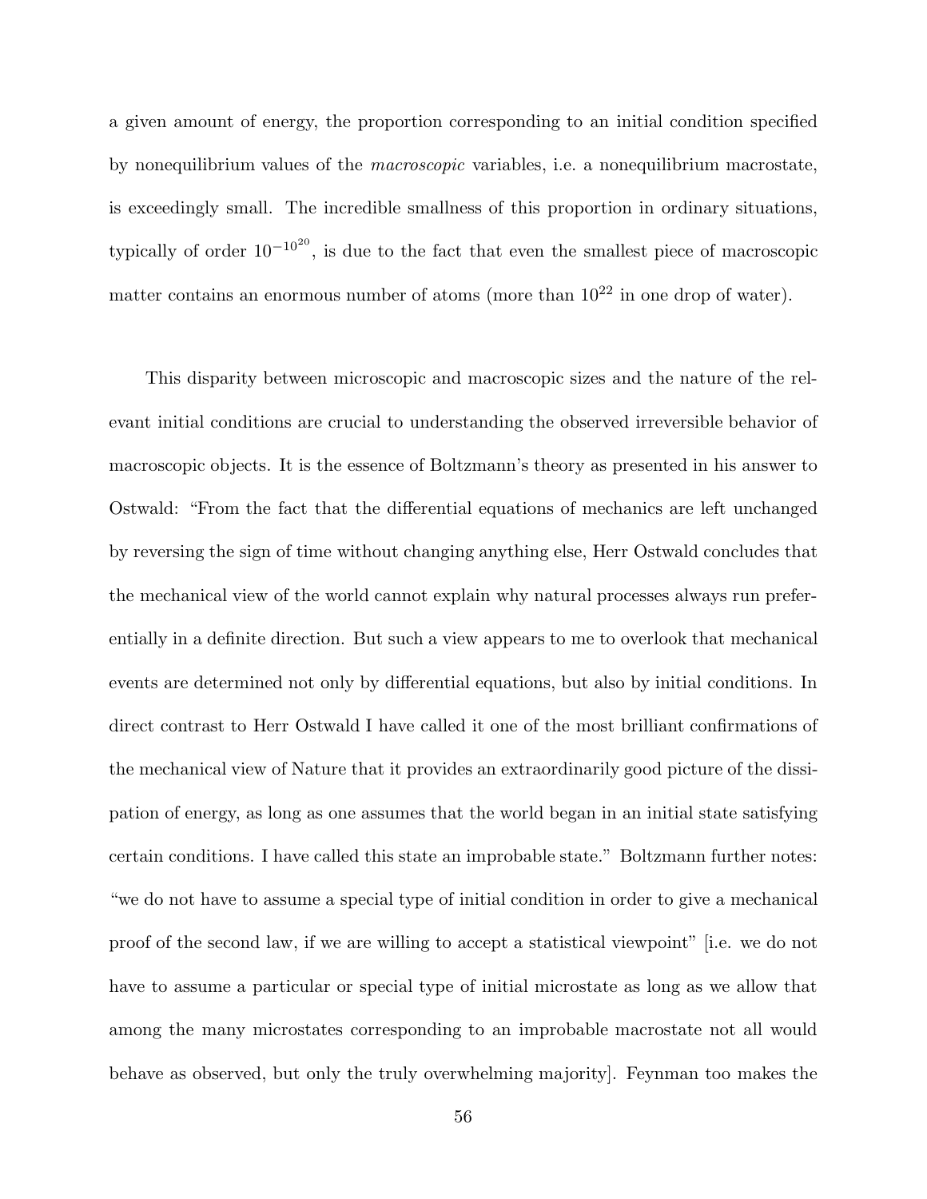a given amount of energy, the proportion corresponding to an initial condition specified by nonequilibrium values of the *macroscopic* variables, i.e. a nonequilibrium macrostate, is exceedingly small. The incredible smallness of this proportion in ordinary situations, typically of order $10^{-10^{20}}$, is due to the fact that even the smallest piece of macroscopic matter contains an enormous number of atoms (more than $10^{22}$ in one drop of water).

This disparity between microscopic and macroscopic sizes and the nature of the relevant initial conditions are crucial to understanding the observed irreversible behavior of macroscopic objects. It is the essence of Boltzmann's theory as presented in his answer to Ostwald: "From the fact that the differential equations of mechanics are left unchanged by reversing the sign of time without changing anything else, Herr Ostwald concludes that the mechanical view of the world cannot explain why natural processes always run preferentially in a definite direction. But such a view appears to me to overlook that mechanical events are determined not only by differential equations, but also by initial conditions. In direct contrast to Herr Ostwald I have called it one of the most brilliant confirmations of the mechanical view of Nature that it provides an extraordinarily good picture of the dissipation of energy, as long as one assumes that the world began in an initial state satisfying certain conditions. I have called this state an improbable state." Boltzmann further notes: "we do not have to assume a special type of initial condition in order to give a mechanical proof of the second law, if we are willing to accept a statistical viewpoint" [i.e. we do not have to assume a particular or special type of initial microstate as long as we allow that among the many microstates corresponding to an improbable macrostate not all would behave as observed, but only the truly overwhelming majority]. Feynman too makes the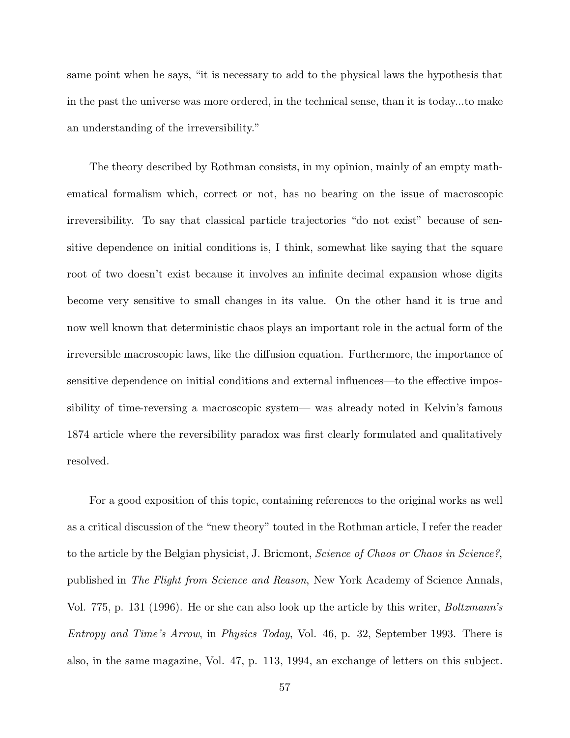same point when he says, "it is necessary to add to the physical laws the hypothesis that in the past the universe was more ordered, in the technical sense, than it is today...to make an understanding of the irreversibility."

The theory described by Rothman consists, in my opinion, mainly of an empty mathematical formalism which, correct or not, has no bearing on the issue of macroscopic irreversibility. To say that classical particle trajectories "do not exist" because of sensitive dependence on initial conditions is, I think, somewhat like saying that the square root of two doesn't exist because it involves an infinite decimal expansion whose digits become very sensitive to small changes in its value. On the other hand it is true and now well known that deterministic chaos plays an important role in the actual form of the irreversible macroscopic laws, like the diffusion equation. Furthermore, the importance of sensitive dependence on initial conditions and external influences—to the effective impossibility of time-reversing a macroscopic system— was already noted in Kelvin's famous 1874 article where the reversibility paradox was first clearly formulated and qualitatively resolved.

For a good exposition of this topic, containing references to the original works as well as a critical discussion of the "new theory" touted in the Rothman article, I refer the reader to the article by the Belgian physicist, J. Bricmont, *Science of Chaos or Chaos in Science?*, published in *The Flight from Science and Reason*, New York Academy of Science Annals, Vol. 775, p. 131 (1996). He or she can also look up the article by this writer, *Boltzmann's Entropy and Time's Arrow*, in *Physics Today*, Vol. 46, p. 32, September 1993. There is also, in the same magazine, Vol. 47, p. 113, 1994, an exchange of letters on this subject.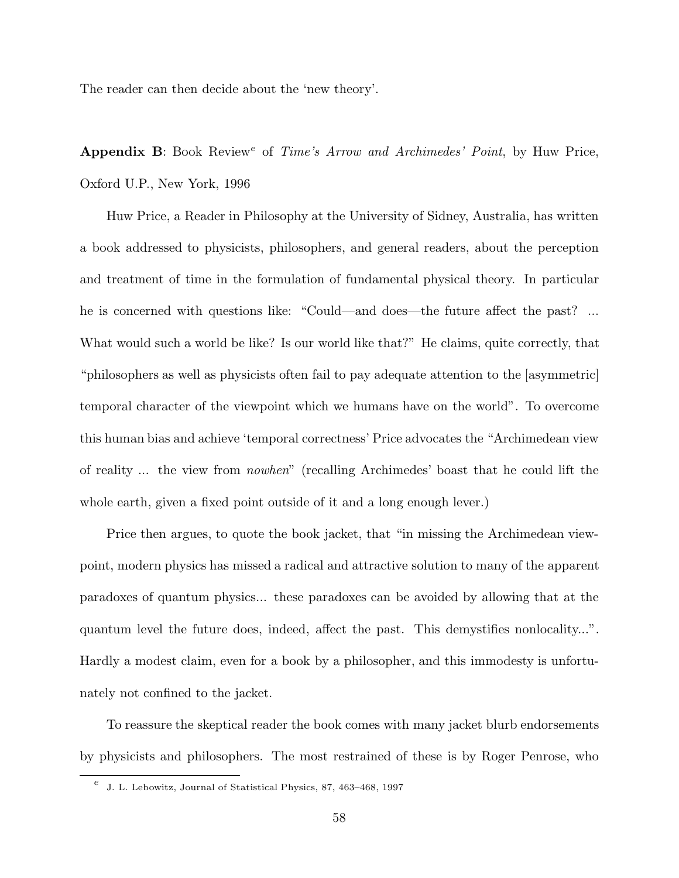The reader can then decide about the 'new theory'.

**Appendix B**: Book Review[e] of *Time's Arrow and Archimedes' Point*, by Huw Price, Oxford U.P., New York, 1996

Huw Price, a Reader in Philosophy at the University of Sidney, Australia, has written a book addressed to physicists, philosophers, and general readers, about the perception and treatment of time in the formulation of fundamental physical theory. In particular he is concerned with questions like: "Could—and does—the future affect the past? ... What would such a world be like? Is our world like that?" He claims, quite correctly, that "philosophers as well as physicists often fail to pay adequate attention to the [asymmetric] temporal character of the viewpoint which we humans have on the world". To overcome this human bias and achieve 'temporal correctness' Price advocates the "Archimedean view of reality ... the view from *nowhen*" (recalling Archimedes' boast that he could lift the whole earth, given a fixed point outside of it and a long enough lever.)

Price then argues, to quote the book jacket, that "in missing the Archimedean viewpoint, modern physics has missed a radical and attractive solution to many of the apparent paradoxes of quantum physics... these paradoxes can be avoided by allowing that at the quantum level the future does, indeed, affect the past. This demystifies nonlocality...". Hardly a modest claim, even for a book by a philosopher, and this immodesty is unfortunately not confined to the jacket.

To reassure the skeptical reader the book comes with many jacket blurb endorsements by physicists and philosophers. The most restrained of these is by Roger Penrose, who

[e] J. L. Lebowitz, Journal of Statistical Physics, 87, 463–468, 1997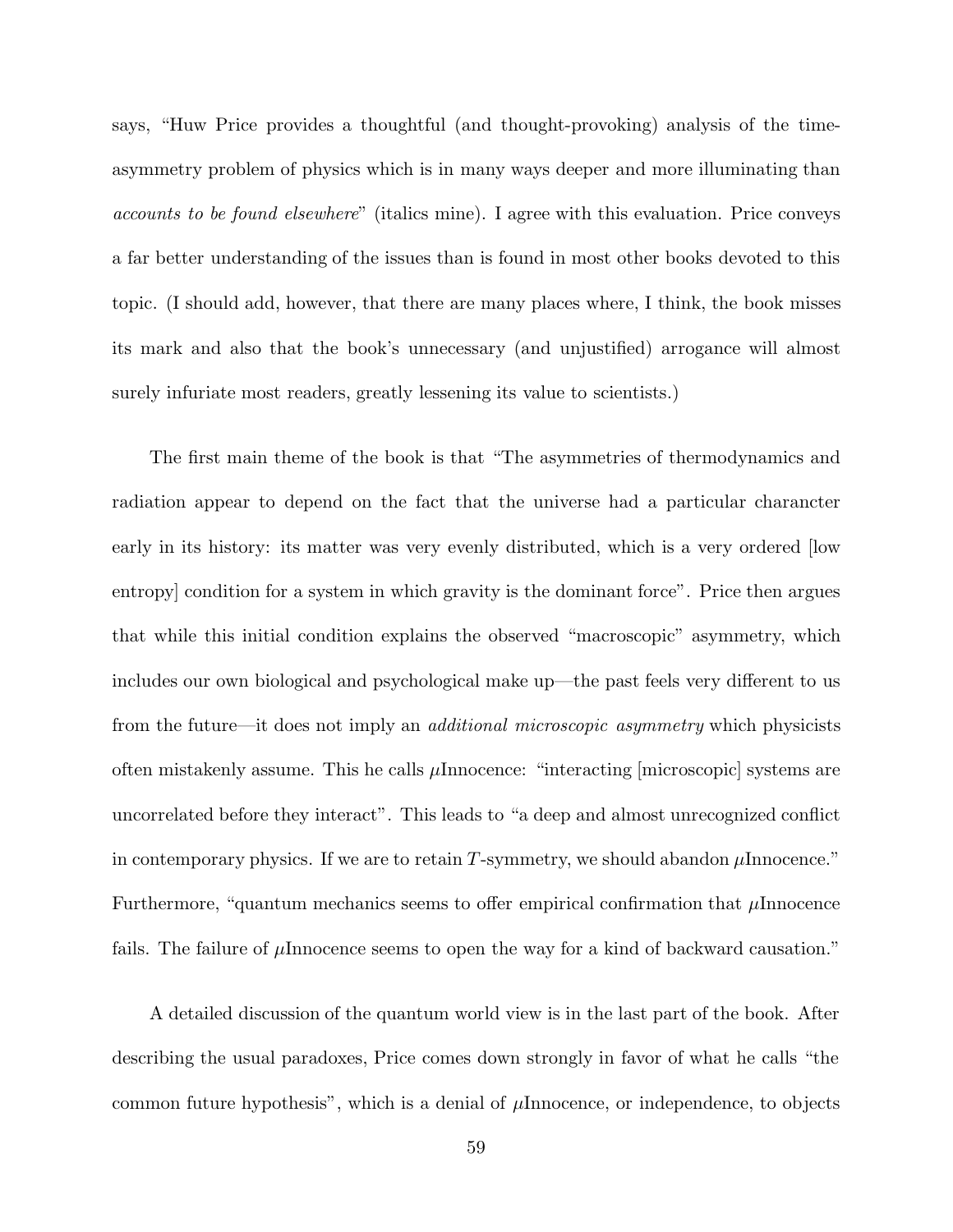says, "Huw Price provides a thoughtful (and thought-provoking) analysis of the time-asymmetry problem of physics which is in many ways deeper and more illuminating than *accounts to be found elsewhere*" (italics mine). I agree with this evaluation. Price conveys a far better understanding of the issues than is found in most other books devoted to this topic. (I should add, however, that there are many places where, I think, the book misses its mark and also that the book's unnecessary (and unjustified) arrogance will almost surely infuriate most readers, greatly lessening its value to scientists.)

The first main theme of the book is that "The asymmetries of thermodynamics and radiation appear to depend on the fact that the universe had a particular charancter early in its history: its matter was very evenly distributed, which is a very ordered [low entropy] condition for a system in which gravity is the dominant force". Price then argues that while this initial condition explains the observed "macroscopic" asymmetry, which includes our own biological and psychological make up—the past feels very different to us from the future—it does not imply an *additional microscopic asymmetry* which physicists often mistakenly assume. This he calls $\mu$Innocence: "interacting [microscopic] systems are uncorrelated before they interact". This leads to "a deep and almost unrecognized conflict in contemporary physics. If we are to retain $T$-symmetry, we should abandon $\mu$Innocence." Furthermore, "quantum mechanics seems to offer empirical confirmation that $\mu$Innocence fails. The failure of $\mu$Innocence seems to open the way for a kind of backward causation."

A detailed discussion of the quantum world view is in the last part of the book. After describing the usual paradoxes, Price comes down strongly in favor of what he calls "the common future hypothesis", which is a denial of $\mu$Innocence, or independence, to objects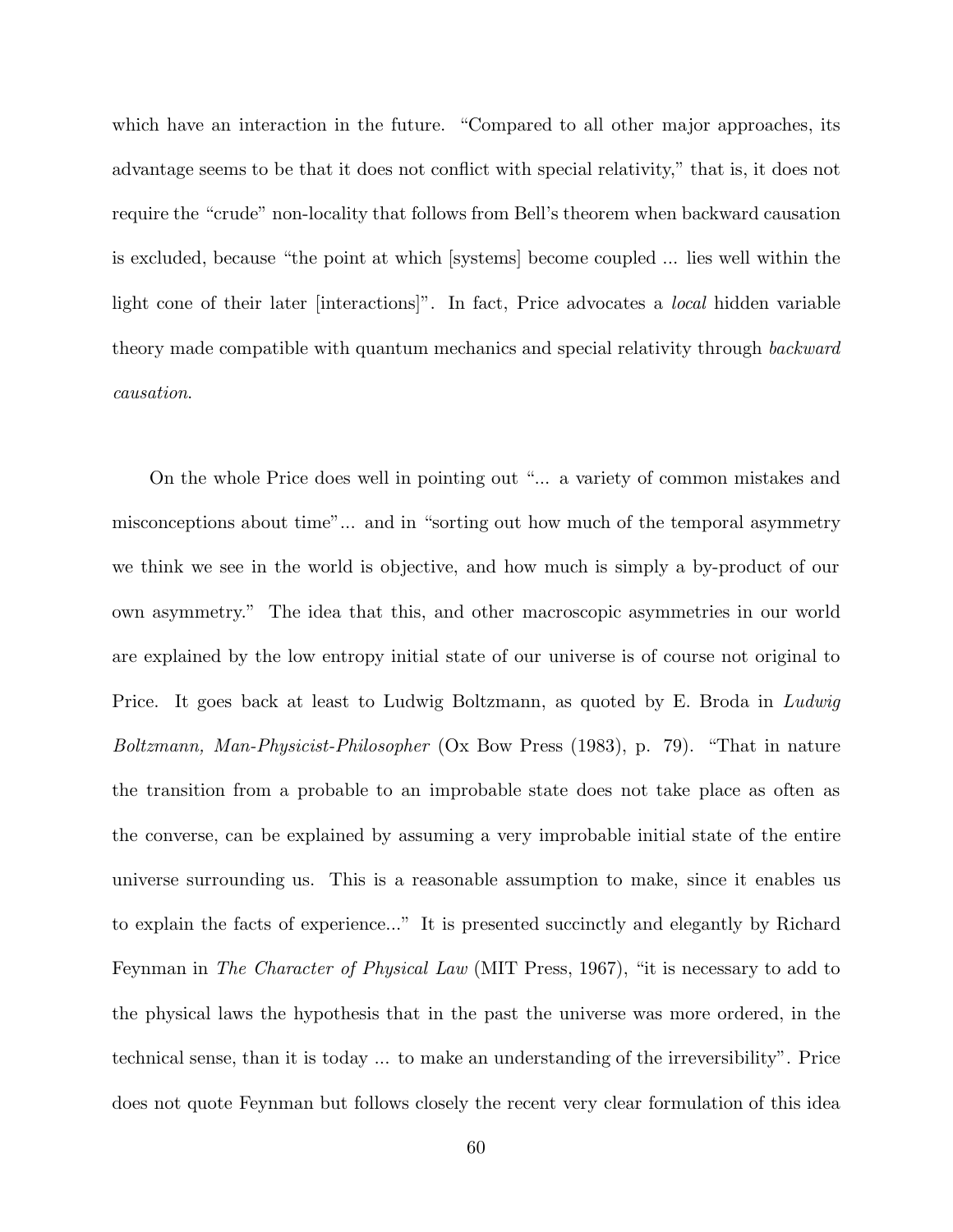which have an interaction in the future. "Compared to all other major approaches, its advantage seems to be that it does not conflict with special relativity," that is, it does not require the "crude" non-locality that follows from Bell's theorem when backward causation is excluded, because "the point at which [systems] become coupled ... lies well within the light cone of their later [interactions]". In fact, Price advocates a *local* hidden variable theory made compatible with quantum mechanics and special relativity through *backward causation*.

On the whole Price does well in pointing out "... a variety of common mistakes and misconceptions about time"... and in "sorting out how much of the temporal asymmetry we think we see in the world is objective, and how much is simply a by-product of our own asymmetry." The idea that this, and other macroscopic asymmetries in our world are explained by the low entropy initial state of our universe is of course not original to Price. It goes back at least to Ludwig Boltzmann, as quoted by E. Broda in *Ludwig Boltzmann, Man-Physicist-Philosopher* (Ox Bow Press (1983), p. 79). "That in nature the transition from a probable to an improbable state does not take place as often as the converse, can be explained by assuming a very improbable initial state of the entire universe surrounding us. This is a reasonable assumption to make, since it enables us to explain the facts of experience..." It is presented succinctly and elegantly by Richard Feynman in *The Character of Physical Law* (MIT Press, 1967), "it is necessary to add to the physical laws the hypothesis that in the past the universe was more ordered, in the technical sense, than it is today ... to make an understanding of the irreversibility". Price does not quote Feynman but follows closely the recent very clear formulation of this idea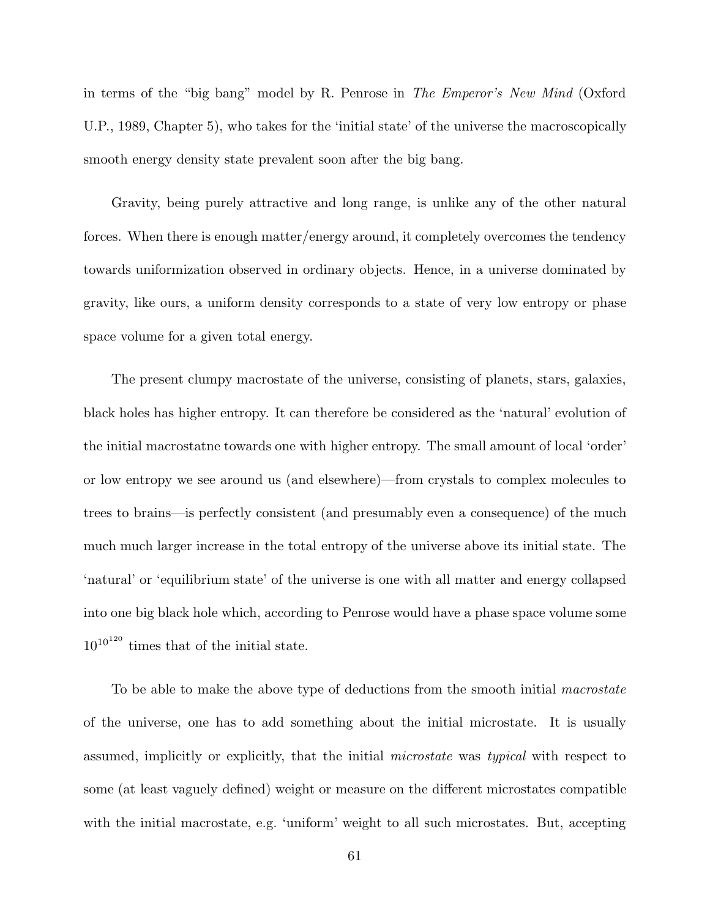in terms of the "big bang" model by R. Penrose in *The Emperor's New Mind* (Oxford U.P., 1989, Chapter 5), who takes for the 'initial state' of the universe the macroscopically smooth energy density state prevalent soon after the big bang.

Gravity, being purely attractive and long range, is unlike any of the other natural forces. When there is enough matter/energy around, it completely overcomes the tendency towards uniformization observed in ordinary objects. Hence, in a universe dominated by gravity, like ours, a uniform density corresponds to a state of very low entropy or phase space volume for a given total energy.

The present clumpy macrostate of the universe, consisting of planets, stars, galaxies, black holes has higher entropy. It can therefore be considered as the 'natural' evolution of the initial macrostatne towards one with higher entropy. The small amount of local 'order' or low entropy we see around us (and elsewhere)—from crystals to complex molecules to trees to brains—is perfectly consistent (and presumably even a consequence) of the much much much larger increase in the total entropy of the universe above its initial state. The 'natural' or 'equilibrium state' of the universe is one with all matter and energy collapsed into one big black hole which, according to Penrose would have a phase space volume some $10^{10^{120}}$ times that of the initial state.

To be able to make the above type of deductions from the smooth initial *macrostate* of the universe, one has to add something about the initial microstate. It is usually assumed, implicitly or explicitly, that the initial *microstate* was *typical* with respect to some (at least vaguely defined) weight or measure on the different microstates compatible with the initial macrostate, e.g. 'uniform' weight to all such microstates. But, accepting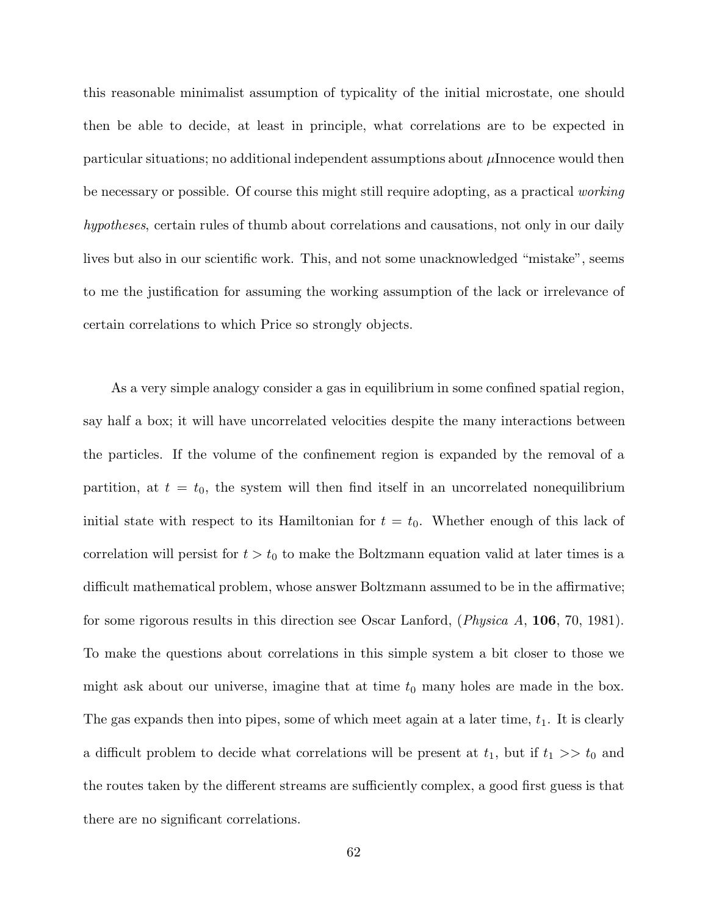this reasonable minimalist assumption of typicality of the initial microstate, one should then be able to decide, at least in principle, what correlations are to be expected in particular situations; no additional independent assumptions about $\mu$Innocence would then be necessary or possible. Of course this might still require adopting, as a practical *working hypotheses*, certain rules of thumb about correlations and causations, not only in our daily lives but also in our scientific work. This, and not some unacknowledged "mistake", seems to me the justification for assuming the working assumption of the lack or irrelevance of certain correlations to which Price so strongly objects.

As a very simple analogy consider a gas in equilibrium in some confined spatial region, say half a box; it will have uncorrelated velocities despite the many interactions between the particles. If the volume of the confinement region is expanded by the removal of a partition, at $t = t_0$, the system will then find itself in an uncorrelated nonequilibrium initial state with respect to its Hamiltonian for $t = t_0$. Whether enough of this lack of correlation will persist for $t > t_0$ to make the Boltzmann equation valid at later times is a difficult mathematical problem, whose answer Boltzmann assumed to be in the affirmative; for some rigorous results in this direction see Oscar Lanford, (*Physica A*, **106**, 70, 1981). To make the questions about correlations in this simple system a bit closer to those we might ask about our universe, imagine that at time $t_0$ many holes are made in the box. The gas expands then into pipes, some of which meet again at a later time, $t_1$. It is clearly a difficult problem to decide what correlations will be present at $t_1$, but if $t_1 >> t_0$ and the routes taken by the different streams are sufficiently complex, a good first guess is that there are no significant correlations.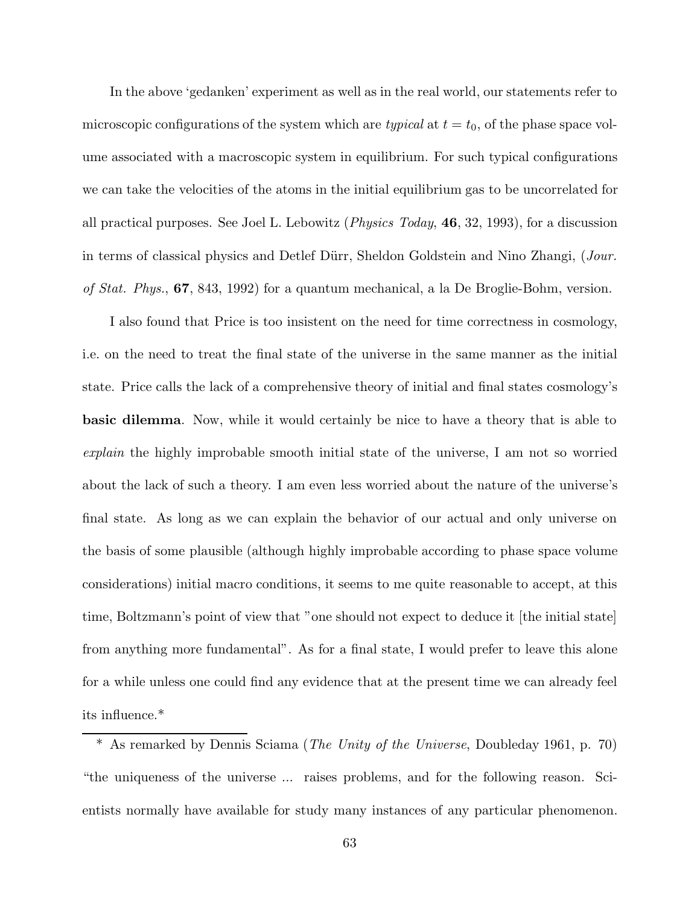In the above 'gedanken' experiment as well as in the real world, our statements refer to microscopic configurations of the system which are *typical* at $t = t_0$, of the phase space volume associated with a macroscopic system in equilibrium. For such typical configurations we can take the velocities of the atoms in the initial equilibrium gas to be uncorrelated for all practical purposes. See Joel L. Lebowitz (*Physics Today*, **46**, 32, 1993), for a discussion in terms of classical physics and Detlef Dürr, Sheldon Goldstein and Nino Zhangi, (*Jour. of Stat. Phys.*, **67**, 843, 1992) for a quantum mechanical, a la De Broglie-Bohm, version.

I also found that Price is too insistent on the need for time correctness in cosmology, i.e. on the need to treat the final state of the universe in the same manner as the initial state. Price calls the lack of a comprehensive theory of initial and final states cosmology's **basic dilemma**. Now, while it would certainly be nice to have a theory that is able to *explain* the highly improbable smooth initial state of the universe, I am not so worried about the lack of such a theory. I am even less worried about the nature of the universe's final state. As long as we can explain the behavior of our actual and only universe on the basis of some plausible (although highly improbable according to phase space volume considerations) initial macro conditions, it seems to me quite reasonable to accept, at this time, Boltzmann's point of view that "one should not expect to deduce it [the initial state] from anything more fundamental". As for a final state, I would prefer to leave this alone for a while unless one could find any evidence that at the present time we can already feel its influence.*

---

\* As remarked by Dennis Sciama (*The Unity of the Universe*, Doubleday 1961, p. 70) "the uniqueness of the universe ... raises problems, and for the following reason. Scientists normally have available for study many instances of any particular phenomenon.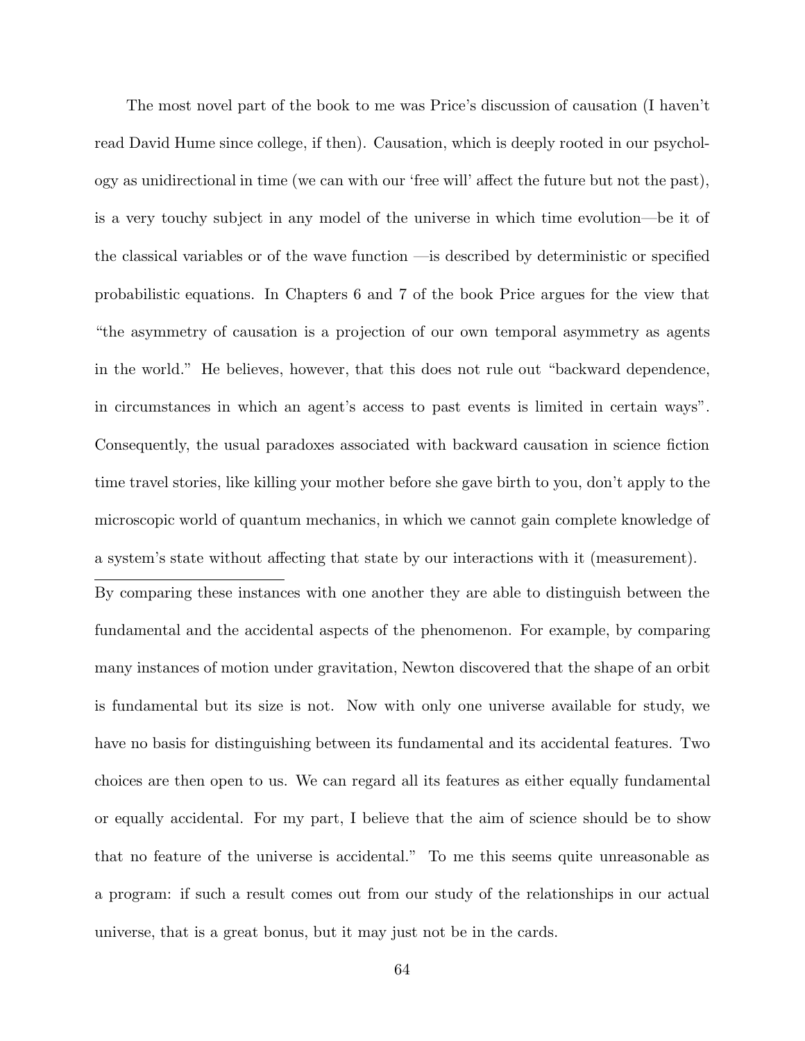The most novel part of the book to me was Price's discussion of causation (I haven't read David Hume since college, if then). Causation, which is deeply rooted in our psychology as unidirectional in time (we can with our 'free will' affect the future but not the past), is a very touchy subject in any model of the universe in which time evolution—be it of the classical variables or of the wave function —is described by deterministic or specified probabilistic equations. In Chapters 6 and 7 of the book Price argues for the view that "the asymmetry of causation is a projection of our own temporal asymmetry as agents in the world." He believes, however, that this does not rule out "backward dependence, in circumstances in which an agent's access to past events is limited in certain ways". Consequently, the usual paradoxes associated with backward causation in science fiction time travel stories, like killing your mother before she gave birth to you, don't apply to the microscopic world of quantum mechanics, in which we cannot gain complete knowledge of a system's state without affecting that state by our interactions with it (measurement).

---

By comparing these instances with one another they are able to distinguish between the fundamental and the accidental aspects of the phenomenon. For example, by comparing many instances of motion under gravitation, Newton discovered that the shape of an orbit is fundamental but its size is not. Now with only one universe available for study, we have no basis for distinguishing between its fundamental and its accidental features. Two choices are then open to us. We can regard all its features as either equally fundamental or equally accidental. For my part, I believe that the aim of science should be to show that no feature of the universe is accidental." To me this seems quite unreasonable as a program: if such a result comes out from our study of the relationships in our actual universe, that is a great bonus, but it may just not be in the cards.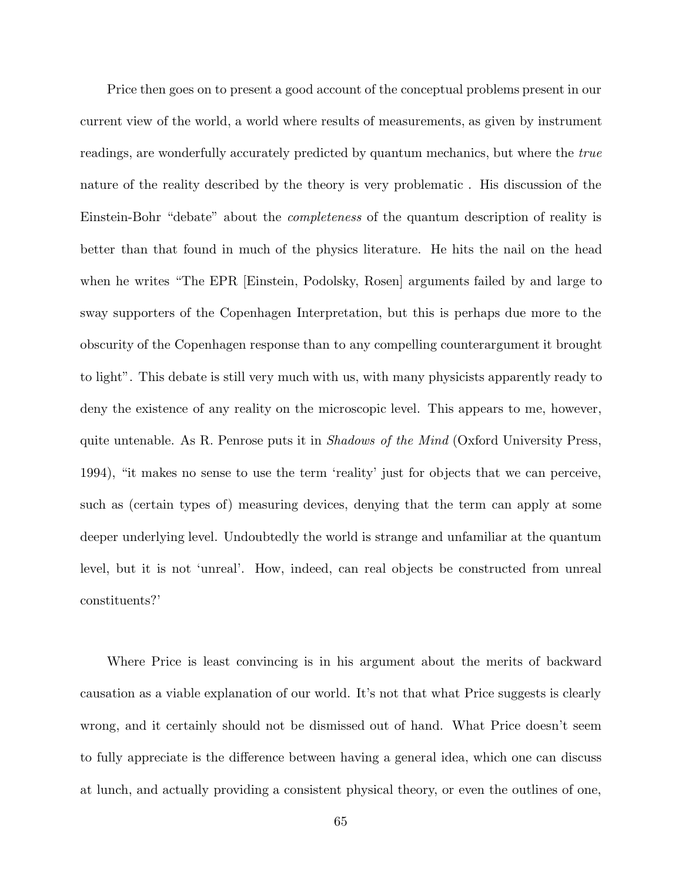Price then goes on to present a good account of the conceptual problems present in our current view of the world, a world where results of measurements, as given by instrument readings, are wonderfully accurately predicted by quantum mechanics, but where the *true* nature of the reality described by the theory is very problematic . His discussion of the Einstein-Bohr "debate" about the *completeness* of the quantum description of reality is better than that found in much of the physics literature. He hits the nail on the head when he writes "The EPR [Einstein, Podolsky, Rosen] arguments failed by and large to sway supporters of the Copenhagen Interpretation, but this is perhaps due more to the obscurity of the Copenhagen response than to any compelling counterargument it brought to light". This debate is still very much with us, with many physicists apparently ready to deny the existence of any reality on the microscopic level. This appears to me, however, quite untenable. As R. Penrose puts it in *Shadows of the Mind* (Oxford University Press, 1994), "it makes no sense to use the term 'reality' just for objects that we can perceive, such as (certain types of) measuring devices, denying that the term can apply at some deeper underlying level. Undoubtedly the world is strange and unfamiliar at the quantum level, but it is not 'unreal'. How, indeed, can real objects be constructed from unreal constituents?'

Where Price is least convincing is in his argument about the merits of backward causation as a viable explanation of our world. It's not that what Price suggests is clearly wrong, and it certainly should not be dismissed out of hand. What Price doesn't seem to fully appreciate is the difference between having a general idea, which one can discuss at lunch, and actually providing a consistent physical theory, or even the outlines of one,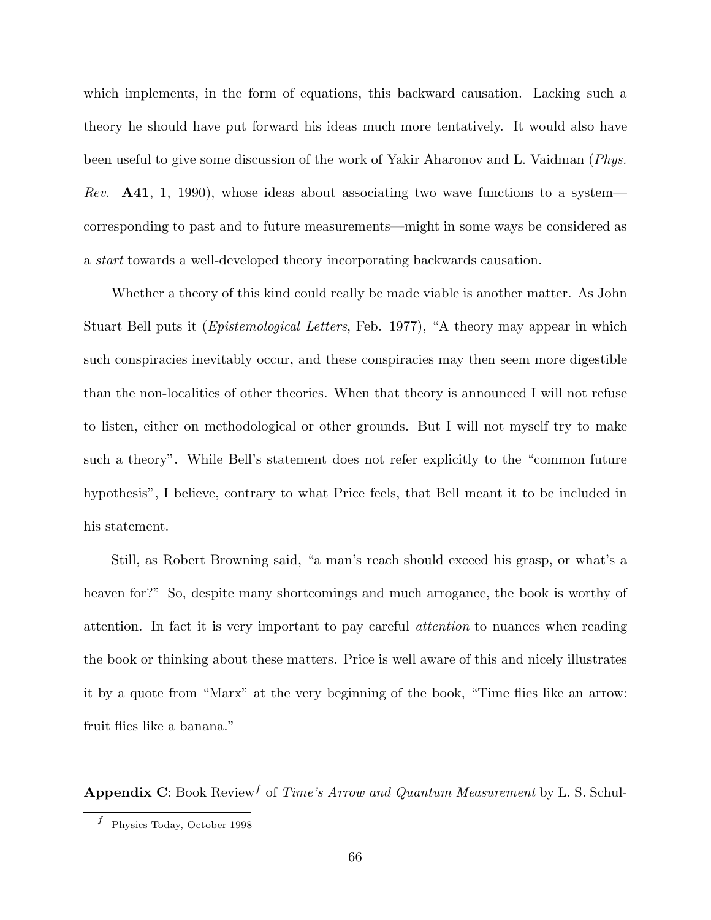which implements, in the form of equations, this backward causation. Lacking such a theory he should have put forward his ideas much more tentatively. It would also have been useful to give some discussion of the work of Yakir Aharonov and L. Vaidman (*Phys. Rev.* **A41**, 1, 1990), whose ideas about associating two wave functions to a system—corresponding to past and to future measurements—might in some ways be considered as a *start* towards a well-developed theory incorporating backwards causation.

Whether a theory of this kind could really be made viable is another matter. As John Stuart Bell puts it (*Epistemological Letters*, Feb. 1977), "A theory may appear in which such conspiracies inevitably occur, and these conspiracies may then seem more digestible than the non-localities of other theories. When that theory is announced I will not refuse to listen, either on methodological or other grounds. But I will not myself try to make such a theory". While Bell's statement does not refer explicitly to the "common future hypothesis", I believe, contrary to what Price feels, that Bell meant it to be included in his statement.

Still, as Robert Browning said, "a man's reach should exceed his grasp, or what's a heaven for?" So, despite many shortcomings and much arrogance, the book is worthy of attention. In fact it is very important to pay careful *attention* to nuances when reading the book or thinking about these matters. Price is well aware of this and nicely illustrates it by a quote from "Marx" at the very beginning of the book, "Time flies like an arrow: fruit flies like a banana."

**Appendix C**: Book Review[f] of *Time's Arrow and Quantum Measurement* by L. S. Schul-

[f] Physics Today, October 1998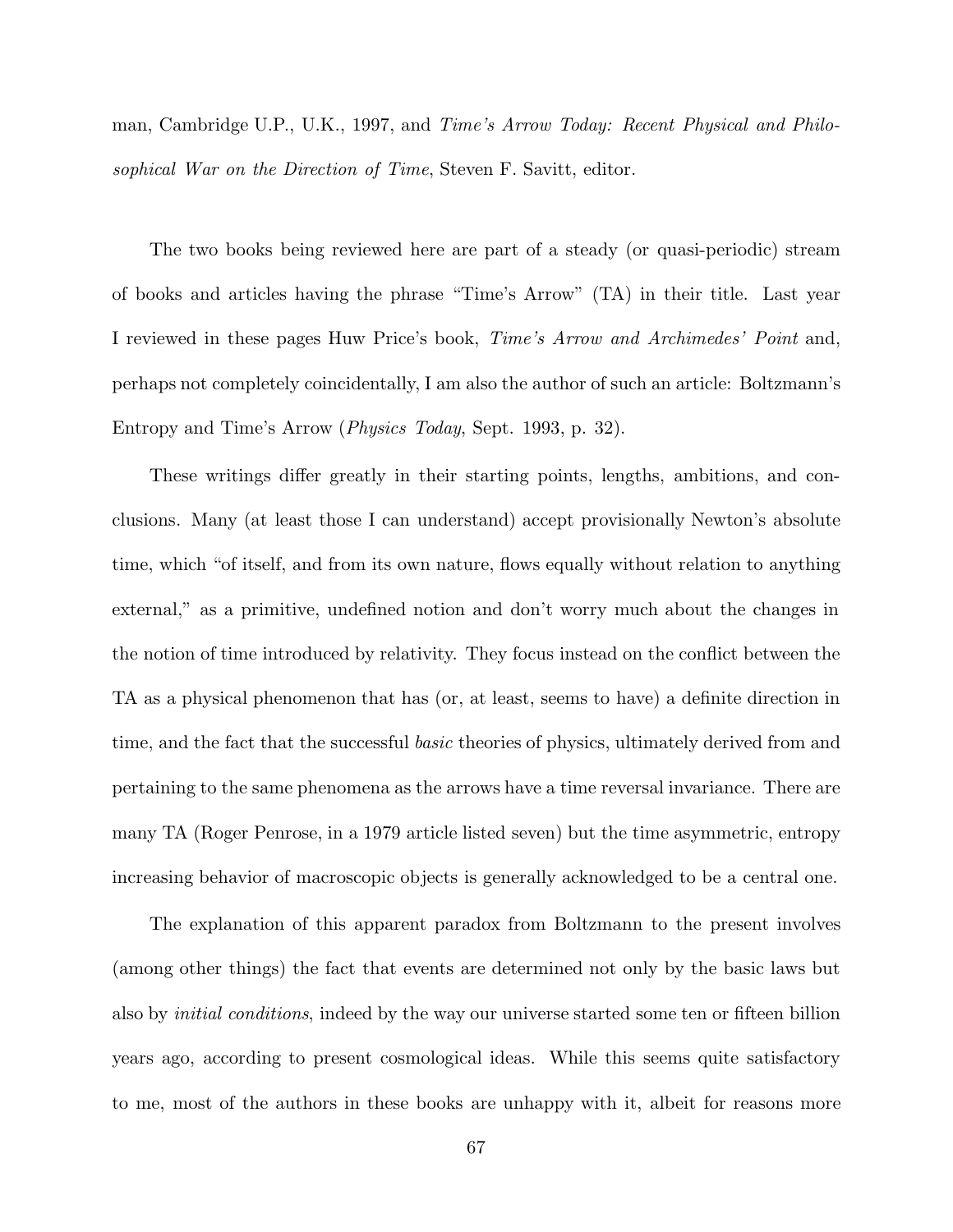man, Cambridge U.P., U.K., 1997, and *Time's Arrow Today: Recent Physical and Philosophical War on the Direction of Time*, Steven F. Savitt, editor.

The two books being reviewed here are part of a steady (or quasi-periodic) stream of books and articles having the phrase "Time's Arrow" (TA) in their title. Last year I reviewed in these pages Huw Price's book, *Time's Arrow and Archimedes' Point* and, perhaps not completely coincidentally, I am also the author of such an article: Boltzmann's Entropy and Time's Arrow (*Physics Today*, Sept. 1993, p. 32).

These writings differ greatly in their starting points, lengths, ambitions, and conclusions. Many (at least those I can understand) accept provisionally Newton's absolute time, which "of itself, and from its own nature, flows equally without relation to anything external," as a primitive, undefined notion and don't worry much about the changes in the notion of time introduced by relativity. They focus instead on the conflict between the TA as a physical phenomenon that has (or, at least, seems to have) a definite direction in time, and the fact that the successful *basic* theories of physics, ultimately derived from and pertaining to the same phenomena as the arrows have a time reversal invariance. There are many TA (Roger Penrose, in a 1979 article listed seven) but the time asymmetric, entropy increasing behavior of macroscopic objects is generally acknowledged to be a central one.

The explanation of this apparent paradox from Boltzmann to the present involves (among other things) the fact that events are determined not only by the basic laws but also by *initial conditions*, indeed by the way our universe started some ten or fifteen billion years ago, according to present cosmological ideas. While this seems quite satisfactory to me, most of the authors in these books are unhappy with it, albeit for reasons more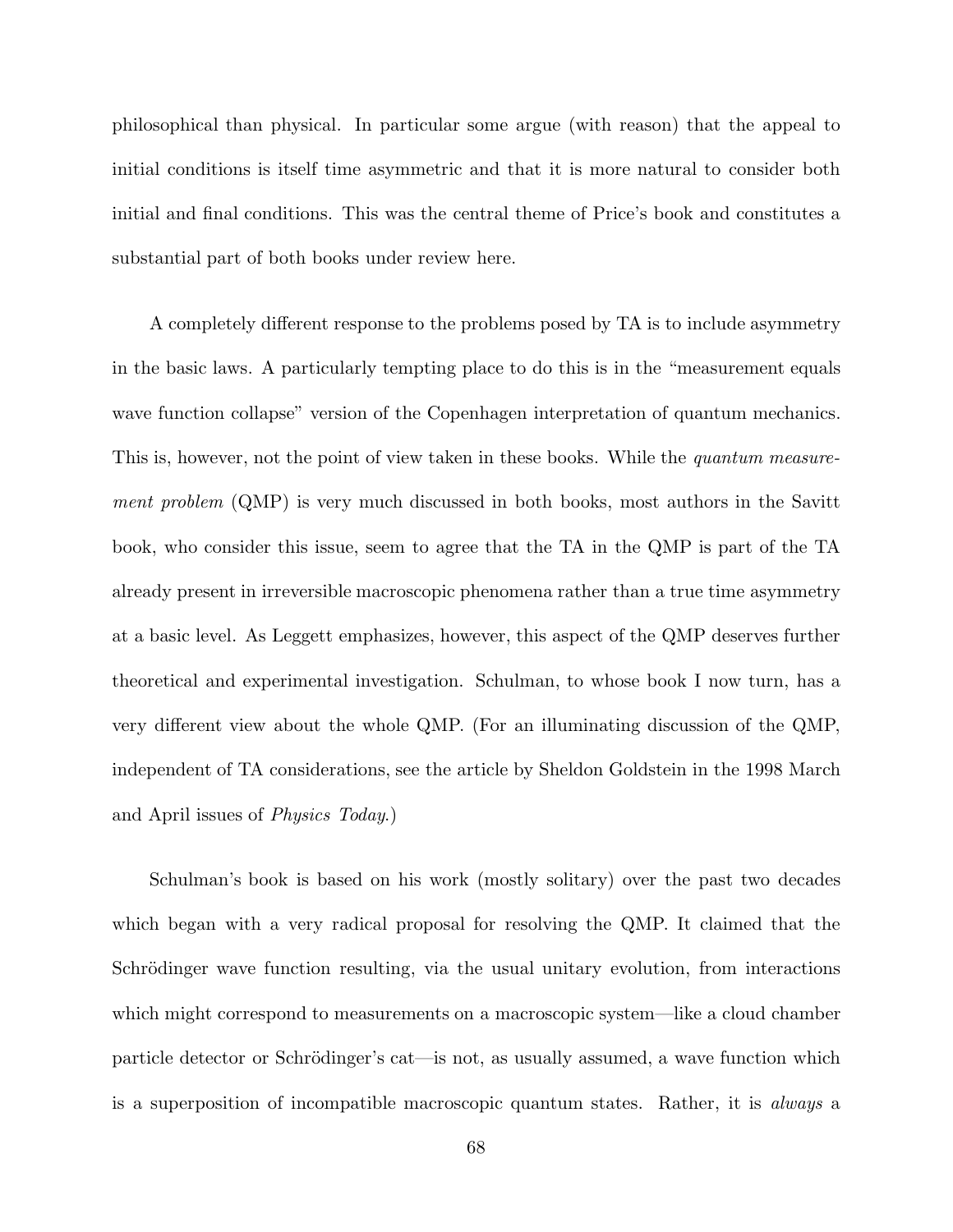philosophical than physical. In particular some argue (with reason) that the appeal to initial conditions is itself time asymmetric and that it is more natural to consider both initial and final conditions. This was the central theme of Price's book and constitutes a substantial part of both books under review here.

A completely different response to the problems posed by TA is to include asymmetry in the basic laws. A particularly tempting place to do this is in the "measurement equals wave function collapse" version of the Copenhagen interpretation of quantum mechanics. This is, however, not the point of view taken in these books. While the *quantum measurement problem* (QMP) is very much discussed in both books, most authors in the Savitt book, who consider this issue, seem to agree that the TA in the QMP is part of the TA already present in irreversible macroscopic phenomena rather than a true time asymmetry at a basic level. As Leggett emphasizes, however, this aspect of the QMP deserves further theoretical and experimental investigation. Schulman, to whose book I now turn, has a very different view about the whole QMP. (For an illuminating discussion of the QMP, independent of TA considerations, see the article by Sheldon Goldstein in the 1998 March and April issues of *Physics Today*.)

Schulman's book is based on his work (mostly solitary) over the past two decades which began with a very radical proposal for resolving the QMP. It claimed that the Schrödinger wave function resulting, via the usual unitary evolution, from interactions which might correspond to measurements on a macroscopic system—like a cloud chamber particle detector or Schrödinger's cat—is not, as usually assumed, a wave function which is a superposition of incompatible macroscopic quantum states. Rather, it is *always* a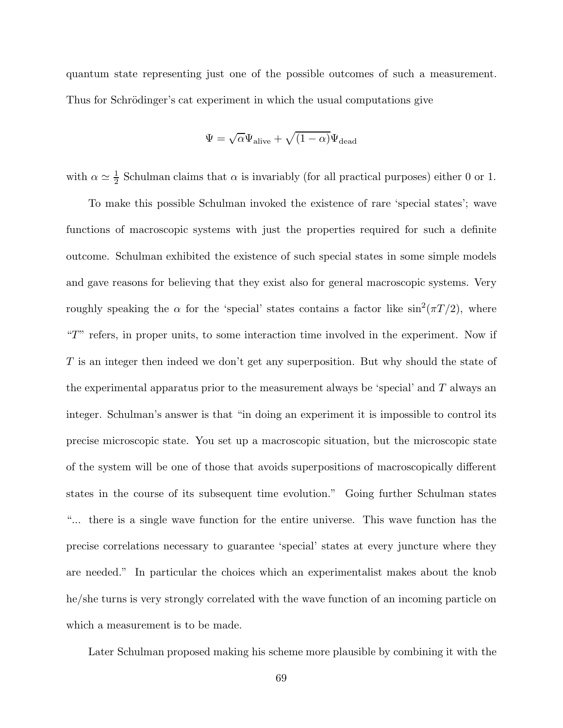quantum state representing just one of the possible outcomes of such a measurement. Thus for Schrödinger's cat experiment in which the usual computations give

$$\Psi = \sqrt{\alpha}\Psi_{\rm alive} + \sqrt{(1-\alpha)}\Psi_{\rm dead}$$

with $\alpha \simeq \frac{1}{2}$ Schulman claims that $\alpha$ is invariably (for all practical purposes) either 0 or 1.

To make this possible Schulman invoked the existence of rare 'special states'; wave functions of macroscopic systems with just the properties required for such a definite outcome. Schulman exhibited the existence of such special states in some simple models and gave reasons for believing that they exist also for general macroscopic systems. Very roughly speaking the $\alpha$ for the 'special' states contains a factor like $\sin^2(\pi T/2)$, where "$T$" refers, in proper units, to some interaction time involved in the experiment. Now if $T$ is an integer then indeed we don't get any superposition. But why should the state of the experimental apparatus prior to the measurement always be 'special' and $T$ always an integer. Schulman's answer is that "in doing an experiment it is impossible to control its precise microscopic state. You set up a macroscopic situation, but the microscopic state of the system will be one of those that avoids superpositions of macroscopically different states in the course of its subsequent time evolution." Going further Schulman states "... there is a single wave function for the entire universe. This wave function has the precise correlations necessary to guarantee 'special' states at every juncture where they are needed." In particular the choices which an experimentalist makes about the knob he/she turns is very strongly correlated with the wave function of an incoming particle on which a measurement is to be made.

Later Schulman proposed making his scheme more plausible by combining it with the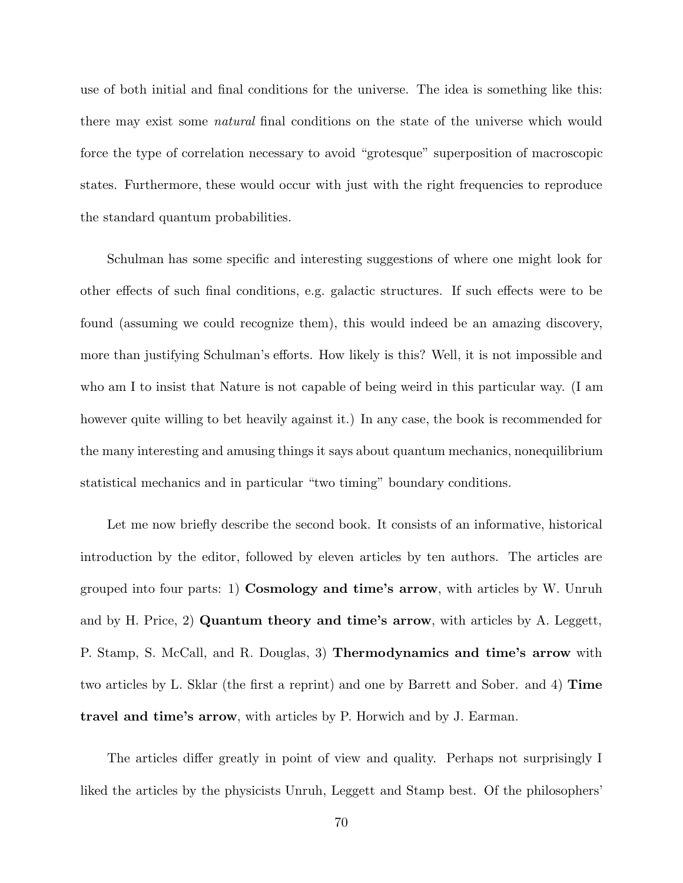use of both initial and final conditions for the universe. The idea is something like this: there may exist some *natural* final conditions on the state of the universe which would force the type of correlation necessary to avoid "grotesque" superposition of macroscopic states. Furthermore, these would occur with just with the right frequencies to reproduce the standard quantum probabilities.

Schulman has some specific and interesting suggestions of where one might look for other effects of such final conditions, e.g. galactic structures. If such effects were to be found (assuming we could recognize them), this would indeed be an amazing discovery, more than justifying Schulman's efforts. How likely is this? Well, it is not impossible and who am I to insist that Nature is not capable of being weird in this particular way. (I am however quite willing to bet heavily against it.) In any case, the book is recommended for the many interesting and amusing things it says about quantum mechanics, nonequilibrium statistical mechanics and in particular "two timing" boundary conditions.

Let me now briefly describe the second book. It consists of an informative, historical introduction by the editor, followed by eleven articles by ten authors. The articles are grouped into four parts: 1) **Cosmology and time's arrow**, with articles by W. Unruh and by H. Price, 2) **Quantum theory and time's arrow**, with articles by A. Leggett, P. Stamp, S. McCall, and R. Douglas, 3) **Thermodynamics and time's arrow** with two articles by L. Sklar (the first a reprint) and one by Barrett and Sober. and 4) **Time travel and time's arrow**, with articles by P. Horwich and by J. Earman.

The articles differ greatly in point of view and quality. Perhaps not surprisingly I liked the articles by the physicists Unruh, Leggett and Stamp best. Of the philosophers'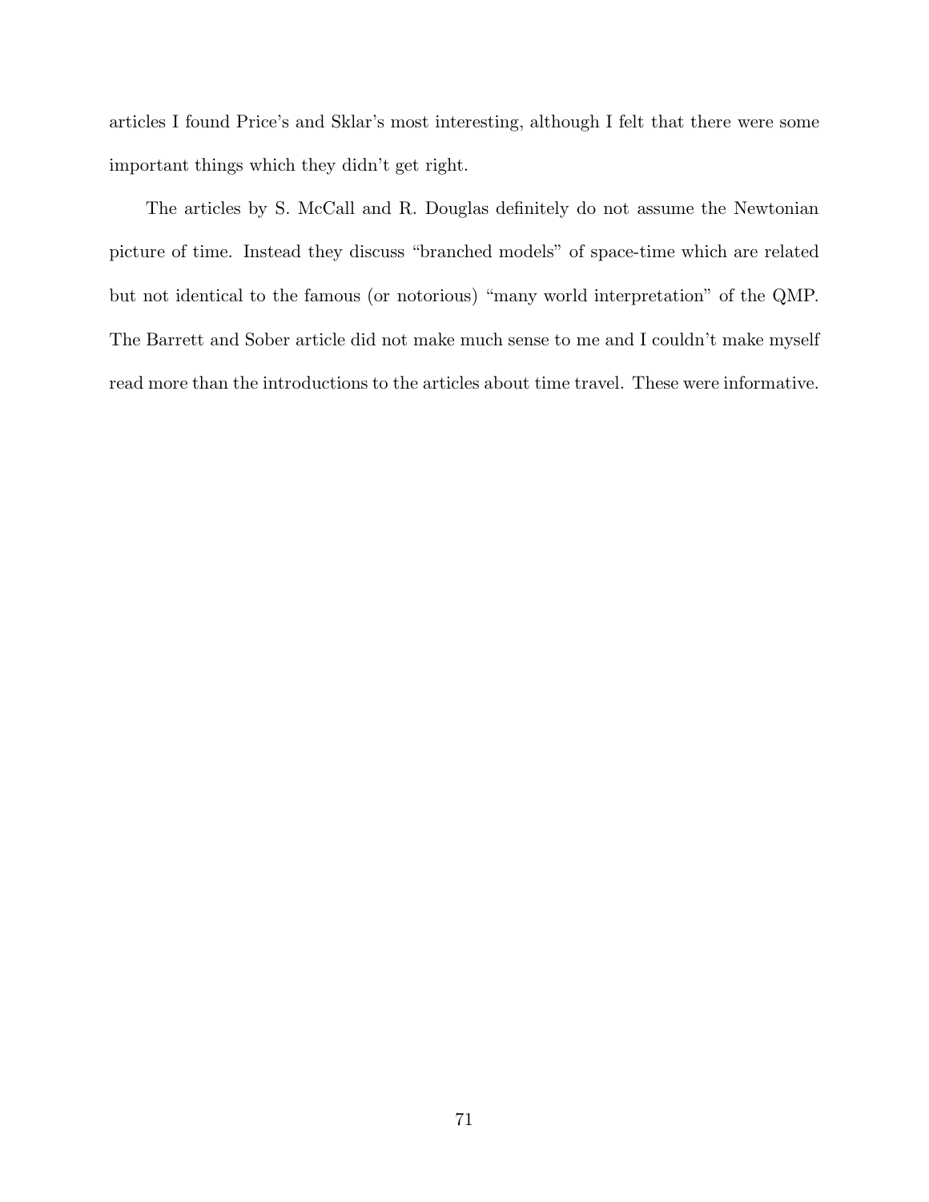articles I found Price's and Sklar's most interesting, although I felt that there were some important things which they didn't get right.

The articles by S. McCall and R. Douglas definitely do not assume the Newtonian picture of time. Instead they discuss "branched models" of space-time which are related but not identical to the famous (or notorious) "many world interpretation" of the QMP. The Barrett and Sober article did not make much sense to me and I couldn't make myself read more than the introductions to the articles about time travel. These were informative.